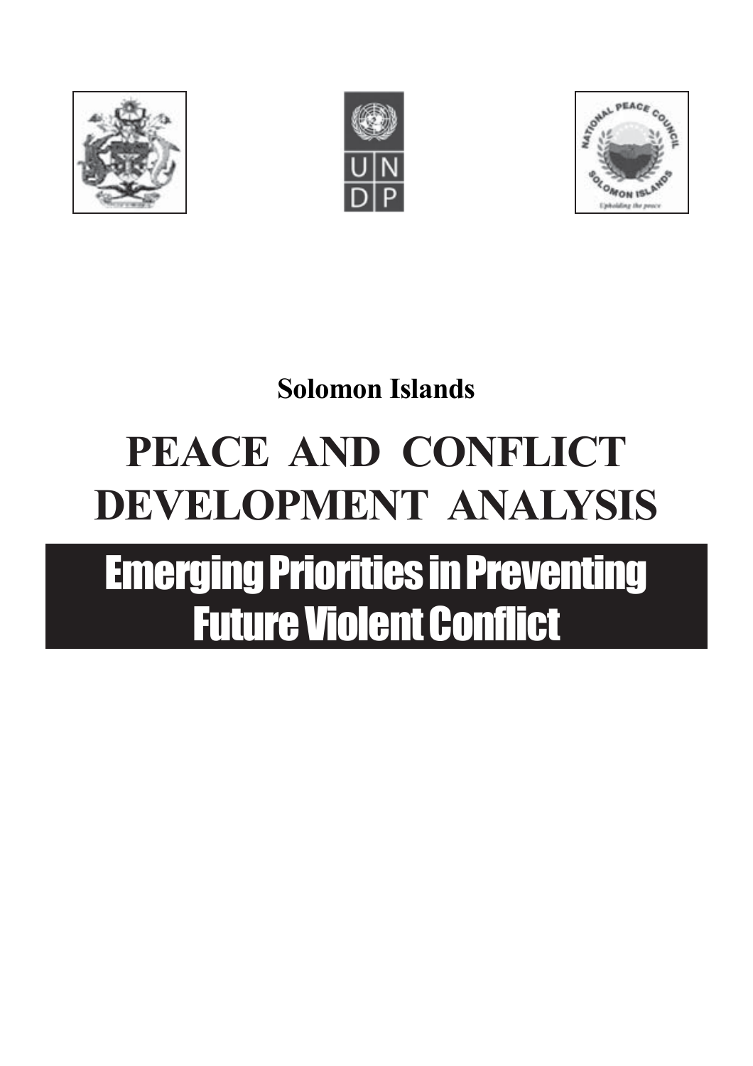**Solomon Islands**

# PEACE AND CONFLICT DEVELOPMENT ANALYSIS

## Emerging Priorities in Preventing Future Violent Conflict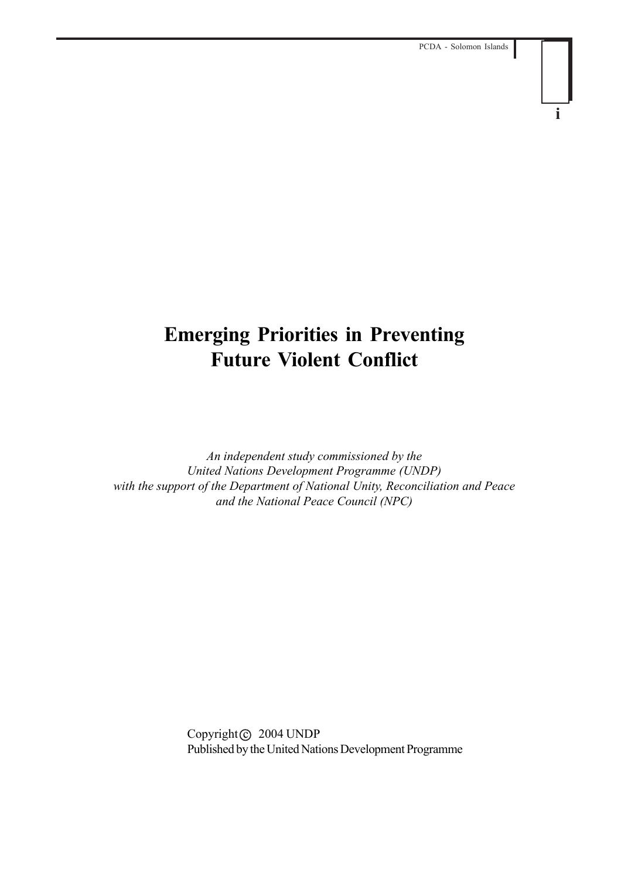# Emerging Priorities in Preventing Future Violent Conflict

*An independent study commissioned by the United Nations Development Programme (UNDP) with the support of the Department of National Unity, Reconciliation and Peace and the National Peace Council (NPC)*

Copyright © 2004 UNDP
Published by the United Nations Development Programme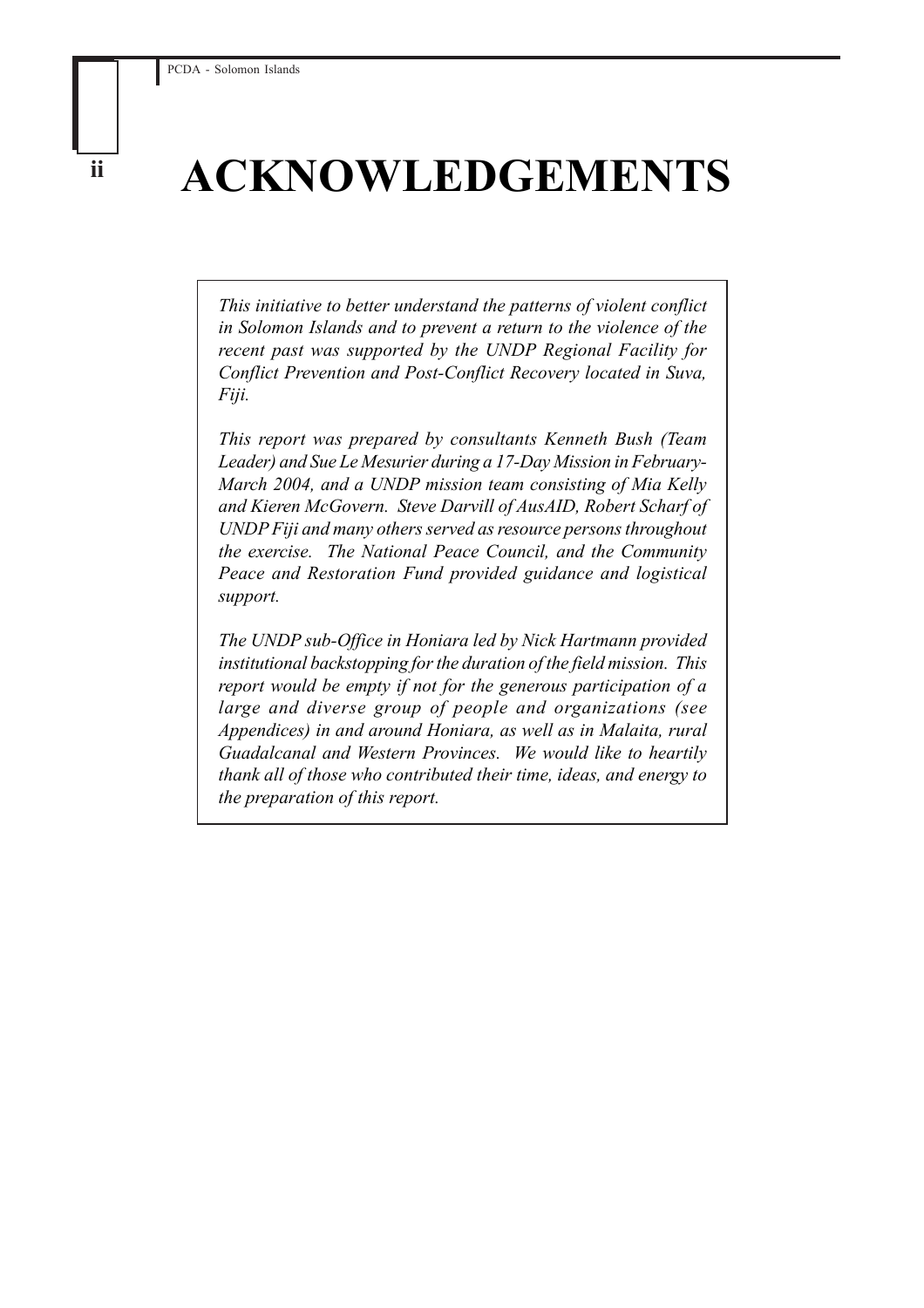# ACKNOWLEDGEMENTS

*This initiative to better understand the patterns of violent conflict in Solomon Islands and to prevent a return to the violence of the recent past was supported by the UNDP Regional Facility for Conflict Prevention and Post-Conflict Recovery located in Suva, Fiji.*

*This report was prepared by consultants Kenneth Bush (Team Leader) and Sue Le Mesurier during a 17-Day Mission in February-March 2004, and a UNDP mission team consisting of Mia Kelly and Kieren McGovern. Steve Darvill of AusAID, Robert Scharf of UNDP Fiji and many others served as resource persons throughout the exercise. The National Peace Council, and the Community Peace and Restoration Fund provided guidance and logistical support.*

*The UNDP sub-Office in Honiara led by Nick Hartmann provided institutional backstopping for the duration of the field mission. This report would be empty if not for the generous participation of a large and diverse group of people and organizations (see Appendices) in and around Honiara, as well as in Malaita, rural Guadalcanal and Western Provinces. We would like to heartily thank all of those who contributed their time, ideas, and energy to the preparation of this report.*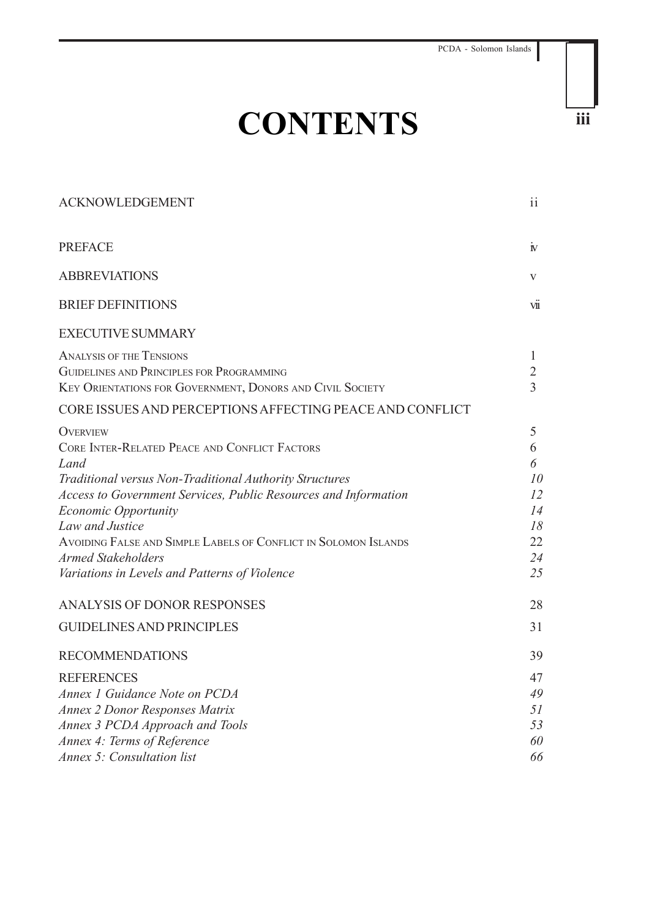# CONTENTS

| | |
|---|---|
| ACKNOWLEDGEMENT | ii |
| PREFACE | iv |
| ABBREVIATIONS | v |
| BRIEF DEFINITIONS | vii |
| EXECUTIVE SUMMARY | |
| ANALYSIS OF THE TENSIONS | 1 |
| GUIDELINES AND PRINCIPLES FOR PROGRAMMING | 2 |
| KEY ORIENTATIONS FOR GOVERNMENT, DONORS AND CIVIL SOCIETY | 3 |
| CORE ISSUES AND PERCEPTIONS AFFECTING PEACE AND CONFLICT | |
| OVERVIEW | 5 |
| CORE INTER-RELATED PEACE AND CONFLICT FACTORS | 6 |
| *Land* | *6* |
| *Traditional versus Non-Traditional Authority Structures* | *10* |
| *Access to Government Services, Public Resources and Information* | *12* |
| *Economic Opportunity* | *14* |
| *Law and Justice* | *18* |
| AVOIDING FALSE AND SIMPLE LABELS OF CONFLICT IN SOLOMON ISLANDS | 22 |
| *Armed Stakeholders* | *24* |
| *Variations in Levels and Patterns of Violence* | *25* |
| ANALYSIS OF DONOR RESPONSES | 28 |
| GUIDELINES AND PRINCIPLES | 31 |
| RECOMMENDATIONS | 39 |
| REFERENCES | 47 |
| *Annex 1 Guidance Note on PCDA* | *49* |
| *Annex 2 Donor Responses Matrix* | *51* |
| *Annex 3 PCDA Approach and Tools* | *53* |
| *Annex 4: Terms of Reference* | *60* |
| *Annex 5: Consultation list* | *66* |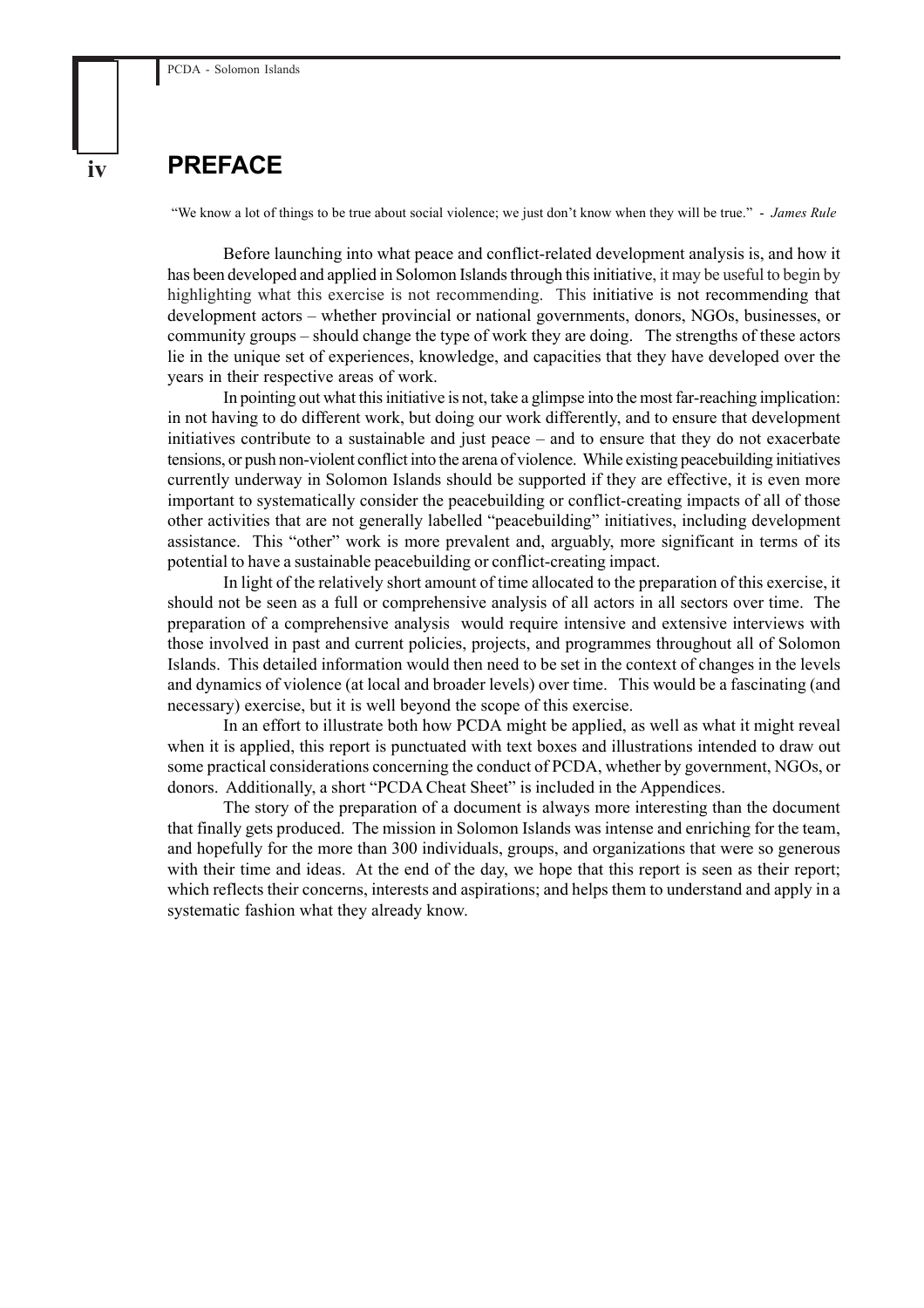# PREFACE

"We know a lot of things to be true about social violence; we just don't know when they will be true." - *James Rule*

Before launching into what peace and conflict-related development analysis is, and how it has been developed and applied in Solomon Islands through this initiative, it may be useful to begin by highlighting what this exercise is not recommending. This initiative is not recommending that development actors – whether provincial or national governments, donors, NGOs, businesses, or community groups – should change the type of work they are doing. The strengths of these actors lie in the unique set of experiences, knowledge, and capacities that they have developed over the years in their respective areas of work.

In pointing out what this initiative is not, take a glimpse into the most far-reaching implication: in not having to do different work, but doing our work differently, and to ensure that development initiatives contribute to a sustainable and just peace – and to ensure that they do not exacerbate tensions, or push non-violent conflict into the arena of violence. While existing peacebuilding initiatives currently underway in Solomon Islands should be supported if they are effective, it is even more important to systematically consider the peacebuilding or conflict-creating impacts of all of those other activities that are not generally labelled "peacebuilding" initiatives, including development assistance. This "other" work is more prevalent and, arguably, more significant in terms of its potential to have a sustainable peacebuilding or conflict-creating impact.

In light of the relatively short amount of time allocated to the preparation of this exercise, it should not be seen as a full or comprehensive analysis of all actors in all sectors over time. The preparation of a comprehensive analysis would require intensive and extensive interviews with those involved in past and current policies, projects, and programmes throughout all of Solomon Islands. This detailed information would then need to be set in the context of changes in the levels and dynamics of violence (at local and broader levels) over time. This would be a fascinating (and necessary) exercise, but it is well beyond the scope of this exercise.

In an effort to illustrate both how PCDA might be applied, as well as what it might reveal when it is applied, this report is punctuated with text boxes and illustrations intended to draw out some practical considerations concerning the conduct of PCDA, whether by government, NGOs, or donors. Additionally, a short "PCDA Cheat Sheet" is included in the Appendices.

The story of the preparation of a document is always more interesting than the document that finally gets produced. The mission in Solomon Islands was intense and enriching for the team, and hopefully for the more than 300 individuals, groups, and organizations that were so generous with their time and ideas. At the end of the day, we hope that this report is seen as their report; which reflects their concerns, interests and aspirations; and helps them to understand and apply in a systematic fashion what they already know.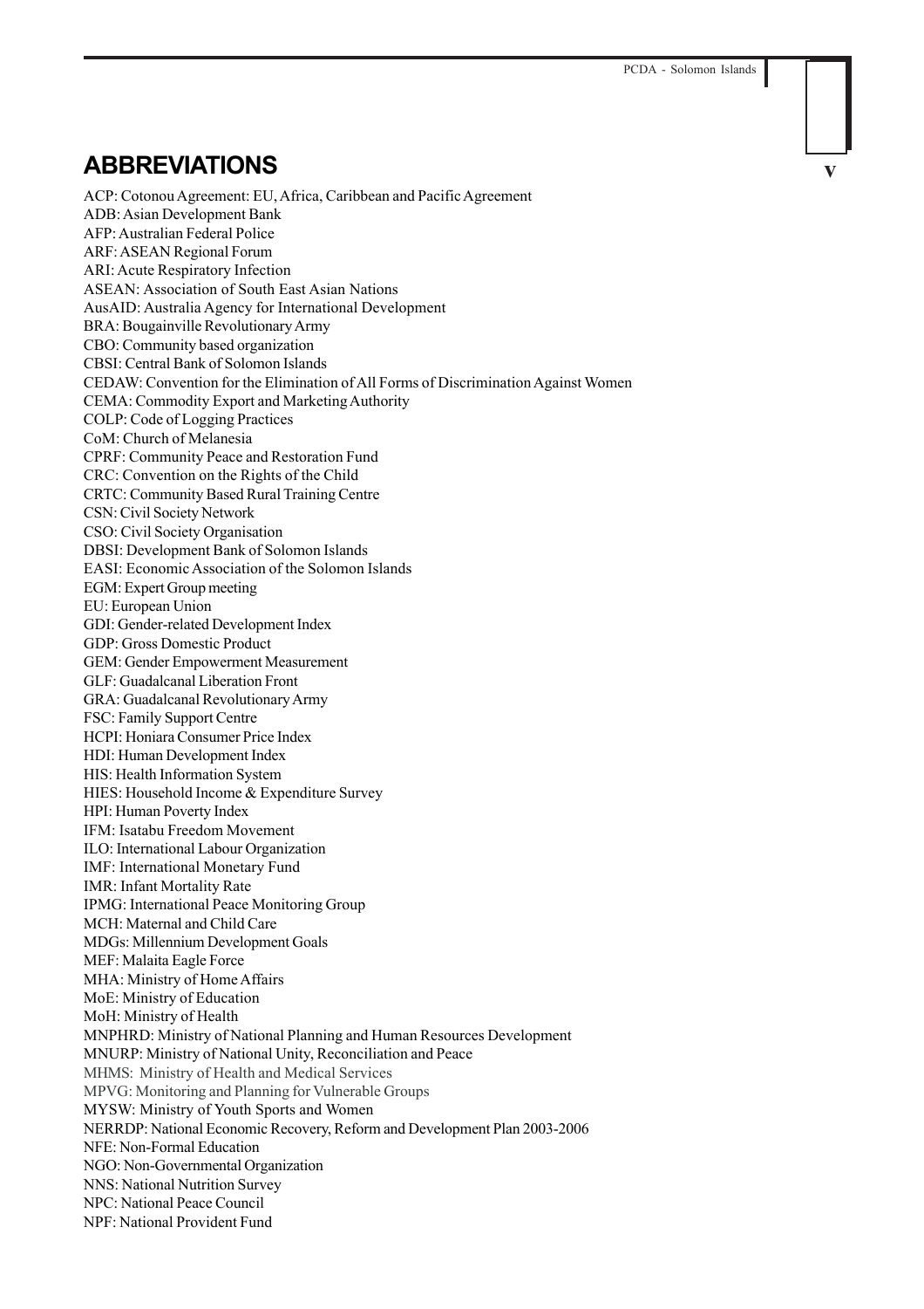# ABBREVIATIONS

ACP: Cotonou Agreement: EU, Africa, Caribbean and Pacific Agreement
ADB: Asian Development Bank
AFP: Australian Federal Police
ARF: ASEAN Regional Forum
ARI: Acute Respiratory Infection
ASEAN: Association of South East Asian Nations
AusAID: Australia Agency for International Development
BRA: Bougainville Revolutionary Army
CBO: Community based organization
CBSI: Central Bank of Solomon Islands
CEDAW: Convention for the Elimination of All Forms of Discrimination Against Women
CEMA: Commodity Export and Marketing Authority
COLP: Code of Logging Practices
CoM: Church of Melanesia
CPRF: Community Peace and Restoration Fund
CRC: Convention on the Rights of the Child
CRTC: Community Based Rural Training Centre
CSN: Civil Society Network
CSO: Civil Society Organisation
DBSI: Development Bank of Solomon Islands
EASI: Economic Association of the Solomon Islands
EGM: Expert Group meeting
EU: European Union
GDI: Gender-related Development Index
GDP: Gross Domestic Product
GEM: Gender Empowerment Measurement
GLF: Guadalcanal Liberation Front
GRA: Guadalcanal Revolutionary Army
FSC: Family Support Centre
HCPI: Honiara Consumer Price Index
HDI: Human Development Index
HIS: Health Information System
HIES: Household Income & Expenditure Survey
HPI: Human Poverty Index
IFM: Isatabu Freedom Movement
ILO: International Labour Organization
IMF: International Monetary Fund
IMR: Infant Mortality Rate
IPMG: International Peace Monitoring Group
MCH: Maternal and Child Care
MDGs: Millennium Development Goals
MEF: Malaita Eagle Force
MHA: Ministry of Home Affairs
MoE: Ministry of Education
MoH: Ministry of Health
MNPHRD: Ministry of National Planning and Human Resources Development
MNURP: Ministry of National Unity, Reconciliation and Peace
MHMS: Ministry of Health and Medical Services
MPVG: Monitoring and Planning for Vulnerable Groups
MYSW: Ministry of Youth Sports and Women
NERRDP: National Economic Recovery, Reform and Development Plan 2003-2006
NFE: Non-Formal Education
NGO: Non-Governmental Organization
NNS: National Nutrition Survey
NPC: National Peace Council
NPF: National Provident Fund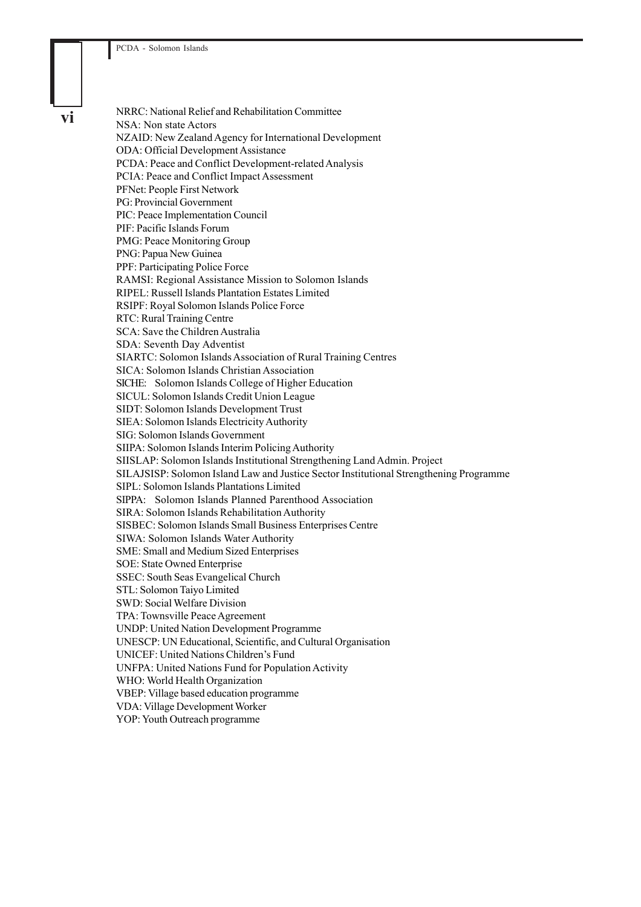NRRC: National Relief and Rehabilitation Committee
NSA: Non state Actors
NZAID: New Zealand Agency for International Development
ODA: Official Development Assistance
PCDA: Peace and Conflict Development-related Analysis
PCIA: Peace and Conflict Impact Assessment
PFNet: People First Network
PG: Provincial Government
PIC: Peace Implementation Council
PIF: Pacific Islands Forum
PMG: Peace Monitoring Group
PNG: Papua New Guinea
PPF: Participating Police Force
RAMSI: Regional Assistance Mission to Solomon Islands
RIPEL: Russell Islands Plantation Estates Limited
RSIPF: Royal Solomon Islands Police Force
RTC: Rural Training Centre
SCA: Save the Children Australia
SDA: Seventh Day Adventist
SIARTC: Solomon Islands Association of Rural Training Centres
SICA: Solomon Islands Christian Association
SICHE: Solomon Islands College of Higher Education
SICUL: Solomon Islands Credit Union League
SIDT: Solomon Islands Development Trust
SIEA: Solomon Islands Electricity Authority
SIG: Solomon Islands Government
SIIPA: Solomon Islands Interim Policing Authority
SIISLAP: Solomon Islands Institutional Strengthening Land Admin. Project
SILAJSISP: Solomon Island Law and Justice Sector Institutional Strengthening Programme
SIPL: Solomon Islands Plantations Limited
SIPPA: Solomon Islands Planned Parenthood Association
SIRA: Solomon Islands Rehabilitation Authority
SISBEC: Solomon Islands Small Business Enterprises Centre
SIWA: Solomon Islands Water Authority
SME: Small and Medium Sized Enterprises
SOE: State Owned Enterprise
SSEC: South Seas Evangelical Church
STL: Solomon Taiyo Limited
SWD: Social Welfare Division
TPA: Townsville Peace Agreement
UNDP: United Nation Development Programme
UNESCP: UN Educational, Scientific, and Cultural Organisation
UNICEF: United Nations Children's Fund
UNFPA: United Nations Fund for Population Activity
WHO: World Health Organization
VBEP: Village based education programme
VDA: Village Development Worker
YOP: Youth Outreach programme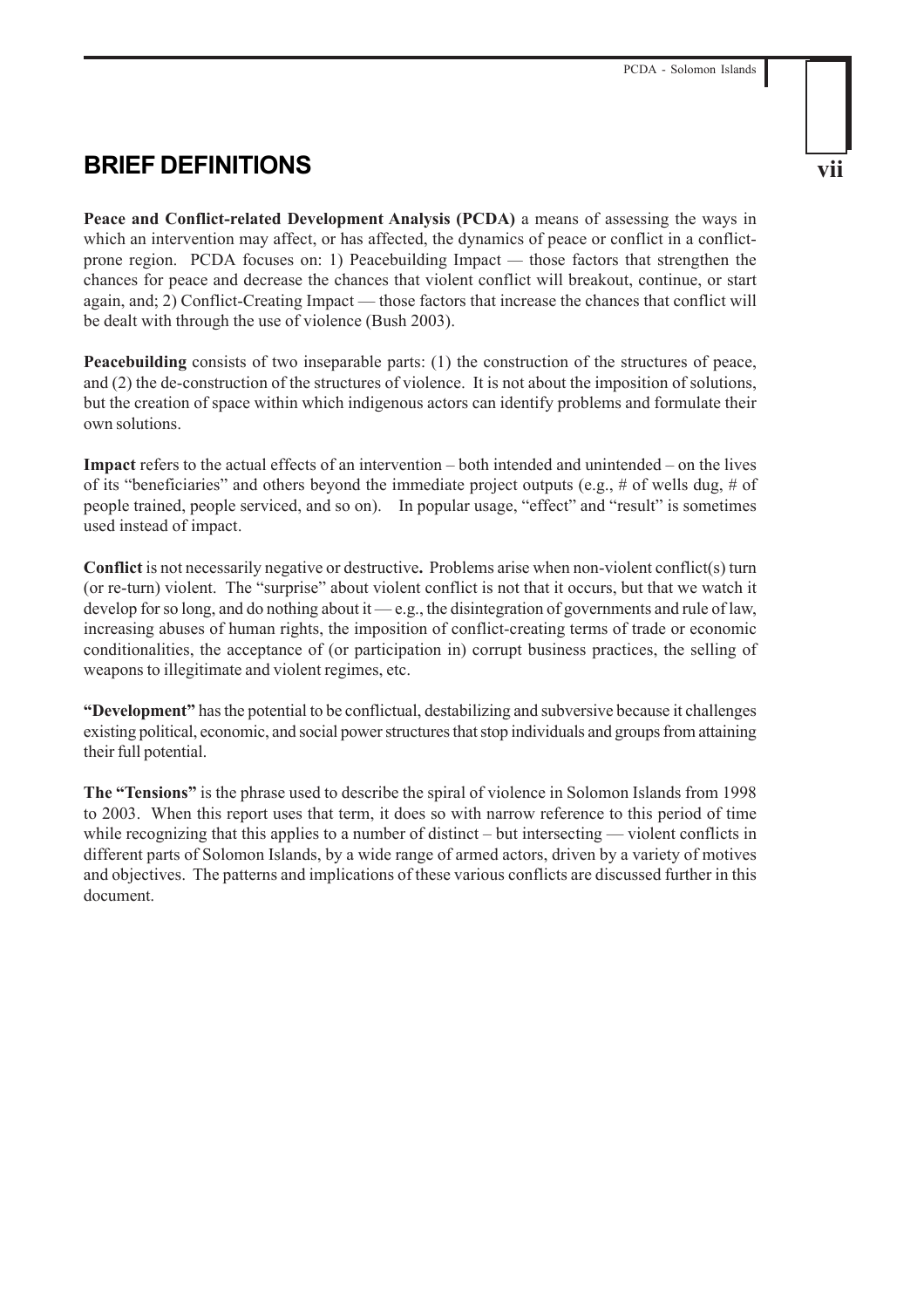## BRIEF DEFINITIONS

**Peace and Conflict-related Development Analysis (PCDA)** a means of assessing the ways in which an intervention may affect, or has affected, the dynamics of peace or conflict in a conflict-prone region. PCDA focuses on: 1) Peacebuilding Impact — those factors that strengthen the chances for peace and decrease the chances that violent conflict will breakout, continue, or start again, and; 2) Conflict-Creating Impact — those factors that increase the chances that conflict will be dealt with through the use of violence (Bush 2003).

**Peacebuilding** consists of two inseparable parts: (1) the construction of the structures of peace, and (2) the de-construction of the structures of violence. It is not about the imposition of solutions, but the creation of space within which indigenous actors can identify problems and formulate their own solutions.

**Impact** refers to the actual effects of an intervention – both intended and unintended – on the lives of its "beneficiaries" and others beyond the immediate project outputs (e.g., # of wells dug, # of people trained, people serviced, and so on). In popular usage, "effect" and "result" is sometimes used instead of impact.

**Conflict** is not necessarily negative or destructive**.** Problems arise when non-violent conflict(s) turn (or re-turn) violent. The "surprise" about violent conflict is not that it occurs, but that we watch it develop for so long, and do nothing about it — e.g., the disintegration of governments and rule of law, increasing abuses of human rights, the imposition of conflict-creating terms of trade or economic conditionalities, the acceptance of (or participation in) corrupt business practices, the selling of weapons to illegitimate and violent regimes, etc.

**"Development"** has the potential to be conflictual, destabilizing and subversive because it challenges existing political, economic, and social power structures that stop individuals and groups from attaining their full potential.

**The "Tensions"** is the phrase used to describe the spiral of violence in Solomon Islands from 1998 to 2003. When this report uses that term, it does so with narrow reference to this period of time while recognizing that this applies to a number of distinct – but intersecting — violent conflicts in different parts of Solomon Islands, by a wide range of armed actors, driven by a variety of motives and objectives. The patterns and implications of these various conflicts are discussed further in this document.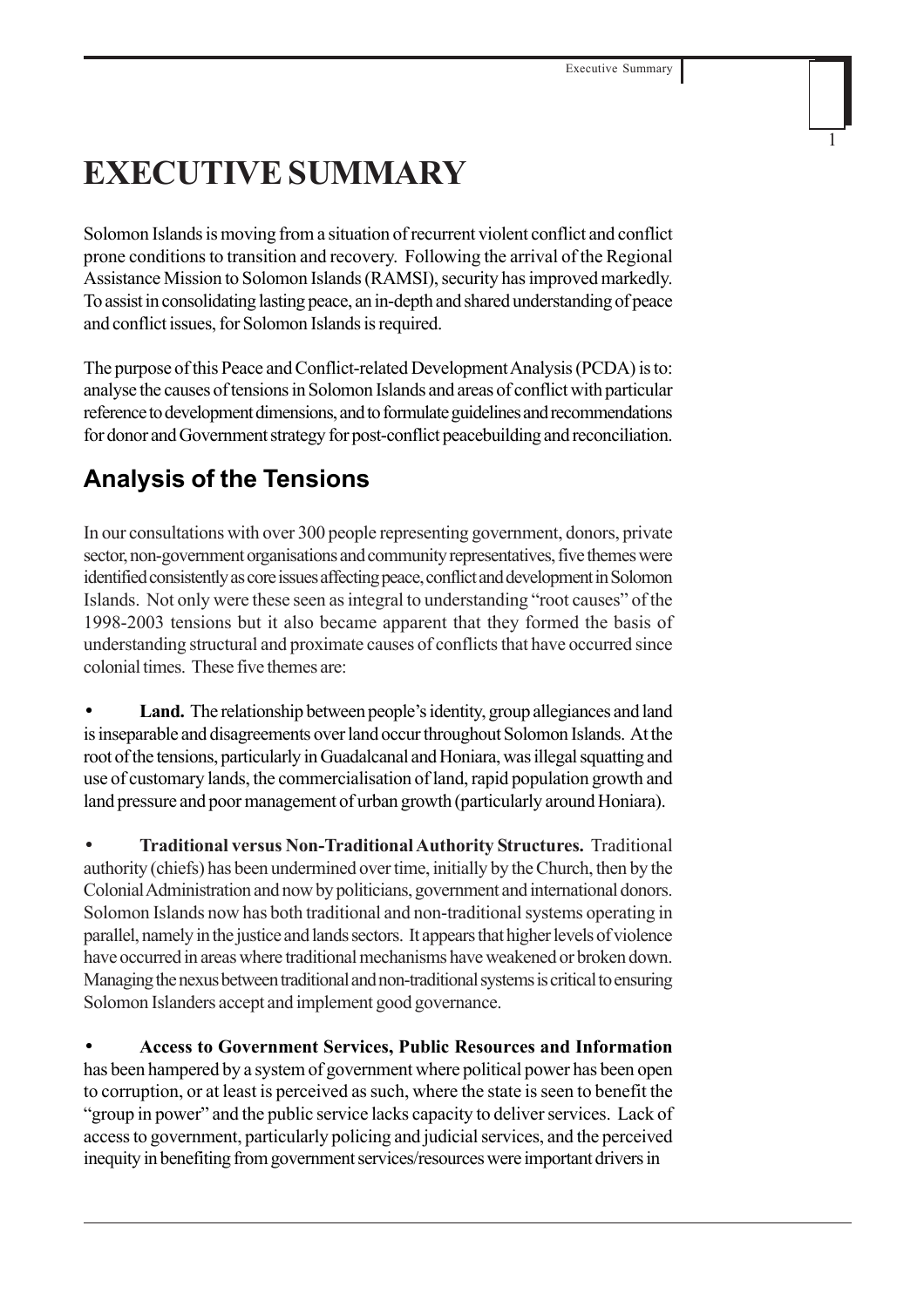# EXECUTIVE SUMMARY

Solomon Islands is moving from a situation of recurrent violent conflict and conflict prone conditions to transition and recovery. Following the arrival of the Regional Assistance Mission to Solomon Islands (RAMSI), security has improved markedly. To assist in consolidating lasting peace, an in-depth and shared understanding of peace and conflict issues, for Solomon Islands is required.

The purpose of this Peace and Conflict-related Development Analysis (PCDA) is to: analyse the causes of tensions in Solomon Islands and areas of conflict with particular reference to development dimensions, and to formulate guidelines and recommendations for donor and Government strategy for post-conflict peacebuilding and reconciliation.

## Analysis of the Tensions

In our consultations with over 300 people representing government, donors, private sector, non-government organisations and community representatives, five themes were identified consistently as core issues affecting peace, conflict and development in Solomon Islands. Not only were these seen as integral to understanding "root causes" of the 1998-2003 tensions but it also became apparent that they formed the basis of understanding structural and proximate causes of conflicts that have occurred since colonial times. These five themes are:

- **Land.** The relationship between people's identity, group allegiances and land is inseparable and disagreements over land occur throughout Solomon Islands. At the root of the tensions, particularly in Guadalcanal and Honiara, was illegal squatting and use of customary lands, the commercialisation of land, rapid population growth and land pressure and poor management of urban growth (particularly around Honiara).

- **Traditional versus Non-Traditional Authority Structures.** Traditional authority (chiefs) has been undermined over time, initially by the Church, then by the Colonial Administration and now by politicians, government and international donors. Solomon Islands now has both traditional and non-traditional systems operating in parallel, namely in the justice and lands sectors. It appears that higher levels of violence have occurred in areas where traditional mechanisms have weakened or broken down. Managing the nexus between traditional and non-traditional systems is critical to ensuring Solomon Islanders accept and implement good governance.

- **Access to Government Services, Public Resources and Information** has been hampered by a system of government where political power has been open to corruption, or at least is perceived as such, where the state is seen to benefit the "group in power" and the public service lacks capacity to deliver services. Lack of access to government, particularly policing and judicial services, and the perceived inequity in benefiting from government services/resources were important drivers in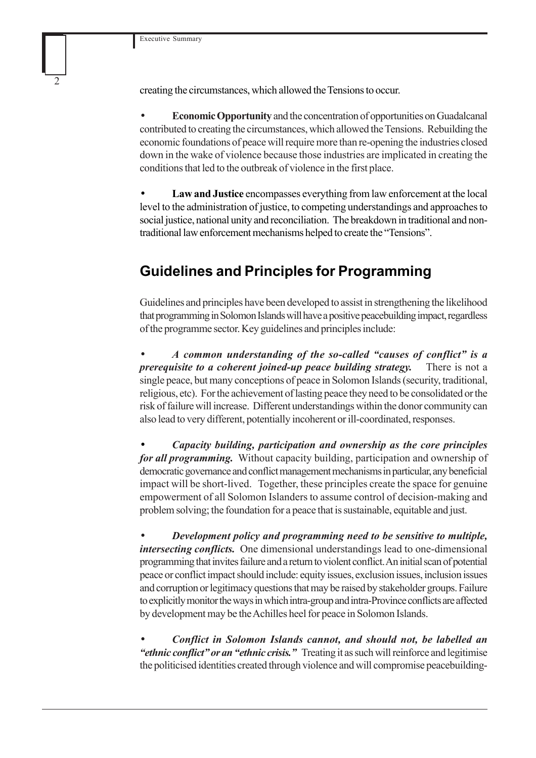creating the circumstances, which allowed the Tensions to occur.

- **Economic Opportunity** and the concentration of opportunities on Guadalcanal contributed to creating the circumstances, which allowed the Tensions. Rebuilding the economic foundations of peace will require more than re-opening the industries closed down in the wake of violence because those industries are implicated in creating the conditions that led to the outbreak of violence in the first place.

- **Law and Justice** encompasses everything from law enforcement at the local level to the administration of justice, to competing understandings and approaches to social justice, national unity and reconciliation. The breakdown in traditional and non-traditional law enforcement mechanisms helped to create the "Tensions".

## Guidelines and Principles for Programming

Guidelines and principles have been developed to assist in strengthening the likelihood that programming in Solomon Islands will have a positive peacebuilding impact, regardless of the programme sector. Key guidelines and principles include:

- ***A common understanding of the so-called "causes of conflict" is a prerequisite to a coherent joined-up peace building strategy.*** There is not a single peace, but many conceptions of peace in Solomon Islands (security, traditional, religious, etc). For the achievement of lasting peace they need to be consolidated or the risk of failure will increase. Different understandings within the donor community can also lead to very different, potentially incoherent or ill-coordinated, responses.

- ***Capacity building, participation and ownership as the core principles for all programming.*** Without capacity building, participation and ownership of democratic governance and conflict management mechanisms in particular, any beneficial impact will be short-lived. Together, these principles create the space for genuine empowerment of all Solomon Islanders to assume control of decision-making and problem solving; the foundation for a peace that is sustainable, equitable and just.

- ***Development policy and programming need to be sensitive to multiple, intersecting conflicts.*** One dimensional understandings lead to one-dimensional programming that invites failure and a return to violent conflict. An initial scan of potential peace or conflict impact should include: equity issues, exclusion issues, inclusion issues and corruption or legitimacy questions that may be raised by stakeholder groups. Failure to explicitly monitor the ways in which intra-group and intra-Province conflicts are affected by development may be the Achilles heel for peace in Solomon Islands.

- ***Conflict in Solomon Islands cannot, and should not, be labelled an "ethnic conflict" or an "ethnic crisis."*** Treating it as such will reinforce and legitimise the politicised identities created through violence and will compromise peacebuilding-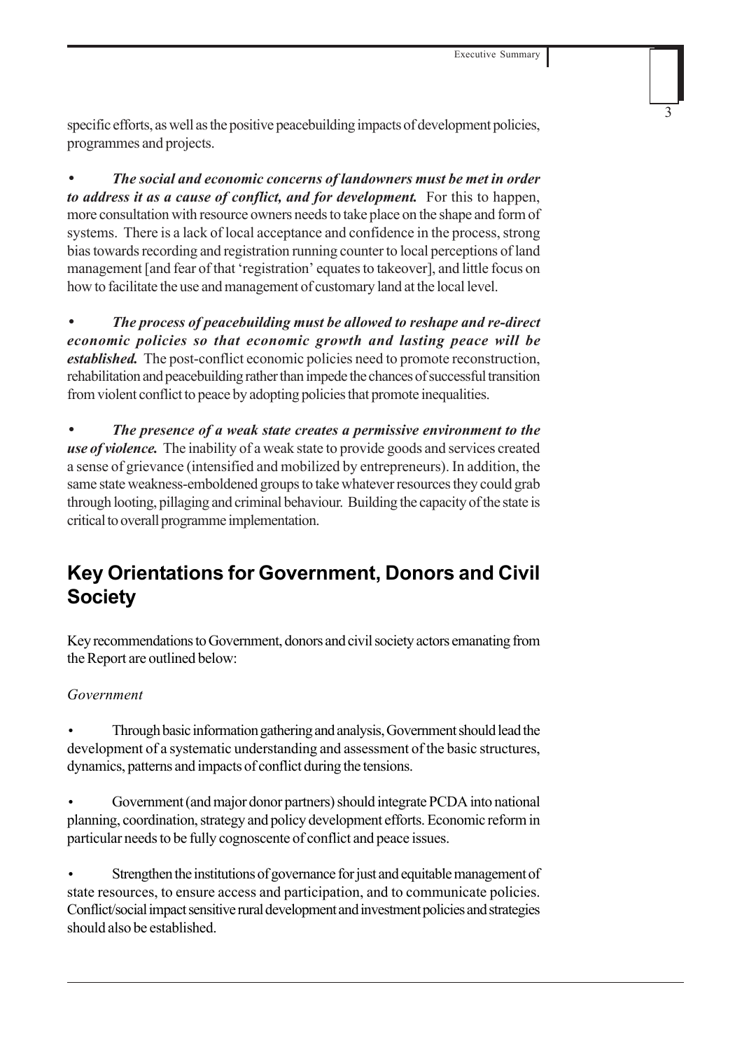specific efforts, as well as the positive peacebuilding impacts of development policies, programmes and projects.

- ***The social and economic concerns of landowners must be met in order to address it as a cause of conflict, and for development.*** For this to happen, more consultation with resource owners needs to take place on the shape and form of systems. There is a lack of local acceptance and confidence in the process, strong bias towards recording and registration running counter to local perceptions of land management [and fear of that 'registration' equates to takeover], and little focus on how to facilitate the use and management of customary land at the local level.

- ***The process of peacebuilding must be allowed to reshape and re-direct economic policies so that economic growth and lasting peace will be established.*** The post-conflict economic policies need to promote reconstruction, rehabilitation and peacebuilding rather than impede the chances of successful transition from violent conflict to peace by adopting policies that promote inequalities.

- ***The presence of a weak state creates a permissive environment to the use of violence.*** The inability of a weak state to provide goods and services created a sense of grievance (intensified and mobilized by entrepreneurs). In addition, the same state weakness-emboldened groups to take whatever resources they could grab through looting, pillaging and criminal behaviour. Building the capacity of the state is critical to overall programme implementation.

## Key Orientations for Government, Donors and Civil Society

Key recommendations to Government, donors and civil society actors emanating from the Report are outlined below:

*Government*

- Through basic information gathering and analysis, Government should lead the development of a systematic understanding and assessment of the basic structures, dynamics, patterns and impacts of conflict during the tensions.

- Government (and major donor partners) should integrate PCDA into national planning, coordination, strategy and policy development efforts. Economic reform in particular needs to be fully cognoscente of conflict and peace issues.

- Strengthen the institutions of governance for just and equitable management of state resources, to ensure access and participation, and to communicate policies. Conflict/social impact sensitive rural development and investment policies and strategies should also be established.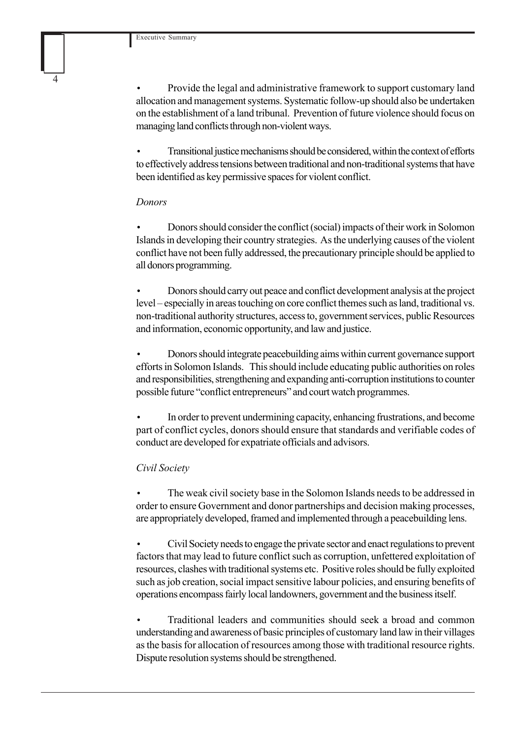- Provide the legal and administrative framework to support customary land allocation and management systems. Systematic follow-up should also be undertaken on the establishment of a land tribunal. Prevention of future violence should focus on managing land conflicts through non-violent ways.

- Transitional justice mechanisms should be considered, within the context of efforts to effectively address tensions between traditional and non-traditional systems that have been identified as key permissive spaces for violent conflict.

*Donors*

- Donors should consider the conflict (social) impacts of their work in Solomon Islands in developing their country strategies. As the underlying causes of the violent conflict have not been fully addressed, the precautionary principle should be applied to all donors programming.

- Donors should carry out peace and conflict development analysis at the project level – especially in areas touching on core conflict themes such as land, traditional vs. non-traditional authority structures, access to, government services, public Resources and information, economic opportunity, and law and justice.

- Donors should integrate peacebuilding aims within current governance support efforts in Solomon Islands. This should include educating public authorities on roles and responsibilities, strengthening and expanding anti-corruption institutions to counter possible future "conflict entrepreneurs" and court watch programmes.

- In order to prevent undermining capacity, enhancing frustrations, and become part of conflict cycles, donors should ensure that standards and verifiable codes of conduct are developed for expatriate officials and advisors.

*Civil Society*

- The weak civil society base in the Solomon Islands needs to be addressed in order to ensure Government and donor partnerships and decision making processes, are appropriately developed, framed and implemented through a peacebuilding lens.

- Civil Society needs to engage the private sector and enact regulations to prevent factors that may lead to future conflict such as corruption, unfettered exploitation of resources, clashes with traditional systems etc. Positive roles should be fully exploited such as job creation, social impact sensitive labour policies, and ensuring benefits of operations encompass fairly local landowners, government and the business itself.

- Traditional leaders and communities should seek a broad and common understanding and awareness of basic principles of customary land law in their villages as the basis for allocation of resources among those with traditional resource rights. Dispute resolution systems should be strengthened.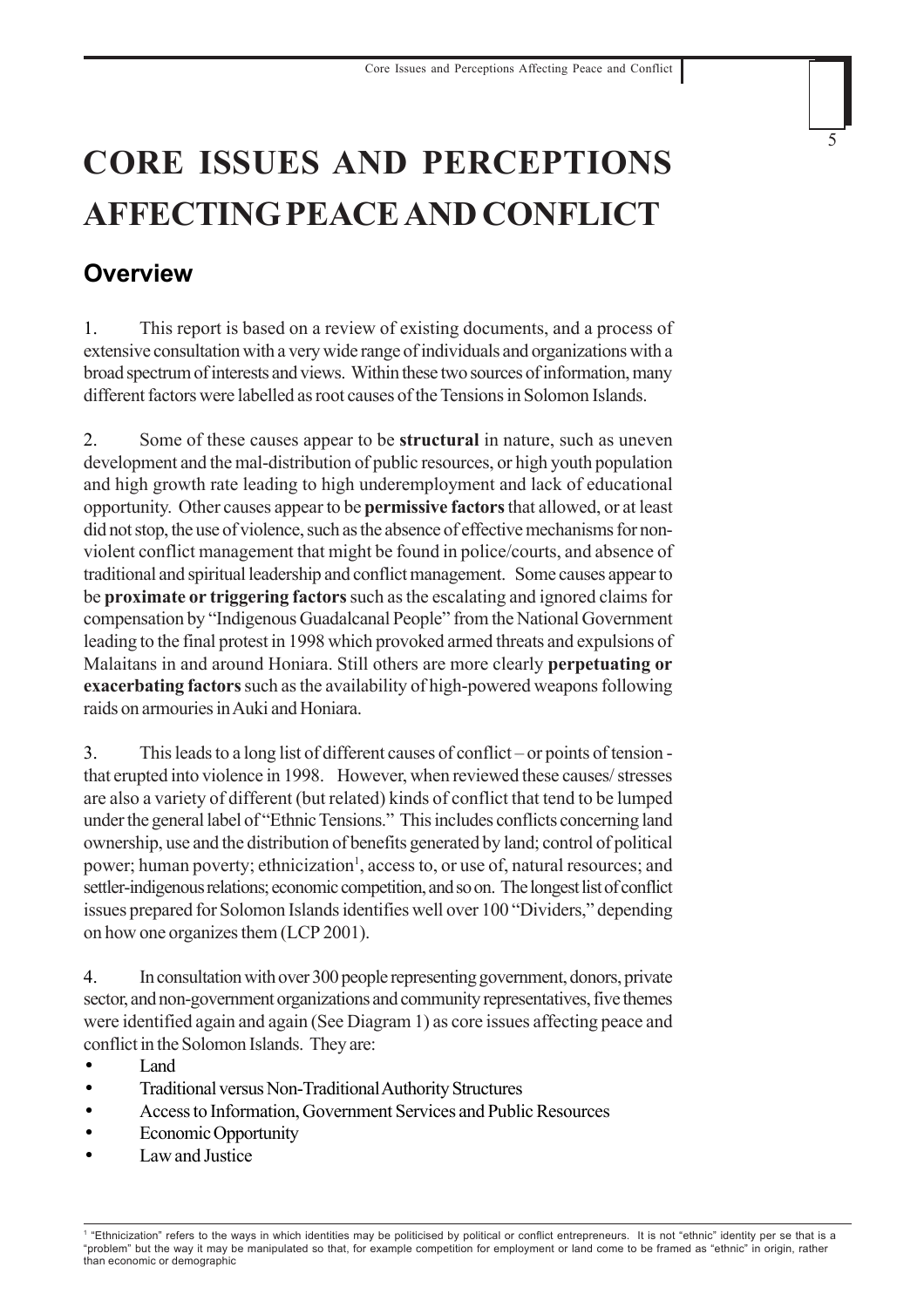# CORE ISSUES AND PERCEPTIONS AFFECTING PEACE AND CONFLICT

## Overview

1. This report is based on a review of existing documents, and a process of extensive consultation with a very wide range of individuals and organizations with a broad spectrum of interests and views. Within these two sources of information, many different factors were labelled as root causes of the Tensions in Solomon Islands.

2. Some of these causes appear to be **structural** in nature, such as uneven development and the mal-distribution of public resources, or high youth population and high growth rate leading to high underemployment and lack of educational opportunity. Other causes appear to be **permissive factors** that allowed, or at least did not stop, the use of violence, such as the absence of effective mechanisms for non-violent conflict management that might be found in police/courts, and absence of traditional and spiritual leadership and conflict management. Some causes appear to be **proximate or triggering factors** such as the escalating and ignored claims for compensation by "Indigenous Guadalcanal People" from the National Government leading to the final protest in 1998 which provoked armed threats and expulsions of Malaitans in and around Honiara. Still others are more clearly **perpetuating or exacerbating factors** such as the availability of high-powered weapons following raids on armouries in Auki and Honiara.

3. This leads to a long list of different causes of conflict – or points of tension - that erupted into violence in 1998. However, when reviewed these causes/ stresses are also a variety of different (but related) kinds of conflict that tend to be lumped under the general label of "Ethnic Tensions." This includes conflicts concerning land ownership, use and the distribution of benefits generated by land; control of political power; human poverty; ethnicization[1], access to, or use of, natural resources; and settler-indigenous relations; economic competition, and so on. The longest list of conflict issues prepared for Solomon Islands identifies well over 100 "Dividers," depending on how one organizes them (LCP 2001).

4. In consultation with over 300 people representing government, donors, private sector, and non-government organizations and community representatives, five themes were identified again and again (See Diagram 1) as core issues affecting peace and conflict in the Solomon Islands. They are:

- Land
- Traditional versus Non-Traditional Authority Structures
- Access to Information, Government Services and Public Resources
- Economic Opportunity
- Law and Justice

[1] "Ethnicization" refers to the ways in which identities may be politicised by political or conflict entrepreneurs. It is not "ethnic" identity per se that is a "problem" but the way it may be manipulated so that, for example competition for employment or land come to be framed as "ethnic" in origin, rather than economic or demographic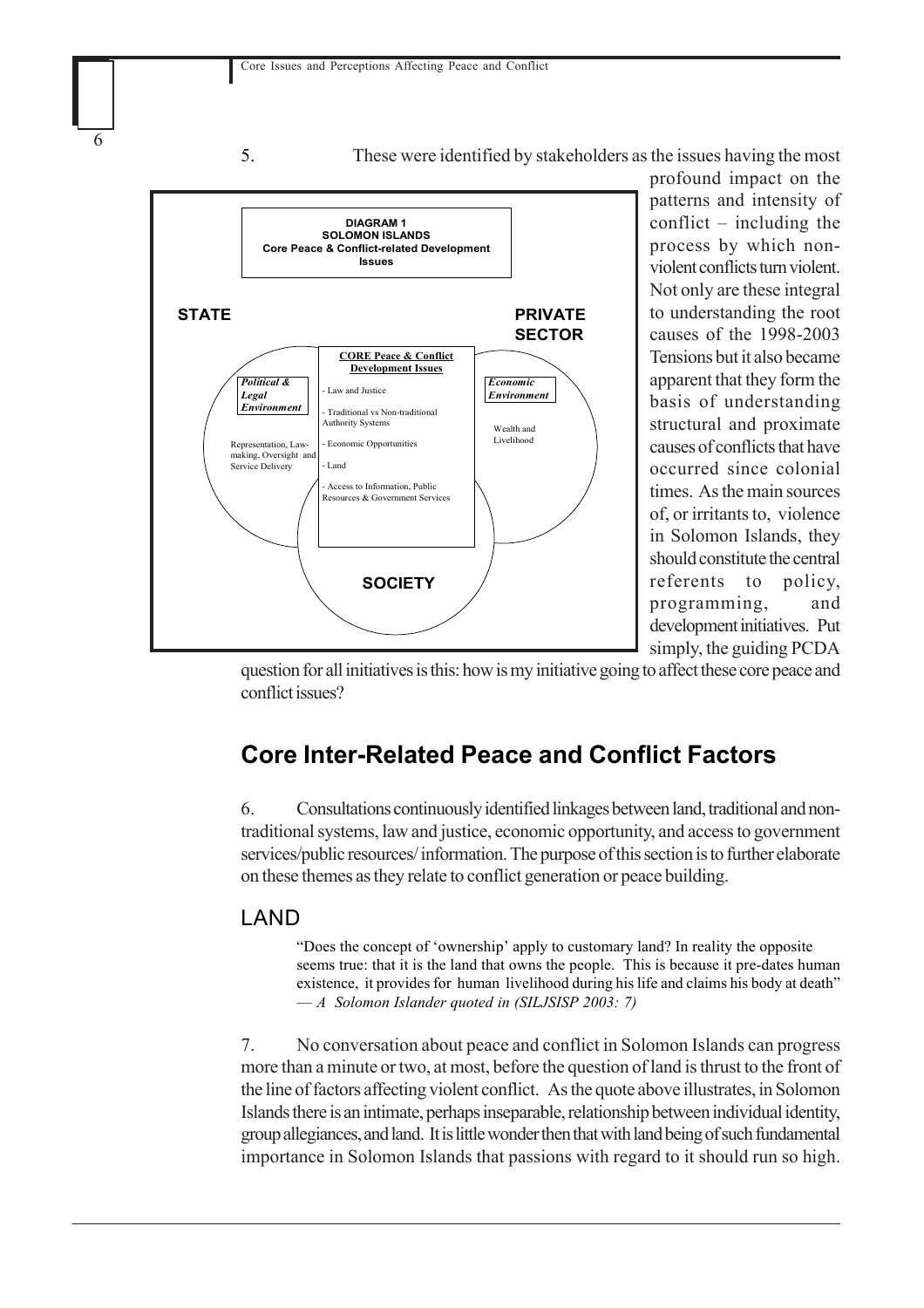5. These were identified by stakeholders as the issues having the most profound impact on the patterns and intensity of conflict – including the process by which non-violent conflicts turn violent. Not only are these integral to understanding the root causes of the 1998-2003 Tensions but it also became apparent that they form the basis of understanding structural and proximate causes of conflicts that have occurred since colonial times. As the main sources of, or irritants to, violence in Solomon Islands, they should constitute the central referents to policy, programming, and development initiatives. Put simply, the guiding PCDA question for all initiatives is this: how is my initiative going to affect these core peace and conflict issues?

**DIAGRAM 1**
**SOLOMON ISLANDS**
**Core Peace & Conflict-related Development Issues**

**STATE** — ***Political & Legal Environment***: Representation, Law-making, Oversight and Service Delivery

**PRIVATE SECTOR** — ***Economic Environment***: Wealth and Livelihood

**SOCIETY**

**CORE Peace & Conflict Development Issues**
- Law and Justice
- Traditional vs Non-traditional Authority Systems
- Economic Opportunities
- Land
- Access to Information, Public Resources & Government Services

## Core Inter-Related Peace and Conflict Factors

6. Consultations continuously identified linkages between land, traditional and non-traditional systems, law and justice, economic opportunity, and access to government services/public resources/ information. The purpose of this section is to further elaborate on these themes as they relate to conflict generation or peace building.

### LAND

> "Does the concept of 'ownership' apply to customary land? In reality the opposite seems true: that it is the land that owns the people. This is because it pre-dates human existence, it provides for human livelihood during his life and claims his body at death" — *A Solomon Islander quoted in (SILJSISP 2003: 7)*

7. No conversation about peace and conflict in Solomon Islands can progress more than a minute or two, at most, before the question of land is thrust to the front of the line of factors affecting violent conflict. As the quote above illustrates, in Solomon Islands there is an intimate, perhaps inseparable, relationship between individual identity, group allegiances, and land. It is little wonder then that with land being of such fundamental importance in Solomon Islands that passions with regard to it should run so high.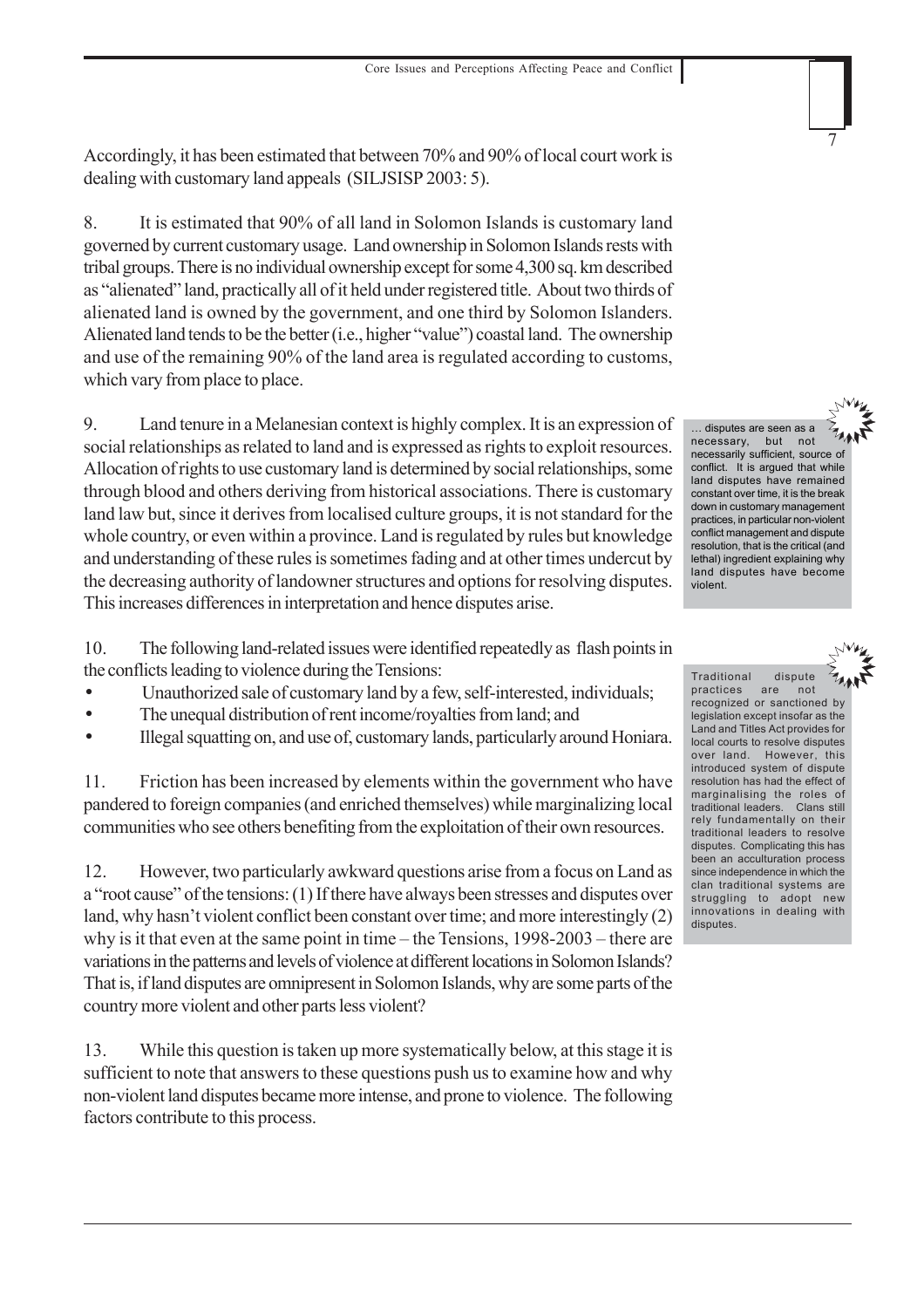Accordingly, it has been estimated that between 70% and 90% of local court work is dealing with customary land appeals (SILJSISP 2003: 5).

8. It is estimated that 90% of all land in Solomon Islands is customary land governed by current customary usage. Land ownership in Solomon Islands rests with tribal groups. There is no individual ownership except for some 4,300 sq. km described as "alienated" land, practically all of it held under registered title. About two thirds of alienated land is owned by the government, and one third by Solomon Islanders. Alienated land tends to be the better (i.e., higher "value") coastal land. The ownership and use of the remaining 90% of the land area is regulated according to customs, which vary from place to place.

9. Land tenure in a Melanesian context is highly complex. It is an expression of social relationships as related to land and is expressed as rights to exploit resources. Allocation of rights to use customary land is determined by social relationships, some through blood and others deriving from historical associations. There is customary land law but, since it derives from localised culture groups, it is not standard for the whole country, or even within a province. Land is regulated by rules but knowledge and understanding of these rules is sometimes fading and at other times undercut by the decreasing authority of landowner structures and options for resolving disputes. This increases differences in interpretation and hence disputes arise.

> … disputes are seen as a necessary, but not necessarily sufficient, source of conflict. It is argued that while land disputes have remained constant over time, it is the break down in customary management practices, in particular non-violent conflict management and dispute resolution, that is the critical (and lethal) ingredient explaining why land disputes have become violent.

10. The following land-related issues were identified repeatedly as flash points in the conflicts leading to violence during the Tensions:

- Unauthorized sale of customary land by a few, self-interested, individuals;
- The unequal distribution of rent income/royalties from land; and
- Illegal squatting on, and use of, customary lands, particularly around Honiara.

> Traditional dispute practices are not recognized or sanctioned by legislation except insofar as the Land and Titles Act provides for local courts to resolve disputes over land. However, this introduced system of dispute resolution has had the effect of marginalising the roles of traditional leaders. Clans still rely fundamentally on their traditional leaders to resolve disputes. Complicating this has been an acculturation process since independence in which the clan traditional systems are struggling to adopt new innovations in dealing with disputes.

11. Friction has been increased by elements within the government who have pandered to foreign companies (and enriched themselves) while marginalizing local communities who see others benefiting from the exploitation of their own resources.

12. However, two particularly awkward questions arise from a focus on Land as a "root cause" of the tensions: (1) If there have always been stresses and disputes over land, why hasn't violent conflict been constant over time; and more interestingly (2) why is it that even at the same point in time – the Tensions, 1998-2003 – there are variations in the patterns and levels of violence at different locations in Solomon Islands? That is, if land disputes are omnipresent in Solomon Islands, why are some parts of the country more violent and other parts less violent?

13. While this question is taken up more systematically below, at this stage it is sufficient to note that answers to these questions push us to examine how and why non-violent land disputes became more intense, and prone to violence. The following factors contribute to this process.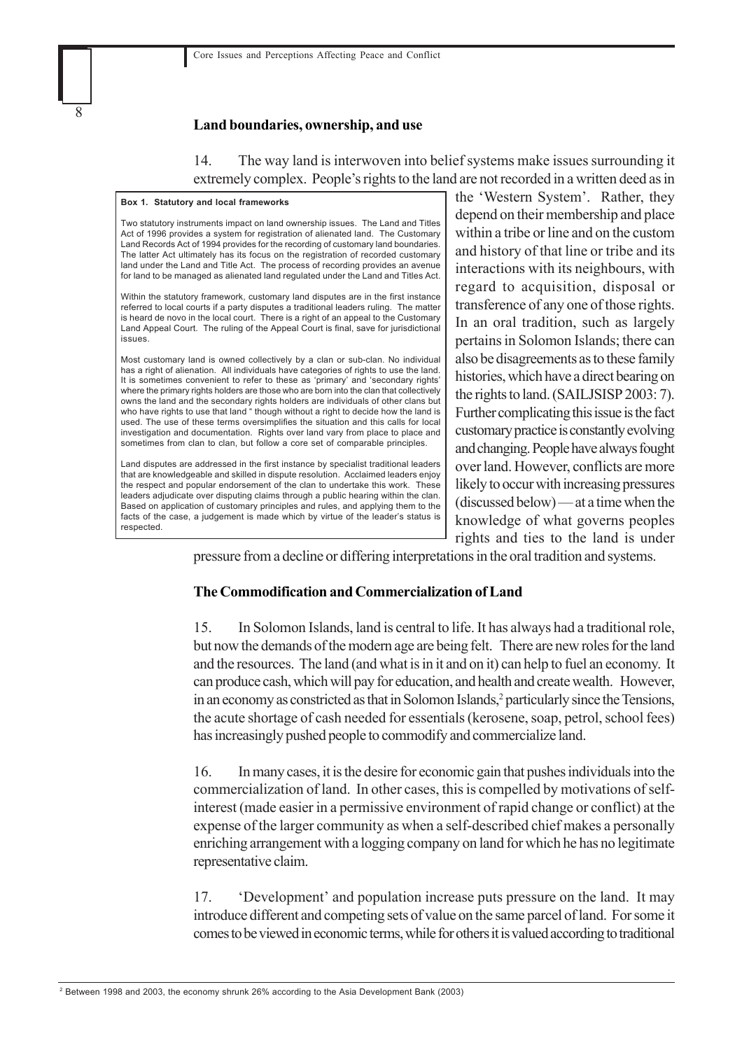### Land boundaries, ownership, and use

14. The way land is interwoven into belief systems make issues surrounding it extremely complex. People's rights to the land are not recorded in a written deed as in the 'Western System'. Rather, they depend on their membership and place within a tribe or line and on the custom and history of that line or tribe and its interactions with its neighbours, with regard to acquisition, disposal or transference of any one of those rights. In an oral tradition, such as largely pertains in Solomon Islands; there can also be disagreements as to these family histories, which have a direct bearing on the rights to land. (SAILJSISP 2003: 7). Further complicating this issue is the fact customary practice is constantly evolving and changing. People have always fought over land. However, conflicts are more likely to occur with increasing pressures (discussed below) — at a time when the knowledge of what governs peoples rights and ties to the land is under pressure from a decline or differing interpretations in the oral tradition and systems.

> **Box 1. Statutory and local frameworks**
>
> Two statutory instruments impact on land ownership issues. The Land and Titles Act of 1996 provides a system for registration of alienated land. The Customary Land Records Act of 1994 provides for the recording of customary land boundaries. The latter Act ultimately has its focus on the registration of recorded customary land under the Land and Title Act. The process of recording provides an avenue for land to be managed as alienated land regulated under the Land and Titles Act.
>
> Within the statutory framework, customary land disputes are in the first instance referred to local courts if a party disputes a traditional leaders ruling. The matter is heard de novo in the local court. There is a right of an appeal to the Customary Land Appeal Court. The ruling of the Appeal Court is final, save for jurisdictional issues.
>
> Most customary land is owned collectively by a clan or sub-clan. No individual has a right of alienation. All individuals have categories of rights to use the land. It is sometimes convenient to refer to these as 'primary' and 'secondary rights' where the primary rights holders are those who are born into the clan that collectively owns the land and the secondary rights holders are individuals of other clans but who have rights to use that land " though without a right to decide how the land is used. The use of these terms oversimplifies the situation and this calls for local investigation and documentation. Rights over land vary from place to place and sometimes from clan to clan, but follow a core set of comparable principles.
>
> Land disputes are addressed in the first instance by specialist traditional leaders that are knowledgeable and skilled in dispute resolution. Acclaimed leaders enjoy the respect and popular endorsement of the clan to undertake this work. These leaders adjudicate over disputing claims through a public hearing within the clan. Based on application of customary principles and rules, and applying them to the facts of the case, a judgement is made which by virtue of the leader's status is respected.

### The Commodification and Commercialization of Land

15. In Solomon Islands, land is central to life. It has always had a traditional role, but now the demands of the modern age are being felt. There are new roles for the land and the resources. The land (and what is in it and on it) can help to fuel an economy. It can produce cash, which will pay for education, and health and create wealth. However, in an economy as constricted as that in Solomon Islands,[2] particularly since the Tensions, the acute shortage of cash needed for essentials (kerosene, soap, petrol, school fees) has increasingly pushed people to commodify and commercialize land.

16. In many cases, it is the desire for economic gain that pushes individuals into the commercialization of land. In other cases, this is compelled by motivations of self-interest (made easier in a permissive environment of rapid change or conflict) at the expense of the larger community as when a self-described chief makes a personally enriching arrangement with a logging company on land for which he has no legitimate representative claim.

17. 'Development' and population increase puts pressure on the land. It may introduce different and competing sets of value on the same parcel of land. For some it comes to be viewed in economic terms, while for others it is valued according to traditional

---

[2] Between 1998 and 2003, the economy shrunk 26% according to the Asia Development Bank (2003)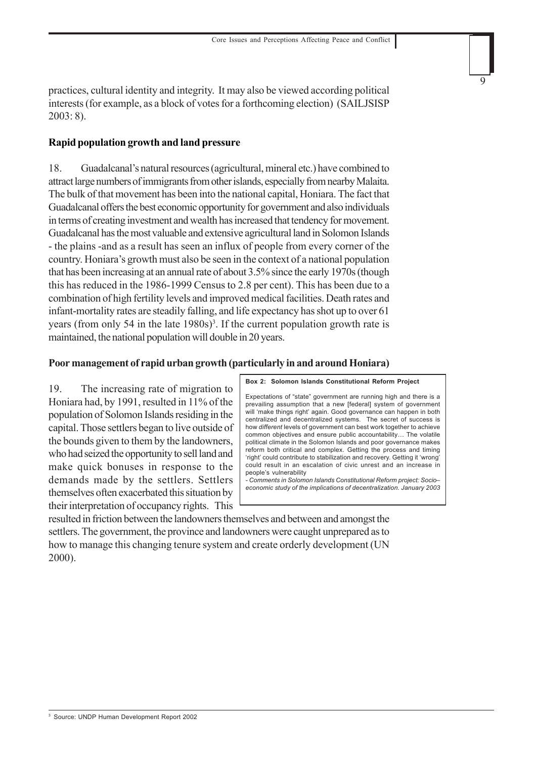practices, cultural identity and integrity. It may also be viewed according political interests (for example, as a block of votes for a forthcoming election) (SAILJSISP 2003: 8).

**Rapid population growth and land pressure**

18. Guadalcanal's natural resources (agricultural, mineral etc.) have combined to attract large numbers of immigrants from other islands, especially from nearby Malaita. The bulk of that movement has been into the national capital, Honiara. The fact that Guadalcanal offers the best economic opportunity for government and also individuals in terms of creating investment and wealth has increased that tendency for movement. Guadalcanal has the most valuable and extensive agricultural land in Solomon Islands - the plains -and as a result has seen an influx of people from every corner of the country. Honiara's growth must also be seen in the context of a national population that has been increasing at an annual rate of about 3.5% since the early 1970s (though this has reduced in the 1986-1999 Census to 2.8 per cent). This has been due to a combination of high fertility levels and improved medical facilities. Death rates and infant-mortality rates are steadily falling, and life expectancy has shot up to over 61 years (from only 54 in the late 1980s)[3]. If the current population growth rate is maintained, the national population will double in 20 years.

**Poor management of rapid urban growth (particularly in and around Honiara)**

19. The increasing rate of migration to Honiara had, by 1991, resulted in 11% of the population of Solomon Islands residing in the capital. Those settlers began to live outside of the bounds given to them by the landowners, who had seized the opportunity to sell land and make quick bonuses in response to the demands made by the settlers. Settlers themselves often exacerbated this situation by their interpretation of occupancy rights. This resulted in friction between the landowners themselves and between and amongst the settlers. The government, the province and landowners were caught unprepared as to how to manage this changing tenure system and create orderly development (UN 2000).

> **Box 2: Solomon Islands Constitutional Reform Project**
>
> Expectations of "state" government are running high and there is a prevailing assumption that a new [federal] system of government will 'make things right' again. Good governance can happen in both centralized and decentralized systems. The secret of success is how *different* levels of government can best work together to achieve common objectives and ensure public accountability… The volatile political climate in the Solomon Islands and poor governance makes reform both critical and complex. Getting the process and timing 'right' could contribute to stabilization and recovery. Getting it 'wrong' could result in an escalation of civic unrest and an increase in people's vulnerability
>
> *- Comments in Solomon Islands Constitutional Reform project: Socio–economic study of the implications of decentralization. January 2003*

[3] Source: UNDP Human Development Report 2002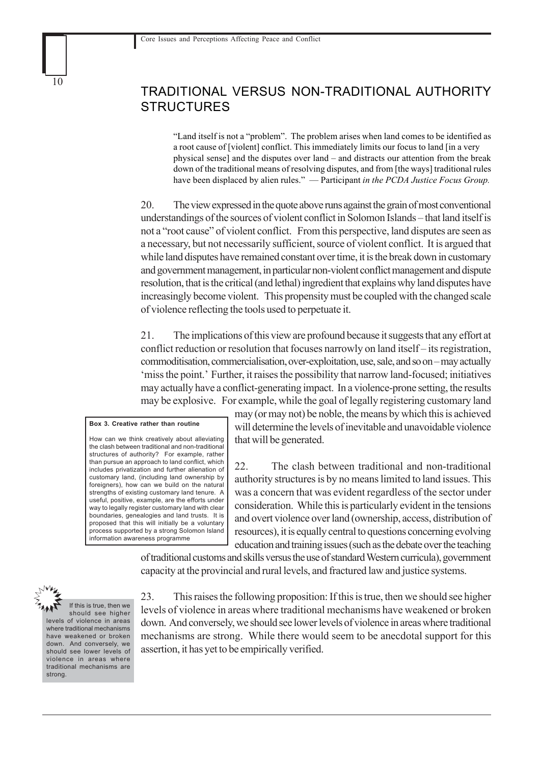## TRADITIONAL VERSUS NON-TRADITIONAL AUTHORITY STRUCTURES

> "Land itself is not a "problem". The problem arises when land comes to be identified as a root cause of [violent] conflict. This immediately limits our focus to land [in a very physical sense] and the disputes over land – and distracts our attention from the break down of the traditional means of resolving disputes, and from [the ways] traditional rules have been displaced by alien rules." — Participant *in the PCDA Justice Focus Group.*

20. The view expressed in the quote above runs against the grain of most conventional understandings of the sources of violent conflict in Solomon Islands – that land itself is not a "root cause" of violent conflict. From this perspective, land disputes are seen as a necessary, but not necessarily sufficient, source of violent conflict. It is argued that while land disputes have remained constant over time, it is the break down in customary and government management, in particular non-violent conflict management and dispute resolution, that is the critical (and lethal) ingredient that explains why land disputes have increasingly become violent. This propensity must be coupled with the changed scale of violence reflecting the tools used to perpetuate it.

21. The implications of this view are profound because it suggests that any effort at conflict reduction or resolution that focuses narrowly on land itself – its registration, commoditisation, commercialisation, over-exploitation, use, sale, and so on – may actually 'miss the point.' Further, it raises the possibility that narrow land-focused; initiatives may actually have a conflict-generating impact. In a violence-prone setting, the results may be explosive. For example, while the goal of legally registering customary land may (or may not) be noble, the means by which this is achieved will determine the levels of inevitable and unavoidable violence that will be generated.

> **Box 3. Creative rather than routine**
>
> How can we think creatively about alleviating the clash between traditional and non-traditional structures of authority? For example, rather than pursue an approach to land conflict, which includes privatization and further alienation of customary land, (including land ownership by foreigners), how can we build on the natural strengths of existing customary land tenure. A useful, positive, example, are the efforts under way to legally register customary land with clear boundaries, genealogies and land trusts. It is proposed that this will initially be a voluntary process supported by a strong Solomon Island information awareness programme

22. The clash between traditional and non-traditional authority structures is by no means limited to land issues. This was a concern that was evident regardless of the sector under consideration. While this is particularly evident in the tensions and overt violence over land (ownership, access, distribution of resources), it is equally central to questions concerning evolving education and training issues (such as the debate over the teaching of traditional customs and skills versus the use of standard Western curricula), government capacity at the provincial and rural levels, and fractured law and justice systems.

> If this is true, then we should see higher levels of violence in areas where traditional mechanisms have weakened or broken down. And conversely, we should see lower levels of violence in areas where traditional mechanisms are strong.

23. This raises the following proposition: If this is true, then we should see higher levels of violence in areas where traditional mechanisms have weakened or broken down. And conversely, we should see lower levels of violence in areas where traditional mechanisms are strong. While there would seem to be anecdotal support for this assertion, it has yet to be empirically verified.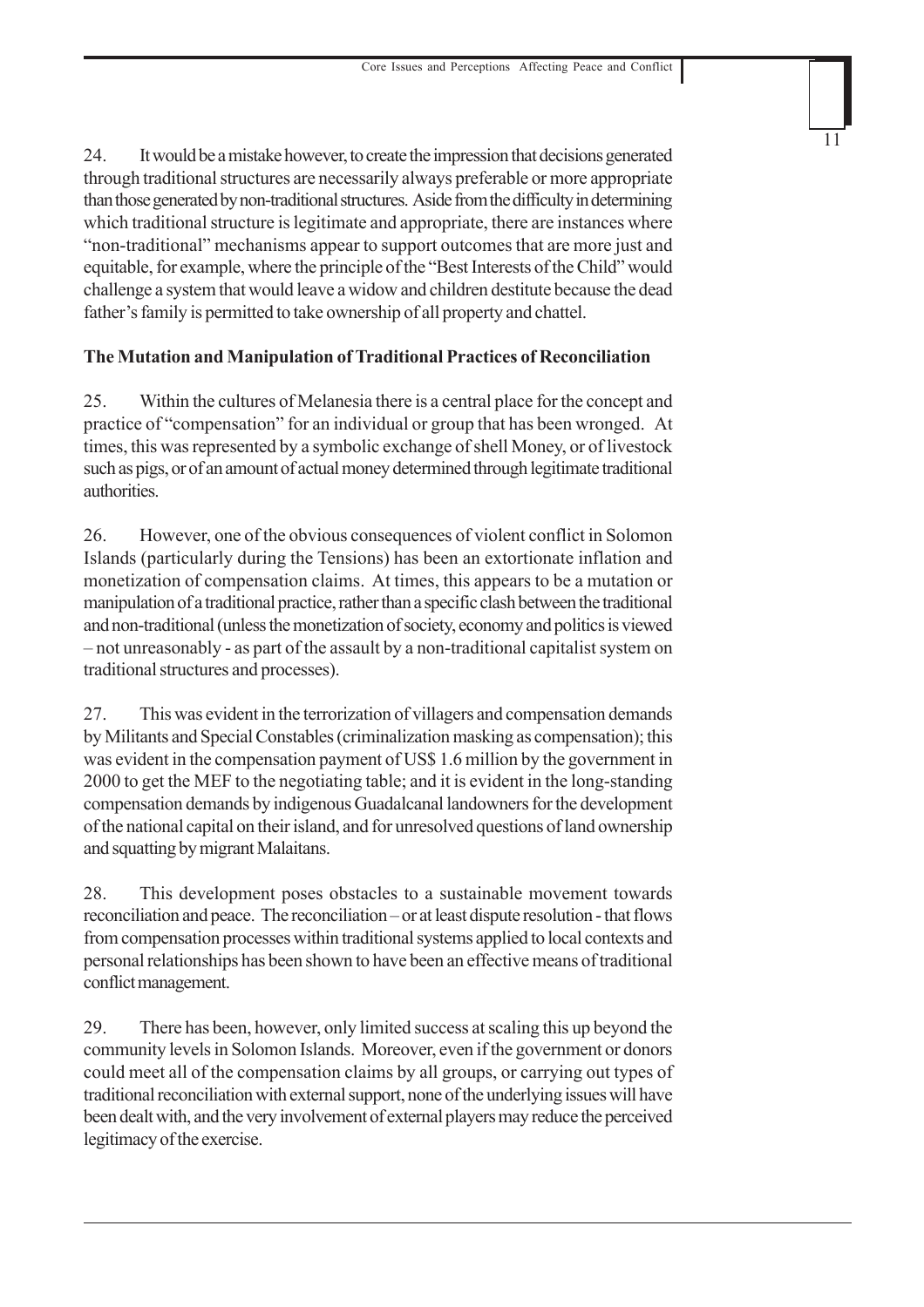24. It would be a mistake however, to create the impression that decisions generated through traditional structures are necessarily always preferable or more appropriate than those generated by non-traditional structures. Aside from the difficulty in determining which traditional structure is legitimate and appropriate, there are instances where "non-traditional" mechanisms appear to support outcomes that are more just and equitable, for example, where the principle of the "Best Interests of the Child" would challenge a system that would leave a widow and children destitute because the dead father's family is permitted to take ownership of all property and chattel.

**The Mutation and Manipulation of Traditional Practices of Reconciliation**

25. Within the cultures of Melanesia there is a central place for the concept and practice of "compensation" for an individual or group that has been wronged. At times, this was represented by a symbolic exchange of shell Money, or of livestock such as pigs, or of an amount of actual money determined through legitimate traditional authorities.

26. However, one of the obvious consequences of violent conflict in Solomon Islands (particularly during the Tensions) has been an extortionate inflation and monetization of compensation claims. At times, this appears to be a mutation or manipulation of a traditional practice, rather than a specific clash between the traditional and non-traditional (unless the monetization of society, economy and politics is viewed – not unreasonably - as part of the assault by a non-traditional capitalist system on traditional structures and processes).

27. This was evident in the terrorization of villagers and compensation demands by Militants and Special Constables (criminalization masking as compensation); this was evident in the compensation payment of US$ 1.6 million by the government in 2000 to get the MEF to the negotiating table; and it is evident in the long-standing compensation demands by indigenous Guadalcanal landowners for the development of the national capital on their island, and for unresolved questions of land ownership and squatting by migrant Malaitans.

28. This development poses obstacles to a sustainable movement towards reconciliation and peace. The reconciliation – or at least dispute resolution - that flows from compensation processes within traditional systems applied to local contexts and personal relationships has been shown to have been an effective means of traditional conflict management.

29. There has been, however, only limited success at scaling this up beyond the community levels in Solomon Islands. Moreover, even if the government or donors could meet all of the compensation claims by all groups, or carrying out types of traditional reconciliation with external support, none of the underlying issues will have been dealt with, and the very involvement of external players may reduce the perceived legitimacy of the exercise.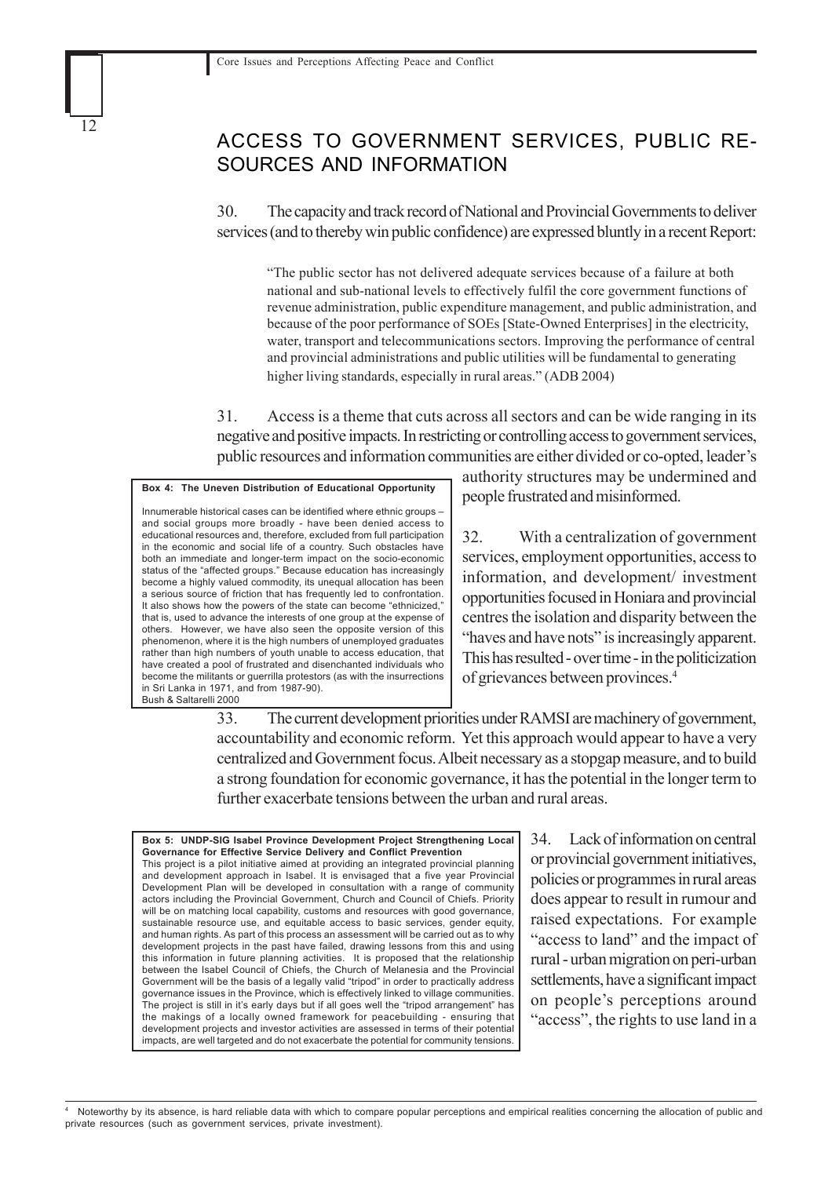## ACCESS TO GOVERNMENT SERVICES, PUBLIC RESOURCES AND INFORMATION

30. The capacity and track record of National and Provincial Governments to deliver services (and to thereby win public confidence) are expressed bluntly in a recent Report:

> "The public sector has not delivered adequate services because of a failure at both national and sub-national levels to effectively fulfil the core government functions of revenue administration, public expenditure management, and public administration, and because of the poor performance of SOEs [State-Owned Enterprises] in the electricity, water, transport and telecommunications sectors. Improving the performance of central and provincial administrations and public utilities will be fundamental to generating higher living standards, especially in rural areas." (ADB 2004)

31. Access is a theme that cuts across all sectors and can be wide ranging in its negative and positive impacts. In restricting or controlling access to government services, public resources and information communities are either divided or co-opted, leader's authority structures may be undermined and people frustrated and misinformed.

> **Box 4: The Uneven Distribution of Educational Opportunity**
>
> Innumerable historical cases can be identified where ethnic groups – and social groups more broadly - have been denied access to educational resources and, therefore, excluded from full participation in the economic and social life of a country. Such obstacles have both an immediate and longer-term impact on the socio-economic status of the "affected groups." Because education has increasingly become a highly valued commodity, its unequal allocation has been a serious source of friction that has frequently led to confrontation. It also shows how the powers of the state can become "ethnicized," that is, used to advance the interests of one group at the expense of others. However, we have also seen the opposite version of this phenomenon, where it is the high numbers of unemployed graduates rather than high numbers of youth unable to access education, that have created a pool of frustrated and disenchanted individuals who become the militants or guerrilla protestors (as with the insurrections in Sri Lanka in 1971, and from 1987-90).
> Bush & Saltarelli 2000

32. With a centralization of government services, employment opportunities, access to information, and development/ investment opportunities focused in Honiara and provincial centres the isolation and disparity between the "haves and have nots" is increasingly apparent. This has resulted - over time - in the politicization of grievances between provinces.[4]

33. The current development priorities under RAMSI are machinery of government, accountability and economic reform. Yet this approach would appear to have a very centralized and Government focus. Albeit necessary as a stopgap measure, and to build a strong foundation for economic governance, it has the potential in the longer term to further exacerbate tensions between the urban and rural areas.

> **Box 5: UNDP-SIG Isabel Province Development Project Strengthening Local Governance for Effective Service Delivery and Conflict Prevention**
>
> This project is a pilot initiative aimed at providing an integrated provincial planning and development approach in Isabel. It is envisaged that a five year Provincial Development Plan will be developed in consultation with a range of community actors including the Provincial Government, Church and Council of Chiefs. Priority will be on matching local capability, customs and resources with good governance, sustainable resource use, and equitable access to basic services, gender equity, and human rights. As part of this process an assessment will be carried out as to why development projects in the past have failed, drawing lessons from this and using this information in future planning activities. It is proposed that the relationship between the Isabel Council of Chiefs, the Church of Melanesia and the Provincial Government will be the basis of a legally valid "tripod" in order to practically address governance issues in the Province, which is effectively linked to village communities. The project is still in it's early days but if all goes well the "tripod arrangement" has the makings of a locally owned framework for peacebuilding - ensuring that development projects and investor activities are assessed in terms of their potential impacts, are well targeted and do not exacerbate the potential for community tensions.

34. Lack of information on central or provincial government initiatives, policies or programmes in rural areas does appear to result in rumour and raised expectations. For example "access to land" and the impact of rural - urban migration on peri-urban settlements, have a significant impact on people's perceptions around "access", the rights to use land in a

---

[4] Noteworthy by its absence, is hard reliable data with which to compare popular perceptions and empirical realities concerning the allocation of public and private resources (such as government services, private investment).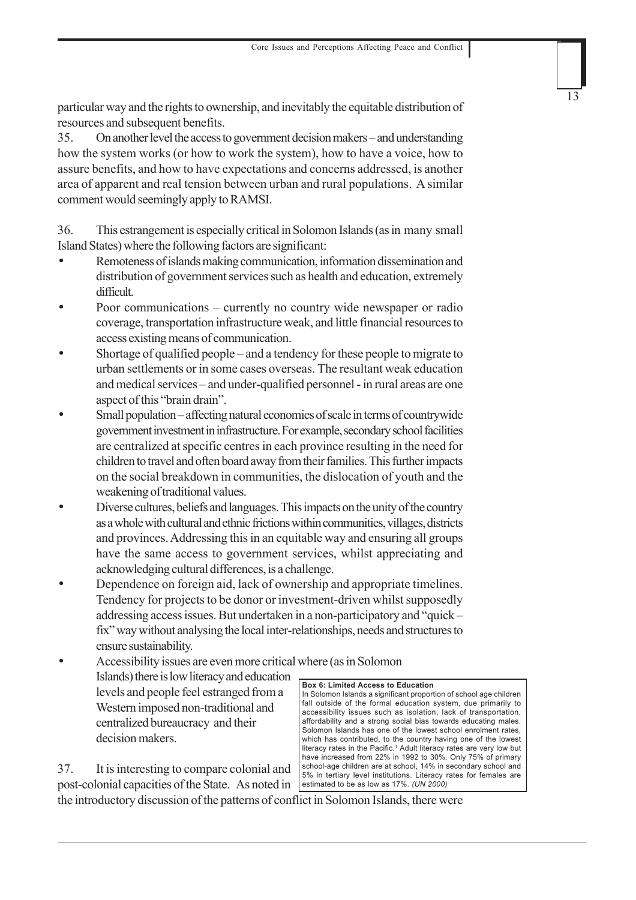particular way and the rights to ownership, and inevitably the equitable distribution of resources and subsequent benefits.

35. On another level the access to government decision makers – and understanding how the system works (or how to work the system), how to have a voice, how to assure benefits, and how to have expectations and concerns addressed, is another area of apparent and real tension between urban and rural populations. A similar comment would seemingly apply to RAMSI.

36. This estrangement is especially critical in Solomon Islands (as in many small Island States) where the following factors are significant:

- Remoteness of islands making communication, information dissemination and distribution of government services such as health and education, extremely difficult.
- Poor communications – currently no country wide newspaper or radio coverage, transportation infrastructure weak, and little financial resources to access existing means of communication.
- Shortage of qualified people – and a tendency for these people to migrate to urban settlements or in some cases overseas. The resultant weak education and medical services – and under-qualified personnel - in rural areas are one aspect of this "brain drain".
- Small population – affecting natural economies of scale in terms of countrywide government investment in infrastructure. For example, secondary school facilities are centralized at specific centres in each province resulting in the need for children to travel and often board away from their families. This further impacts on the social breakdown in communities, the dislocation of youth and the weakening of traditional values.
- Diverse cultures, beliefs and languages. This impacts on the unity of the country as a whole with cultural and ethnic frictions within communities, villages, districts and provinces. Addressing this in an equitable way and ensuring all groups have the same access to government services, whilst appreciating and acknowledging cultural differences, is a challenge.
- Dependence on foreign aid, lack of ownership and appropriate timelines. Tendency for projects to be donor or investment-driven whilst supposedly addressing access issues. But undertaken in a non-participatory and "quick – fix" way without analysing the local inter-relationships, needs and structures to ensure sustainability.
- Accessibility issues are even more critical where (as in Solomon Islands) there is low literacy and education levels and people feel estranged from a Western imposed non-traditional and centralized bureaucracy and their decision makers.

> **Box 6: Limited Access to Education**
> In Solomon Islands a significant proportion of school age children fall outside of the formal education system, due primarily to accessibility issues such as isolation, lack of transportation, affordability and a strong social bias towards educating males. Solomon Islands has one of the lowest school enrolment rates, which has contributed, to the country having one of the lowest literacy rates in the Pacific.[1] Adult literacy rates are very low but have increased from 22% in 1992 to 30%. Only 75% of primary school-age children are at school, 14% in secondary school and 5% in tertiary level institutions. Literacy rates for females are estimated to be as low as 17%. *(UN 2000)*

37. It is interesting to compare colonial and post-colonial capacities of the State. As noted in the introductory discussion of the patterns of conflict in Solomon Islands, there were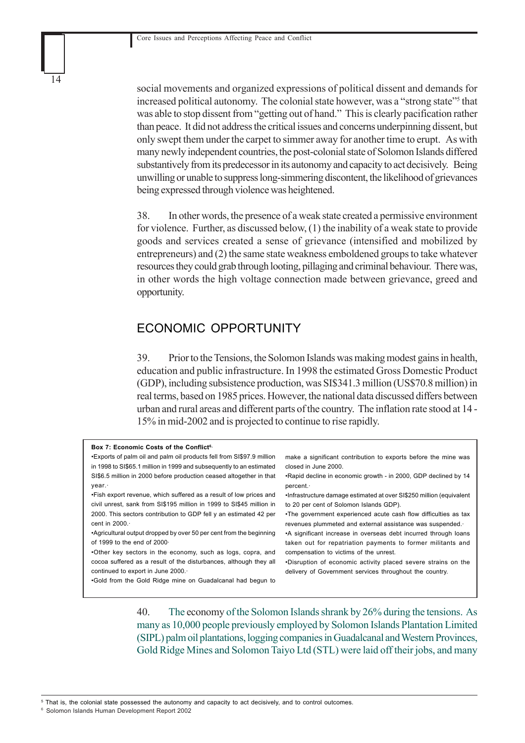social movements and organized expressions of political dissent and demands for increased political autonomy. The colonial state however, was a "strong state"[5] that was able to stop dissent from "getting out of hand." This is clearly pacification rather than peace. It did not address the critical issues and concerns underpinning dissent, but only swept them under the carpet to simmer away for another time to erupt. As with many newly independent countries, the post-colonial state of Solomon Islands differed substantively from its predecessor in its autonomy and capacity to act decisively. Being unwilling or unable to suppress long-simmering discontent, the likelihood of grievances being expressed through violence was heightened.

38. In other words, the presence of a weak state created a permissive environment for violence. Further, as discussed below, (1) the inability of a weak state to provide goods and services created a sense of grievance (intensified and mobilized by entrepreneurs) and (2) the same state weakness emboldened groups to take whatever resources they could grab through looting, pillaging and criminal behaviour. There was, in other words the high voltage connection made between grievance, greed and opportunity.

## ECONOMIC OPPORTUNITY

39. Prior to the Tensions, the Solomon Islands was making modest gains in health, education and public infrastructure. In 1998 the estimated Gross Domestic Product (GDP), including subsistence production, was SI$341.3 million (US$70.8 million) in real terms, based on 1985 prices. However, the national data discussed differs between urban and rural areas and different parts of the country. The inflation rate stood at 14 - 15% in mid-2002 and is projected to continue to rise rapidly.

**Box 7: Economic Costs of the Conflict[6]**

- Exports of palm oil and palm oil products fell from SI$97.9 million in 1998 to SI$65.1 million in 1999 and subsequently to an estimated SI$6.5 million in 2000 before production ceased altogether in that year.
- Fish export revenue, which suffered as a result of low prices and civil unrest, sank from SI$195 million in 1999 to SI$45 million in 2000. This sectors contribution to GDP fell y an estimated 42 per cent in 2000.
- Agricultural output dropped by over 50 per cent from the beginning of 1999 to the end of 2000
- Other key sectors in the economy, such as logs, copra, and cocoa suffered as a result of the disturbances, although they all continued to export in June 2000.
- Gold from the Gold Ridge mine on Guadalcanal had begun to make a significant contribution to exports before the mine was closed in June 2000.
- Rapid decline in economic growth - in 2000, GDP declined by 14 percent.
- Infrastructure damage estimated at over SI$250 million (equivalent to 20 per cent of Solomon Islands GDP).
- The government experienced acute cash flow difficulties as tax revenues plummeted and external assistance was suspended.
- A significant increase in overseas debt incurred through loans taken out for repatriation payments to former militants and compensation to victims of the unrest.
- Disruption of economic activity placed severe strains on the delivery of Government services throughout the country.

40. The economy of the Solomon Islands shrank by 26% during the tensions. As many as 10,000 people previously employed by Solomon Islands Plantation Limited (SIPL) palm oil plantations, logging companies in Guadalcanal and Western Provinces, Gold Ridge Mines and Solomon Taiyo Ltd (STL) were laid off their jobs, and many

[5] That is, the colonial state possessed the autonomy and capacity to act decisively, and to control outcomes.

[6] Solomon Islands Human Development Report 2002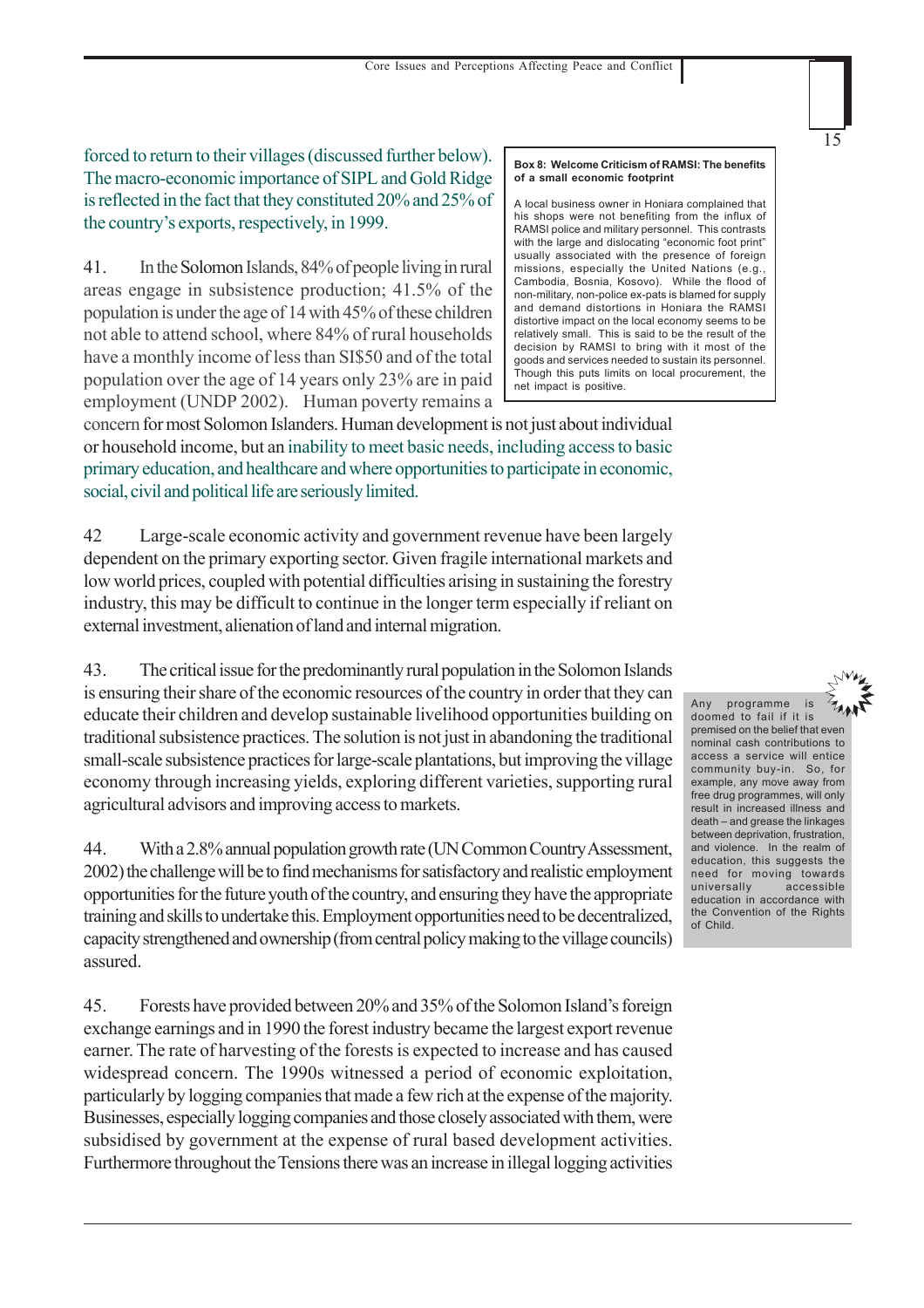forced to return to their villages (discussed further below). The macro-economic importance of SIPL and Gold Ridge is reflected in the fact that they constituted 20% and 25% of the country's exports, respectively, in 1999.

> **Box 8: Welcome Criticism of RAMSI: The benefits of a small economic footprint**
>
> A local business owner in Honiara complained that his shops were not benefiting from the influx of RAMSI police and military personnel. This contrasts with the large and dislocating "economic foot print" usually associated with the presence of foreign missions, especially the United Nations (e.g., Cambodia, Bosnia, Kosovo). While the flood of non-military, non-police ex-pats is blamed for supply and demand distortions in Honiara the RAMSI distortive impact on the local economy seems to be relatively small. This is said to be the result of the decision by RAMSI to bring with it most of the goods and services needed to sustain its personnel. Though this puts limits on local procurement, the net impact is positive.

41. In the Solomon Islands, 84% of people living in rural areas engage in subsistence production; 41.5% of the population is under the age of 14 with 45% of these children not able to attend school, where 84% of rural households have a monthly income of less than SI$50 and of the total population over the age of 14 years only 23% are in paid employment (UNDP 2002). Human poverty remains a concern for most Solomon Islanders. Human development is not just about individual or household income, but an inability to meet basic needs, including access to basic primary education, and healthcare and where opportunities to participate in economic, social, civil and political life are seriously limited.

42 Large-scale economic activity and government revenue have been largely dependent on the primary exporting sector. Given fragile international markets and low world prices, coupled with potential difficulties arising in sustaining the forestry industry, this may be difficult to continue in the longer term especially if reliant on external investment, alienation of land and internal migration.

43. The critical issue for the predominantly rural population in the Solomon Islands is ensuring their share of the economic resources of the country in order that they can educate their children and develop sustainable livelihood opportunities building on traditional subsistence practices. The solution is not just in abandoning the traditional small-scale subsistence practices for large-scale plantations, but improving the village economy through increasing yields, exploring different varieties, supporting rural agricultural advisors and improving access to markets.

> Any programme is doomed to fail if it is premised on the belief that even nominal cash contributions to access a service will entice community buy-in. So, for example, any move away from free drug programmes, will only result in increased illness and death – and grease the linkages between deprivation, frustration, and violence. In the realm of education, this suggests the need for moving towards universally accessible education in accordance with the Convention of the Rights of Child.

44. With a 2.8% annual population growth rate (UN Common Country Assessment, 2002) the challenge will be to find mechanisms for satisfactory and realistic employment opportunities for the future youth of the country, and ensuring they have the appropriate training and skills to undertake this. Employment opportunities need to be decentralized, capacity strengthened and ownership (from central policy making to the village councils) assured.

45. Forests have provided between 20% and 35% of the Solomon Island's foreign exchange earnings and in 1990 the forest industry became the largest export revenue earner. The rate of harvesting of the forests is expected to increase and has caused widespread concern. The 1990s witnessed a period of economic exploitation, particularly by logging companies that made a few rich at the expense of the majority. Businesses, especially logging companies and those closely associated with them, were subsidised by government at the expense of rural based development activities. Furthermore throughout the Tensions there was an increase in illegal logging activities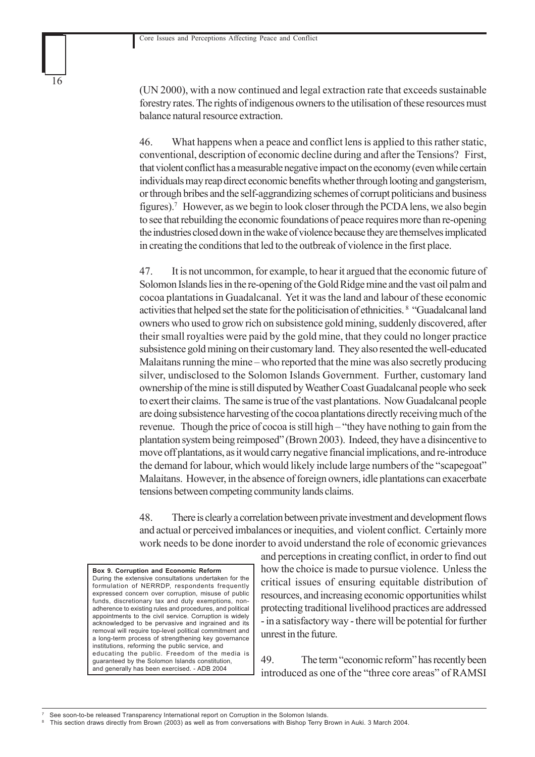(UN 2000), with a now continued and legal extraction rate that exceeds sustainable forestry rates. The rights of indigenous owners to the utilisation of these resources must balance natural resource extraction.

46. What happens when a peace and conflict lens is applied to this rather static, conventional, description of economic decline during and after the Tensions? First, that violent conflict has a measurable negative impact on the economy (even while certain individuals may reap direct economic benefits whether through looting and gangsterism, or through bribes and the self-aggrandizing schemes of corrupt politicians and business figures).[7] However, as we begin to look closer through the PCDA lens, we also begin to see that rebuilding the economic foundations of peace requires more than re-opening the industries closed down in the wake of violence because they are themselves implicated in creating the conditions that led to the outbreak of violence in the first place.

47. It is not uncommon, for example, to hear it argued that the economic future of Solomon Islands lies in the re-opening of the Gold Ridge mine and the vast oil palm and cocoa plantations in Guadalcanal. Yet it was the land and labour of these economic activities that helped set the state for the politicisation of ethnicities.[8] "Guadalcanal land owners who used to grow rich on subsistence gold mining, suddenly discovered, after their small royalties were paid by the gold mine, that they could no longer practice subsistence gold mining on their customary land. They also resented the well-educated Malaitans running the mine – who reported that the mine was also secretly producing silver, undisclosed to the Solomon Islands Government. Further, customary land ownership of the mine is still disputed by Weather Coast Guadalcanal people who seek to exert their claims. The same is true of the vast plantations. Now Guadalcanal people are doing subsistence harvesting of the cocoa plantations directly receiving much of the revenue. Though the price of cocoa is still high – "they have nothing to gain from the plantation system being reimposed" (Brown 2003). Indeed, they have a disincentive to move off plantations, as it would carry negative financial implications, and re-introduce the demand for labour, which would likely include large numbers of the "scapegoat" Malaitans. However, in the absence of foreign owners, idle plantations can exacerbate tensions between competing community lands claims.

48. There is clearly a correlation between private investment and development flows and actual or perceived imbalances or inequities, and violent conflict. Certainly more work needs to be done inorder to avoid understand the role of economic grievances and perceptions in creating conflict, in order to find out how the choice is made to pursue violence. Unless the critical issues of ensuring equitable distribution of resources, and increasing economic opportunities whilst protecting traditional livelihood practices are addressed - in a satisfactory way - there will be potential for further unrest in the future.

> **Box 9. Corruption and Economic Reform**
> During the extensive consultations undertaken for the formulation of NERRDP, respondents frequently expressed concern over corruption, misuse of public funds, discretionary tax and duty exemptions, non-adherence to existing rules and procedures, and political appointments to the civil service. Corruption is widely acknowledged to be pervasive and ingrained and its removal will require top-level political commitment and a long-term process of strengthening key governance institutions, reforming the public service, and educating the public. Freedom of the media is guaranteed by the Solomon Islands constitution, and generally has been exercised. - ADB 2004

49. The term "economic reform" has recently been introduced as one of the "three core areas" of RAMSI

[7] See soon-to-be released Transparency International report on Corruption in the Solomon Islands.

[8] This section draws directly from Brown (2003) as well as from conversations with Bishop Terry Brown in Auki. 3 March 2004.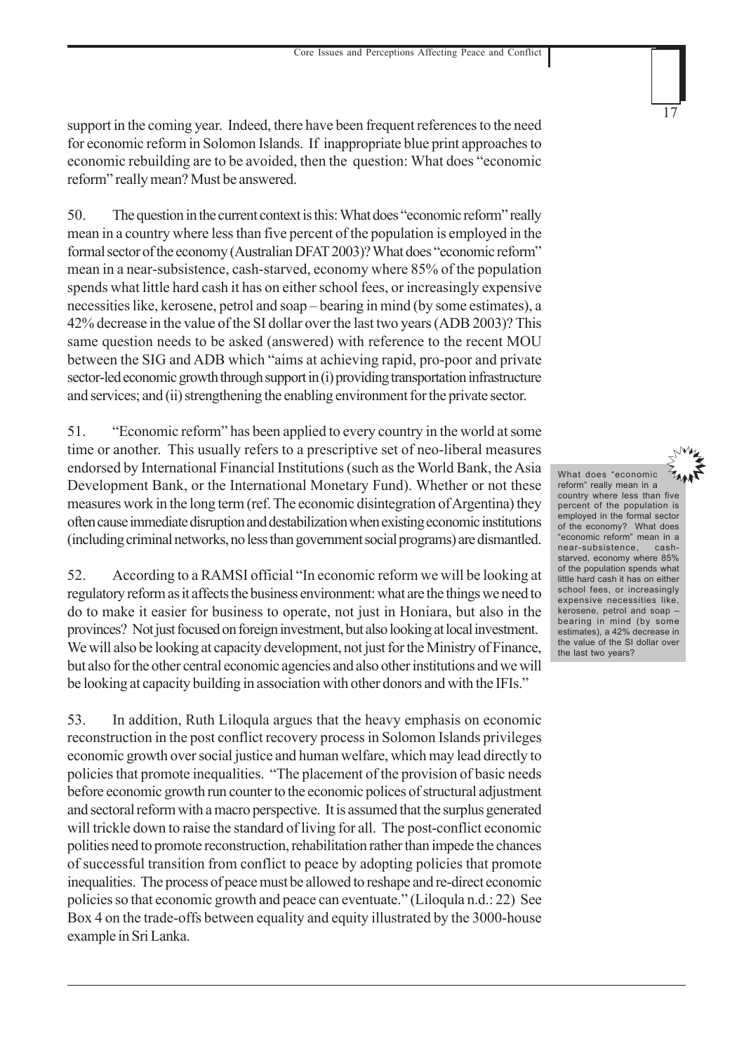support in the coming year. Indeed, there have been frequent references to the need for economic reform in Solomon Islands. If inappropriate blue print approaches to economic rebuilding are to be avoided, then the question: What does "economic reform" really mean? Must be answered.

50. The question in the current context is this: What does "economic reform" really mean in a country where less than five percent of the population is employed in the formal sector of the economy (Australian DFAT 2003)? What does "economic reform" mean in a near-subsistence, cash-starved, economy where 85% of the population spends what little hard cash it has on either school fees, or increasingly expensive necessities like, kerosene, petrol and soap – bearing in mind (by some estimates), a 42% decrease in the value of the SI dollar over the last two years (ADB 2003)? This same question needs to be asked (answered) with reference to the recent MOU between the SIG and ADB which "aims at achieving rapid, pro-poor and private sector-led economic growth through support in (i) providing transportation infrastructure and services; and (ii) strengthening the enabling environment for the private sector.

51. "Economic reform" has been applied to every country in the world at some time or another. This usually refers to a prescriptive set of neo-liberal measures endorsed by International Financial Institutions (such as the World Bank, the Asia Development Bank, or the International Monetary Fund). Whether or not these measures work in the long term (ref. The economic disintegration of Argentina) they often cause immediate disruption and destabilization when existing economic institutions (including criminal networks, no less than government social programs) are dismantled.

> What does "economic reform" really mean in a country where less than five percent of the population is employed in the formal sector of the economy? What does "economic reform" mean in a near-subsistence, cash-starved, economy where 85% of the population spends what little hard cash it has on either school fees, or increasingly expensive necessities like, kerosene, petrol and soap – bearing in mind (by some estimates), a 42% decrease in the value of the SI dollar over the last two years?

52. According to a RAMSI official "In economic reform we will be looking at regulatory reform as it affects the business environment: what are the things we need to do to make it easier for business to operate, not just in Honiara, but also in the provinces? Not just focused on foreign investment, but also looking at local investment. We will also be looking at capacity development, not just for the Ministry of Finance, but also for the other central economic agencies and also other institutions and we will be looking at capacity building in association with other donors and with the IFIs."

53. In addition, Ruth Liloqula argues that the heavy emphasis on economic reconstruction in the post conflict recovery process in Solomon Islands privileges economic growth over social justice and human welfare, which may lead directly to policies that promote inequalities. "The placement of the provision of basic needs before economic growth run counter to the economic polices of structural adjustment and sectoral reform with a macro perspective. It is assumed that the surplus generated will trickle down to raise the standard of living for all. The post-conflict economic polities need to promote reconstruction, rehabilitation rather than impede the chances of successful transition from conflict to peace by adopting policies that promote inequalities. The process of peace must be allowed to reshape and re-direct economic policies so that economic growth and peace can eventuate." (Liloqula n.d.: 22) See Box 4 on the trade-offs between equality and equity illustrated by the 3000-house example in Sri Lanka.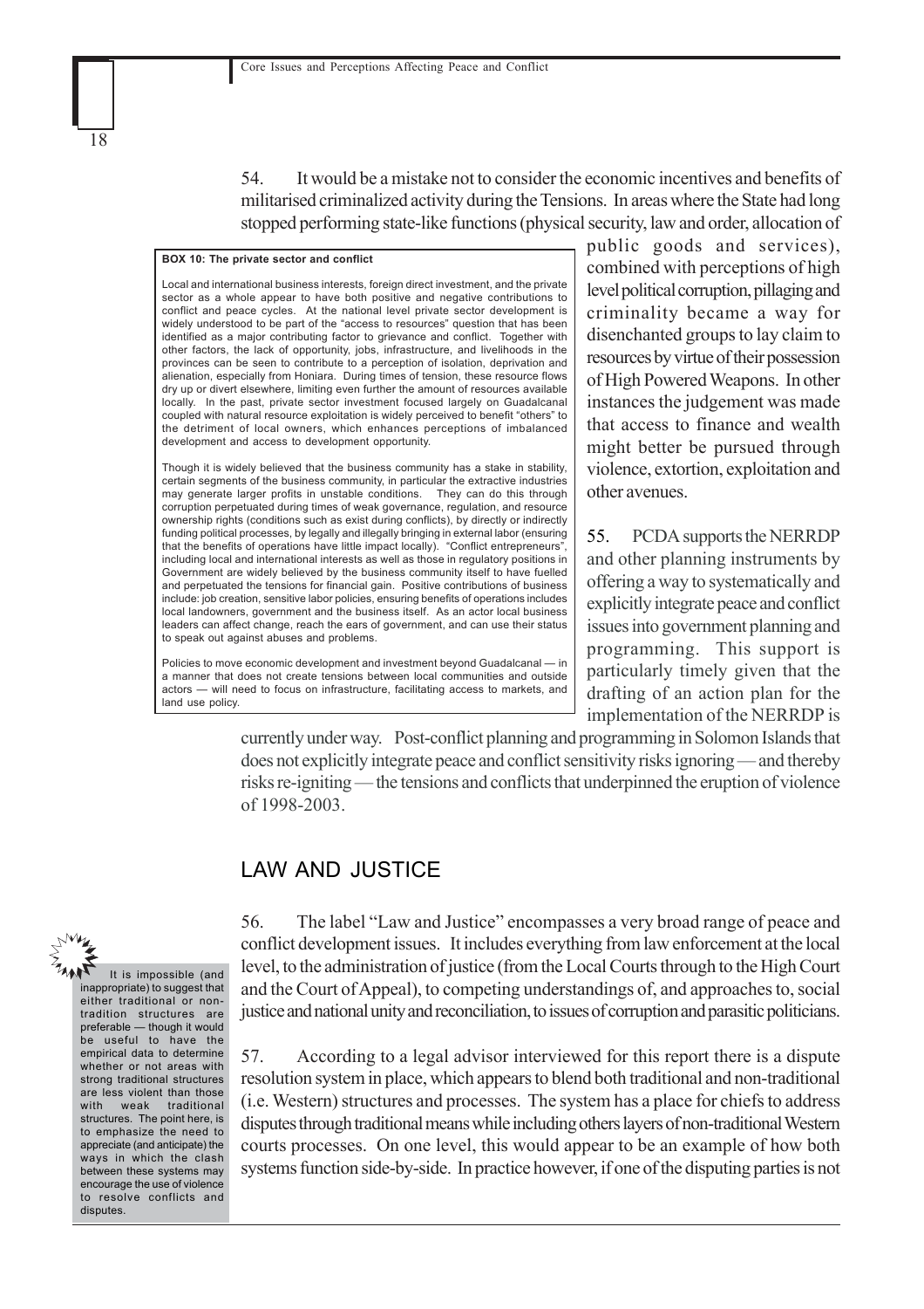54. It would be a mistake not to consider the economic incentives and benefits of militarised criminalized activity during the Tensions. In areas where the State had long stopped performing state-like functions (physical security, law and order, allocation of public goods and services), combined with perceptions of high level political corruption, pillaging and criminality became a way for disenchanted groups to lay claim to resources by virtue of their possession of High Powered Weapons. In other instances the judgement was made that access to finance and wealth might better be pursued through violence, extortion, exploitation and other avenues.

> **BOX 10: The private sector and conflict**
>
> Local and international business interests, foreign direct investment, and the private sector as a whole appear to have both positive and negative contributions to conflict and peace cycles. At the national level private sector development is widely understood to be part of the "access to resources" question that has been identified as a major contributing factor to grievance and conflict. Together with other factors, the lack of opportunity, jobs, infrastructure, and livelihoods in the provinces can be seen to contribute to a perception of isolation, deprivation and alienation, especially from Honiara. During times of tension, these resource flows dry up or divert elsewhere, limiting even further the amount of resources available locally. In the past, private sector investment focused largely on Guadalcanal coupled with natural resource exploitation is widely perceived to benefit "others" to the detriment of local owners, which enhances perceptions of imbalanced development and access to development opportunity.
>
> Though it is widely believed that the business community has a stake in stability, certain segments of the business community, in particular the extractive industries may generate larger profits in unstable conditions. They can do this through corruption perpetuated during times of weak governance, regulation, and resource ownership rights (conditions such as exist during conflicts), by directly or indirectly funding political processes, by legally and illegally bringing in external labor (ensuring that the benefits of operations have little impact locally). "Conflict entrepreneurs", including local and international interests as well as those in regulatory positions in Government are widely believed by the business community itself to have fuelled and perpetuated the tensions for financial gain. Positive contributions of business include: job creation, sensitive labor policies, ensuring benefits of operations includes local landowners, government and the business itself. As an actor local business leaders can affect change, reach the ears of government, and can use their status to speak out against abuses and problems.
>
> Policies to move economic development and investment beyond Guadalcanal — in a manner that does not create tensions between local communities and outside actors — will need to focus on infrastructure, facilitating access to markets, and land use policy.

55. PCDA supports the NERRDP and other planning instruments by offering a way to systematically and explicitly integrate peace and conflict issues into government planning and programming. This support is particularly timely given that the drafting of an action plan for the implementation of the NERRDP is currently under way. Post-conflict planning and programming in Solomon Islands that does not explicitly integrate peace and conflict sensitivity risks ignoring — and thereby risks re-igniting — the tensions and conflicts that underpinned the eruption of violence of 1998-2003.

## LAW AND JUSTICE

56. The label "Law and Justice" encompasses a very broad range of peace and conflict development issues. It includes everything from law enforcement at the local level, to the administration of justice (from the Local Courts through to the High Court and the Court of Appeal), to competing understandings of, and approaches to, social justice and national unity and reconciliation, to issues of corruption and parasitic politicians.

> It is impossible (and inappropriate) to suggest that either traditional or non-tradition structures are preferable — though it would be useful to have the empirical data to determine whether or not areas with strong traditional structures are less violent than those with weak traditional structures. The point here, is to emphasize the need to appreciate (and anticipate) the ways in which the clash between these systems may encourage the use of violence to resolve conflicts and disputes.

57. According to a legal advisor interviewed for this report there is a dispute resolution system in place, which appears to blend both traditional and non-traditional (i.e. Western) structures and processes. The system has a place for chiefs to address disputes through traditional means while including others layers of non-traditional Western courts processes. On one level, this would appear to be an example of how both systems function side-by-side. In practice however, if one of the disputing parties is not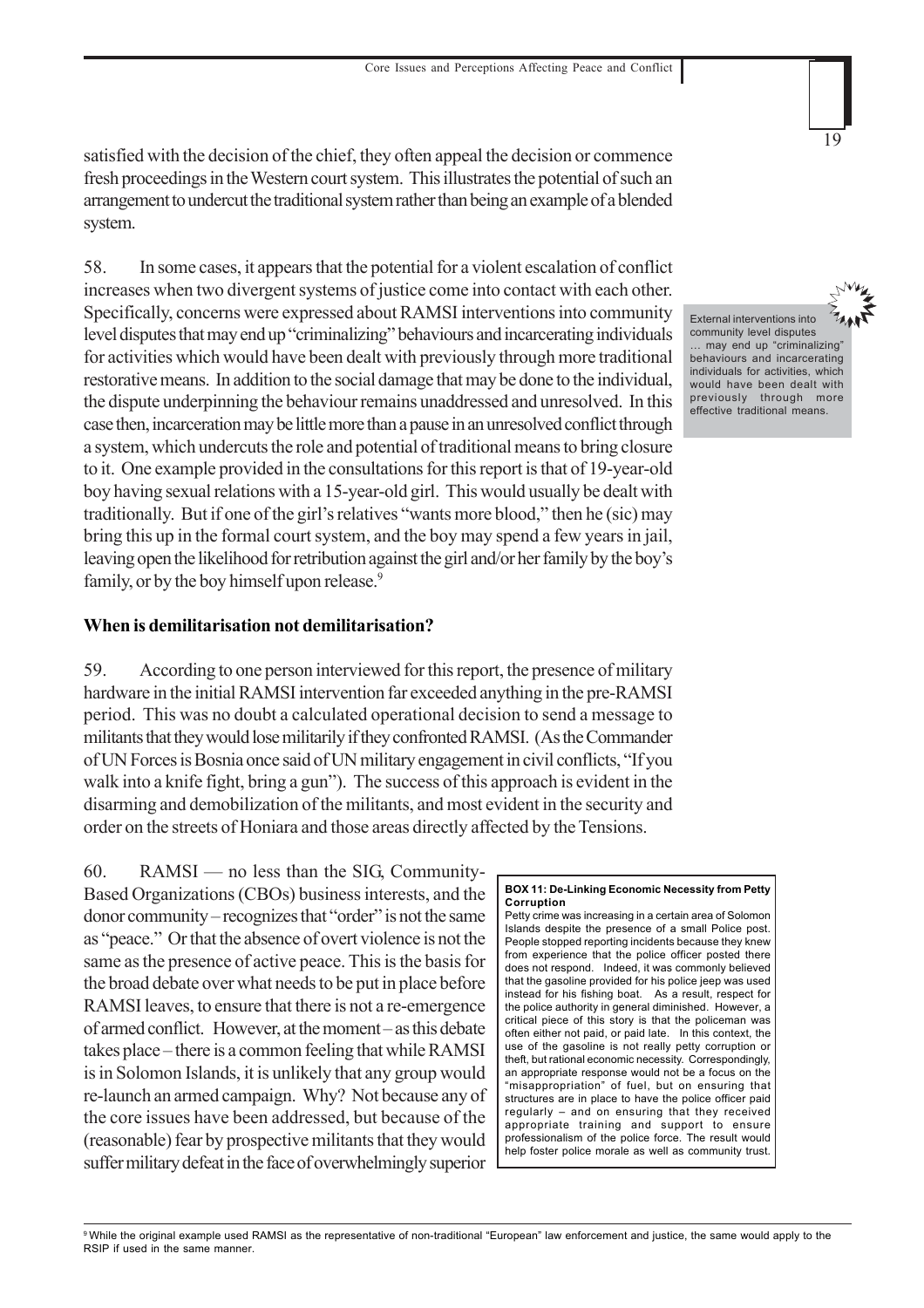satisfied with the decision of the chief, they often appeal the decision or commence fresh proceedings in the Western court system. This illustrates the potential of such an arrangement to undercut the traditional system rather than being an example of a blended system.

58. In some cases, it appears that the potential for a violent escalation of conflict increases when two divergent systems of justice come into contact with each other. Specifically, concerns were expressed about RAMSI interventions into community level disputes that may end up "criminalizing" behaviours and incarcerating individuals for activities which would have been dealt with previously through more traditional restorative means. In addition to the social damage that may be done to the individual, the dispute underpinning the behaviour remains unaddressed and unresolved. In this case then, incarceration may be little more than a pause in an unresolved conflict through a system, which undercuts the role and potential of traditional means to bring closure to it. One example provided in the consultations for this report is that of 19-year-old boy having sexual relations with a 15-year-old girl. This would usually be dealt with traditionally. But if one of the girl's relatives "wants more blood," then he (sic) may bring this up in the formal court system, and the boy may spend a few years in jail, leaving open the likelihood for retribution against the girl and/or her family by the boy's family, or by the boy himself upon release.[9]

> External interventions into community level disputes … may end up "criminalizing" behaviours and incarcerating individuals for activities, which would have been dealt with previously through more effective traditional means.

**When is demilitarisation not demilitarisation?**

59. According to one person interviewed for this report, the presence of military hardware in the initial RAMSI intervention far exceeded anything in the pre-RAMSI period. This was no doubt a calculated operational decision to send a message to militants that they would lose militarily if they confronted RAMSI. (As the Commander of UN Forces is Bosnia once said of UN military engagement in civil conflicts, "If you walk into a knife fight, bring a gun"). The success of this approach is evident in the disarming and demobilization of the militants, and most evident in the security and order on the streets of Honiara and those areas directly affected by the Tensions.

60. RAMSI — no less than the SIG, Community-Based Organizations (CBOs) business interests, and the donor community – recognizes that "order" is not the same as "peace." Or that the absence of overt violence is not the same as the presence of active peace. This is the basis for the broad debate over what needs to be put in place before RAMSI leaves, to ensure that there is not a re-emergence of armed conflict. However, at the moment – as this debate takes place – there is a common feeling that while RAMSI is in Solomon Islands, it is unlikely that any group would re-launch an armed campaign. Why? Not because any of the core issues have been addressed, but because of the (reasonable) fear by prospective militants that they would suffer military defeat in the face of overwhelmingly superior

> **BOX 11: De-Linking Economic Necessity from Petty Corruption**
>
> Petty crime was increasing in a certain area of Solomon Islands despite the presence of a small Police post. People stopped reporting incidents because they knew from experience that the police officer posted there does not respond. Indeed, it was commonly believed that the gasoline provided for his police jeep was used instead for his fishing boat. As a result, respect for the police authority in general diminished. However, a critical piece of this story is that the policeman was often either not paid, or paid late. In this context, the use of the gasoline is not really petty corruption or theft, but rational economic necessity. Correspondingly, an appropriate response would not be a focus on the "misappropriation" of fuel, but on ensuring that structures are in place to have the police officer paid regularly – and on ensuring that they received appropriate training and support to ensure professionalism of the police force. The result would help foster police morale as well as community trust.

[9] While the original example used RAMSI as the representative of non-traditional "European" law enforcement and justice, the same would apply to the RSIP if used in the same manner.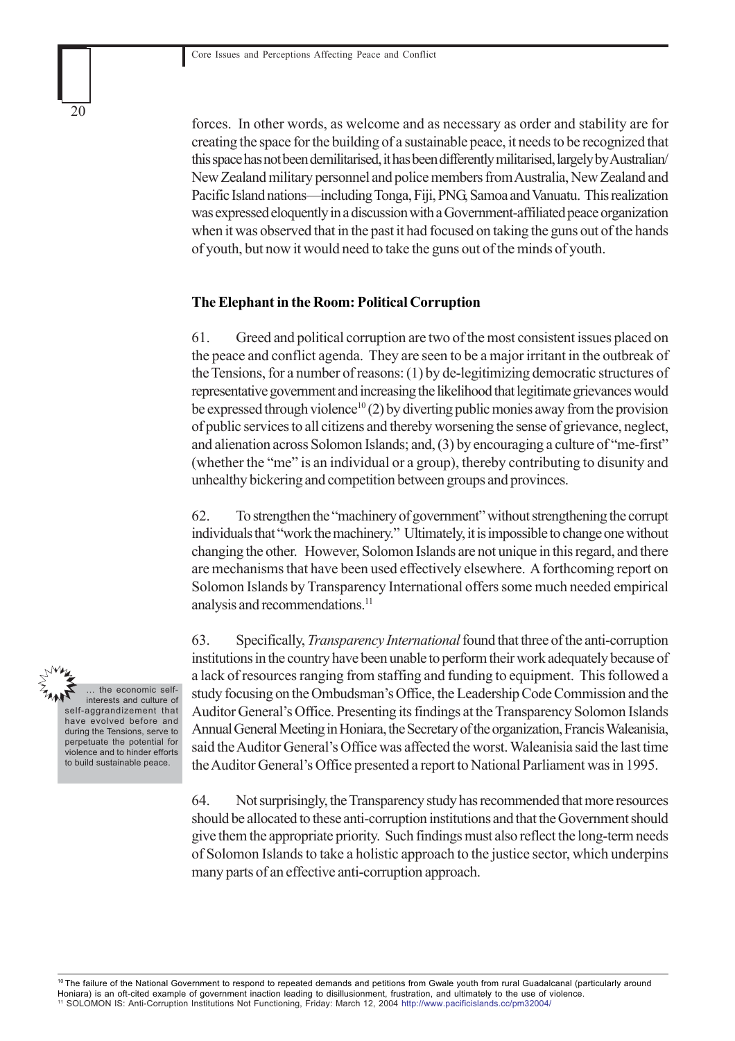forces. In other words, as welcome and as necessary as order and stability are for creating the space for the building of a sustainable peace, it needs to be recognized that this space has not been demilitarised, it has been differently militarised, largely by Australian/New Zealand military personnel and police members from Australia, New Zealand and Pacific Island nations—including Tonga, Fiji, PNG, Samoa and Vanuatu. This realization was expressed eloquently in a discussion with a Government-affiliated peace organization when it was observed that in the past it had focused on taking the guns out of the hands of youth, but now it would need to take the guns out of the minds of youth.

### The Elephant in the Room: Political Corruption

61. Greed and political corruption are two of the most consistent issues placed on the peace and conflict agenda. They are seen to be a major irritant in the outbreak of the Tensions, for a number of reasons: (1) by de-legitimizing democratic structures of representative government and increasing the likelihood that legitimate grievances would be expressed through violence[10] (2) by diverting public monies away from the provision of public services to all citizens and thereby worsening the sense of grievance, neglect, and alienation across Solomon Islands; and, (3) by encouraging a culture of "me-first" (whether the "me" is an individual or a group), thereby contributing to disunity and unhealthy bickering and competition between groups and provinces.

62. To strengthen the "machinery of government" without strengthening the corrupt individuals that "work the machinery." Ultimately, it is impossible to change one without changing the other. However, Solomon Islands are not unique in this regard, and there are mechanisms that have been used effectively elsewhere. A forthcoming report on Solomon Islands by Transparency International offers some much needed empirical analysis and recommendations.[11]

> ... the economic self-interests and culture of self-aggrandizement that have evolved before and during the Tensions, serve to perpetuate the potential for violence and to hinder efforts to build sustainable peace.

63. Specifically, *Transparency International* found that three of the anti-corruption institutions in the country have been unable to perform their work adequately because of a lack of resources ranging from staffing and funding to equipment. This followed a study focusing on the Ombudsman's Office, the Leadership Code Commission and the Auditor General's Office. Presenting its findings at the Transparency Solomon Islands Annual General Meeting in Honiara, the Secretary of the organization, Francis Waleanisia, said the Auditor General's Office was affected the worst. Waleanisia said the last time the Auditor General's Office presented a report to National Parliament was in 1995.

64. Not surprisingly, the Transparency study has recommended that more resources should be allocated to these anti-corruption institutions and that the Government should give them the appropriate priority. Such findings must also reflect the long-term needs of Solomon Islands to take a holistic approach to the justice sector, which underpins many parts of an effective anti-corruption approach.

---

[10] The failure of the National Government to respond to repeated demands and petitions from Gwale youth from rural Guadalcanal (particularly around Honiara) is an oft-cited example of government inaction leading to disillusionment, frustration, and ultimately to the use of violence.

[11] SOLOMON IS: Anti-Corruption Institutions Not Functioning, Friday: March 12, 2004 http://www.pacificislands.cc/pm32004/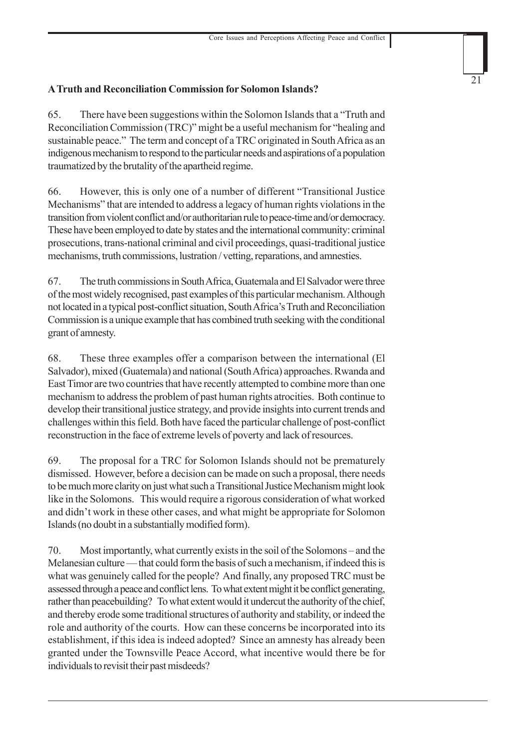**A Truth and Reconciliation Commission for Solomon Islands?**

65. There have been suggestions within the Solomon Islands that a "Truth and Reconciliation Commission (TRC)" might be a useful mechanism for "healing and sustainable peace." The term and concept of a TRC originated in South Africa as an indigenous mechanism to respond to the particular needs and aspirations of a population traumatized by the brutality of the apartheid regime.

66. However, this is only one of a number of different "Transitional Justice Mechanisms" that are intended to address a legacy of human rights violations in the transition from violent conflict and/or authoritarian rule to peace-time and/or democracy. These have been employed to date by states and the international community: criminal prosecutions, trans-national criminal and civil proceedings, quasi-traditional justice mechanisms, truth commissions, lustration / vetting, reparations, and amnesties.

67. The truth commissions in South Africa, Guatemala and El Salvador were three of the most widely recognised, past examples of this particular mechanism. Although not located in a typical post-conflict situation, South Africa's Truth and Reconciliation Commission is a unique example that has combined truth seeking with the conditional grant of amnesty.

68. These three examples offer a comparison between the international (El Salvador), mixed (Guatemala) and national (South Africa) approaches. Rwanda and East Timor are two countries that have recently attempted to combine more than one mechanism to address the problem of past human rights atrocities. Both continue to develop their transitional justice strategy, and provide insights into current trends and challenges within this field. Both have faced the particular challenge of post-conflict reconstruction in the face of extreme levels of poverty and lack of resources.

69. The proposal for a TRC for Solomon Islands should not be prematurely dismissed. However, before a decision can be made on such a proposal, there needs to be much more clarity on just what such a Transitional Justice Mechanism might look like in the Solomons. This would require a rigorous consideration of what worked and didn't work in these other cases, and what might be appropriate for Solomon Islands (no doubt in a substantially modified form).

70. Most importantly, what currently exists in the soil of the Solomons – and the Melanesian culture — that could form the basis of such a mechanism, if indeed this is what was genuinely called for the people? And finally, any proposed TRC must be assessed through a peace and conflict lens. To what extent might it be conflict generating, rather than peacebuilding? To what extent would it undercut the authority of the chief, and thereby erode some traditional structures of authority and stability, or indeed the role and authority of the courts. How can these concerns be incorporated into its establishment, if this idea is indeed adopted? Since an amnesty has already been granted under the Townsville Peace Accord, what incentive would there be for individuals to revisit their past misdeeds?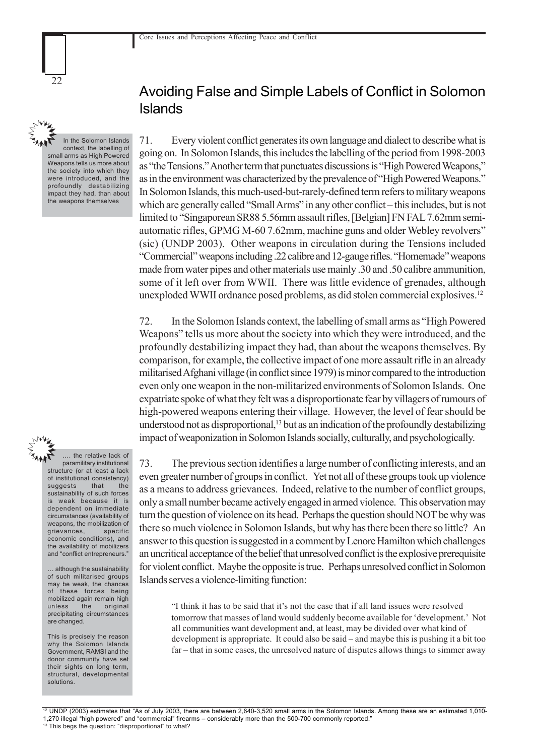## Avoiding False and Simple Labels of Conflict in Solomon Islands

> In the Solomon Islands context, the labelling of small arms as High Powered Weapons tells us more about the society into which they were introduced, and the profoundly destabilizing impact they had, than about the weapons themselves

71. Every violent conflict generates its own language and dialect to describe what is going on. In Solomon Islands, this includes the labelling of the period from 1998-2003 as "the Tensions." Another term that punctuates discussions is "High Powered Weapons," as in the environment was characterized by the prevalence of "High Powered Weapons." In Solomon Islands, this much-used-but-rarely-defined term refers to military weapons which are generally called "Small Arms" in any other conflict – this includes, but is not limited to "Singaporean SR88 5.56mm assault rifles, [Belgian] FN FAL 7.62mm semi-automatic rifles, GPMG M-60 7.62mm, machine guns and older Webley revolvers" (sic) (UNDP 2003). Other weapons in circulation during the Tensions included "Commercial" weapons including .22 calibre and 12-gauge rifles. "Homemade" weapons made from water pipes and other materials use mainly .30 and .50 calibre ammunition, some of it left over from WWII. There was little evidence of grenades, although unexploded WWII ordnance posed problems, as did stolen commercial explosives.[12]

72. In the Solomon Islands context, the labelling of small arms as "High Powered Weapons" tells us more about the society into which they were introduced, and the profoundly destabilizing impact they had, than about the weapons themselves. By comparison, for example, the collective impact of one more assault rifle in an already militarised Afghani village (in conflict since 1979) is minor compared to the introduction even only one weapon in the non-militarized environments of Solomon Islands. One expatriate spoke of what they felt was a disproportionate fear by villagers of rumours of high-powered weapons entering their village. However, the level of fear should be understood not as disproportional,[13] but as an indication of the profoundly destabilizing impact of weaponization in Solomon Islands socially, culturally, and psychologically.

> …. the relative lack of paramilitary institutional structure (or at least a lack of institutional consistency) suggests that the sustainability of such forces is weak because it is dependent on immediate circumstances (availability of weapons, the mobilization of grievances, specific economic conditions), and the availability of mobilizers and "conflict entrepreneurs."
>
> … although the sustainability of such militarised groups may be weak, the chances of these forces being mobilized again remain high unless the original precipitating circumstances are changed.
>
> This is precisely the reason why the Solomon Islands Government, RAMSI and the donor community have set their sights on long term, structural, developmental solutions.

73. The previous section identifies a large number of conflicting interests, and an even greater number of groups in conflict. Yet not all of these groups took up violence as a means to address grievances. Indeed, relative to the number of conflict groups, only a small number became actively engaged in armed violence. This observation may turn the question of violence on its head. Perhaps the question should NOT be why was there so much violence in Solomon Islands, but why has there been there so little? An answer to this question is suggested in a comment by Lenore Hamilton which challenges an uncritical acceptance of the belief that unresolved conflict is the explosive prerequisite for violent conflict. Maybe the opposite is true. Perhaps unresolved conflict in Solomon Islands serves a violence-limiting function:

> "I think it has to be said that it's not the case that if all land issues were resolved tomorrow that masses of land would suddenly become available for 'development.' Not all communities want development and, at least, may be divided over what kind of development is appropriate. It could also be said – and maybe this is pushing it a bit too far – that in some cases, the unresolved nature of disputes allows things to simmer away

---

[12] UNDP (2003) estimates that "As of July 2003, there are between 2,640-3,520 small arms in the Solomon Islands. Among these are an estimated 1,010-1,270 illegal "high powered" and "commercial" firearms – considerably more than the 500-700 commonly reported."

[13] This begs the question: "disproportional" to what?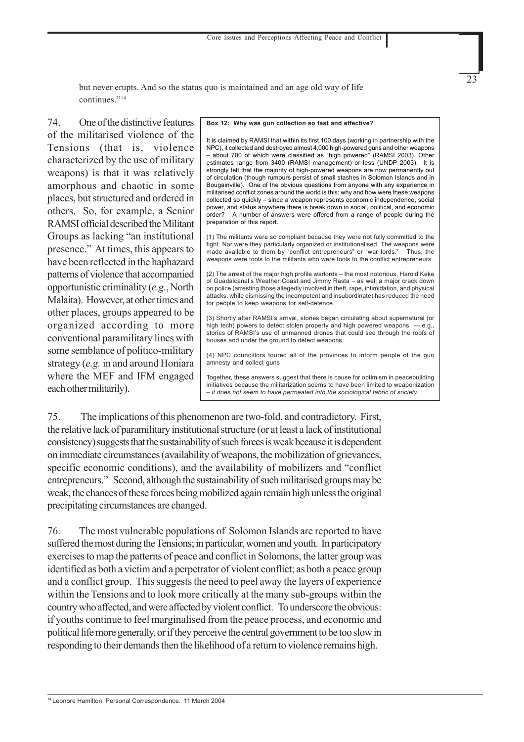but never erupts. And so the status quo is maintained and an age old way of life continues."[14]

74. One of the distinctive features of the militarised violence of the Tensions (that is, violence characterized by the use of military weapons) is that it was relatively amorphous and chaotic in some places, but structured and ordered in others. So, for example, a Senior RAMSI official described the Militant Groups as lacking "an institutional presence." At times, this appears to have been reflected in the haphazard patterns of violence that accompanied opportunistic criminality (*e.g.*, North Malaita). However, at other times and other places, groups appeared to be organized according to more conventional paramilitary lines with some semblance of politico-military strategy (*e.g.* in and around Honiara where the MEF and IFM engaged each other militarily).

> **Box 12: Why was gun collection so fast and effective?**
>
> It is claimed by RAMSI that within its first 100 days (working in partnership with the NPC), it collected and destroyed almost 4,000 high-powered guns and other weapons – about 700 of which were classified as "high powered" (RAMSI 2003). Other estimates range from 3400 (RAMSI management) or less (UNDP 2003). It is strongly felt that the majority of high-powered weapons are now permanently out of circulation (though rumours persist of small stashes in Solomon Islands and in Bougainville). One of the obvious questions from anyone with any experience in militarised conflict zones around the world is this: why and how were these weapons collected so quickly – since a weapon represents economic independence, social power, and status anywhere there is break down in social, political, and economic order? A number of answers were offered from a range of people during the preparation of this report.
>
> (1) The militants were so compliant because they were not fully committed to the fight. Nor were they particularly organized or institutionalised. The weapons were made available to them by "conflict entrepreneurs" or "war lords." Thus, the weapons were tools to the militants who were tools to the conflict entrepreneurs.
>
> (2) The arrest of the major high profile warlords – the most notorious, Harold Keke of Guadalcanal's Weather Coast and Jimmy Rasta – as well a major crack down on police (arresting those allegedly involved in theft, rape, intimidation, and physical attacks, while dismissing the incompetent and insubordinate) has reduced the need for people to keep weapons for self-defence.
>
> (3) Shortly after RAMSI's arrival, stories began circulating about supernatural (or high tech) powers to detect stolen property and high powered weapons — e.g., stories of RAMSI's use of unmanned drones that could see through the roofs of houses and under the ground to detect weapons.
>
> (4) NPC councillors toured all of the provinces to inform people of the gun amnesty and collect guns
>
> Together, these answers suggest that there is cause for optimism in peacebuilding initiatives because the militarization seems to have been limited to weaponization – *it does not seem to have permeated into the sociological fabric of society.*

75. The implications of this phenomenon are two-fold, and contradictory. First, the relative lack of paramilitary institutional structure (or at least a lack of institutional consistency) suggests that the sustainability of such forces is weak because it is dependent on immediate circumstances (availability of weapons, the mobilization of grievances, specific economic conditions), and the availability of mobilizers and "conflict entrepreneurs." Second, although the sustainability of such militarised groups may be weak, the chances of these forces being mobilized again remain high unless the original precipitating circumstances are changed.

76. The most vulnerable populations of Solomon Islands are reported to have suffered the most during the Tensions; in particular, women and youth. In participatory exercises to map the patterns of peace and conflict in Solomons, the latter group was identified as both a victim and a perpetrator of violent conflict; as both a peace group and a conflict group. This suggests the need to peel away the layers of experience within the Tensions and to look more critically at the many sub-groups within the country who affected, and were affected by violent conflict. To underscore the obvious: if youths continue to feel marginalised from the peace process, and economic and political life more generally, or if they perceive the central government to be too slow in responding to their demands then the likelihood of a return to violence remains high.

[14] Leonore Hamilton. Personal Correspondence. 11 March 2004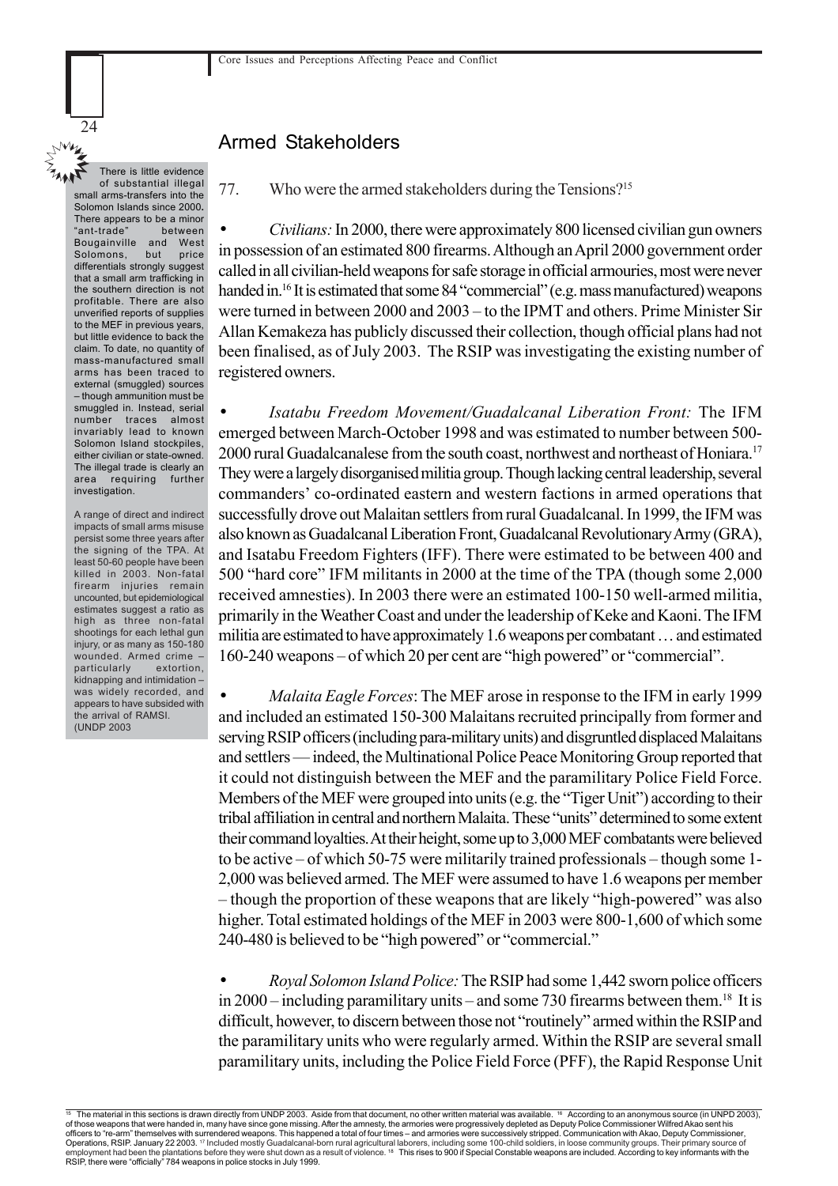## Armed Stakeholders

> There is little evidence of substantial illegal small arms-transfers into the Solomon Islands since 2000. There appears to be a minor "ant-trade" between Bougainville and West Solomons, but price differentials strongly suggest that a small arm trafficking in the southern direction is not profitable. There are also unverified reports of supplies to the MEF in previous years, but little evidence to back the claim. To date, no quantity of mass-manufactured small arms has been traced to external (smuggled) sources – though ammunition must be smuggled in. Instead, serial number traces almost invariably lead to known Solomon Island stockpiles, either civilian or state-owned. The illegal trade is clearly an area requiring further investigation.
>
> A range of direct and indirect impacts of small arms misuse persist some three years after the signing of the TPA. At least 50-60 people have been killed in 2003. Non-fatal firearm injuries remain uncounted, but epidemiological estimates suggest a ratio as high as three non-fatal shootings for each lethal gun injury, or as many as 150-180 wounded. Armed crime – particularly extortion, kidnapping and intimidation – was widely recorded, and appears to have subsided with the arrival of RAMSI. (UNDP 2003

77. Who were the armed stakeholders during the Tensions?[15]

- *Civilians:* In 2000, there were approximately 800 licensed civilian gun owners in possession of an estimated 800 firearms. Although an April 2000 government order called in all civilian-held weapons for safe storage in official armouries, most were never handed in.[16] It is estimated that some 84 "commercial" (e.g. mass manufactured) weapons were turned in between 2000 and 2003 – to the IPMT and others. Prime Minister Sir Allan Kemakeza has publicly discussed their collection, though official plans had not been finalised, as of July 2003. The RSIP was investigating the existing number of registered owners.

- *Isatabu Freedom Movement/Guadalcanal Liberation Front:* The IFM emerged between March-October 1998 and was estimated to number between 500-2000 rural Guadalcanalese from the south coast, northwest and northeast of Honiara.[17] They were a largely disorganised militia group. Though lacking central leadership, several commanders' co-ordinated eastern and western factions in armed operations that successfully drove out Malaitan settlers from rural Guadalcanal. In 1999, the IFM was also known as Guadalcanal Liberation Front, Guadalcanal Revolutionary Army (GRA), and Isatabu Freedom Fighters (IFF). There were estimated to be between 400 and 500 "hard core" IFM militants in 2000 at the time of the TPA (though some 2,000 received amnesties). In 2003 there were an estimated 100-150 well-armed militia, primarily in the Weather Coast and under the leadership of Keke and Kaoni. The IFM militia are estimated to have approximately 1.6 weapons per combatant … and estimated 160-240 weapons – of which 20 per cent are "high powered" or "commercial".

- *Malaita Eagle Forces*: The MEF arose in response to the IFM in early 1999 and included an estimated 150-300 Malaitans recruited principally from former and serving RSIP officers (including para-military units) and disgruntled displaced Malaitans and settlers — indeed, the Multinational Police Peace Monitoring Group reported that it could not distinguish between the MEF and the paramilitary Police Field Force. Members of the MEF were grouped into units (e.g. the "Tiger Unit") according to their tribal affiliation in central and northern Malaita. These "units" determined to some extent their command loyalties. At their height, some up to 3,000 MEF combatants were believed to be active – of which 50-75 were militarily trained professionals – though some 1-2,000 was believed armed. The MEF were assumed to have 1.6 weapons per member – though the proportion of these weapons that are likely "high-powered" was also higher. Total estimated holdings of the MEF in 2003 were 800-1,600 of which some 240-480 is believed to be "high powered" or "commercial."

- *Royal Solomon Island Police:* The RSIP had some 1,442 sworn police officers in 2000 – including paramilitary units – and some 730 firearms between them.[18] It is difficult, however, to discern between those not "routinely" armed within the RSIP and the paramilitary units who were regularly armed. Within the RSIP are several small paramilitary units, including the Police Field Force (PFF), the Rapid Response Unit

---

[15] The material in this sections is drawn directly from UNDP 2003. Aside from that document, no other written material was available. [16] According to an anonymous source (in UNPD 2003), of those weapons that were handed in, many have since gone missing. After the amnesty, the armories were progressively depleted as Deputy Police Commissioner Wilfred Akao sent his officers to "re-arm" themselves with surrendered weapons. This happened a total of four times – and armories were successively stripped. Communication with Akao, Deputy Commissioner, Operations, RSIP. January 22 2003. [17] Included mostly Guadalcanal-born rural agricultural laborers, including some 100-child soldiers, in loose community groups. Their primary source of employment had been the plantations before they were shut down as a result of violence. [18] This rises to 900 if Special Constable weapons are included. According to key informants with the RSIP, there were "officially" 784 weapons in police stocks in July 1999.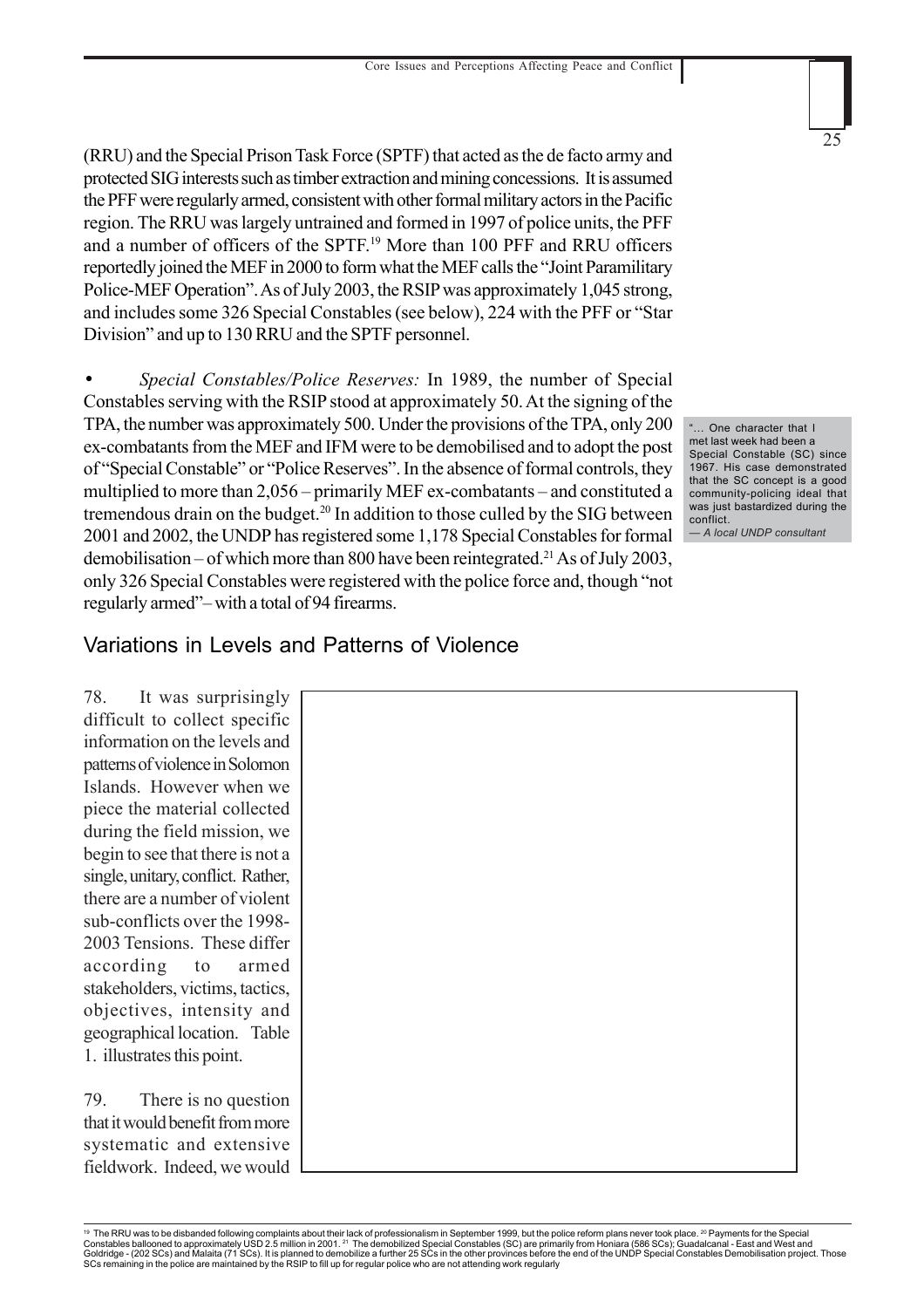(RRU) and the Special Prison Task Force (SPTF) that acted as the de facto army and protected SIG interests such as timber extraction and mining concessions. It is assumed the PFF were regularly armed, consistent with other formal military actors in the Pacific region. The RRU was largely untrained and formed in 1997 of police units, the PFF and a number of officers of the SPTF.[19] More than 100 PFF and RRU officers reportedly joined the MEF in 2000 to form what the MEF calls the "Joint Paramilitary Police-MEF Operation". As of July 2003, the RSIP was approximately 1,045 strong, and includes some 326 Special Constables (see below), 224 with the PFF or "Star Division" and up to 130 RRU and the SPTF personnel.

- *Special Constables/Police Reserves:* In 1989, the number of Special Constables serving with the RSIP stood at approximately 50. At the signing of the TPA, the number was approximately 500. Under the provisions of the TPA, only 200 ex-combatants from the MEF and IFM were to be demobilised and to adopt the post of "Special Constable" or "Police Reserves". In the absence of formal controls, they multiplied to more than 2,056 – primarily MEF ex-combatants – and constituted a tremendous drain on the budget.[20] In addition to those culled by the SIG between 2001 and 2002, the UNDP has registered some 1,178 Special Constables for formal demobilisation – of which more than 800 have been reintegrated.[21] As of July 2003, only 326 Special Constables were registered with the police force and, though "not regularly armed"– with a total of 94 firearms.

"... One character that I met last week had been a Special Constable (SC) since 1967. His case demonstrated that the SC concept is a good community-policing ideal that was just bastardized during the conflict.
— *A local UNDP consultant*

## Variations in Levels and Patterns of Violence

78. It was surprisingly difficult to collect specific information on the levels and patterns of violence in Solomon Islands. However when we piece the material collected during the field mission, we begin to see that there is not a single, unitary, conflict. Rather, there are a number of violent sub-conflicts over the 1998-2003 Tensions. These differ according to armed stakeholders, victims, tactics, objectives, intensity and geographical location. Table 1. illustrates this point.

79. There is no question that it would benefit from more systematic and extensive fieldwork. Indeed, we would

---

[19] The RRU was to be disbanded following complaints about their lack of professionalism in September 1999, but the police reform plans never took place. [20] Payments for the Special Constables ballooned to approximately USD 2.5 million in 2001. [21] The demobilized Special Constables (SC) are primarily from Honiara (586 SCs); Guadalcanal - East and West and Goldridge - (202 SCs) and Malaita (71 SCs). It is planned to demobilize a further 25 SCs in the other provinces before the end of the UNDP Special Constables Demobilisation project. Those SCs remaining in the police are maintained by the RSIP to fill up for regular police who are not attending work regularly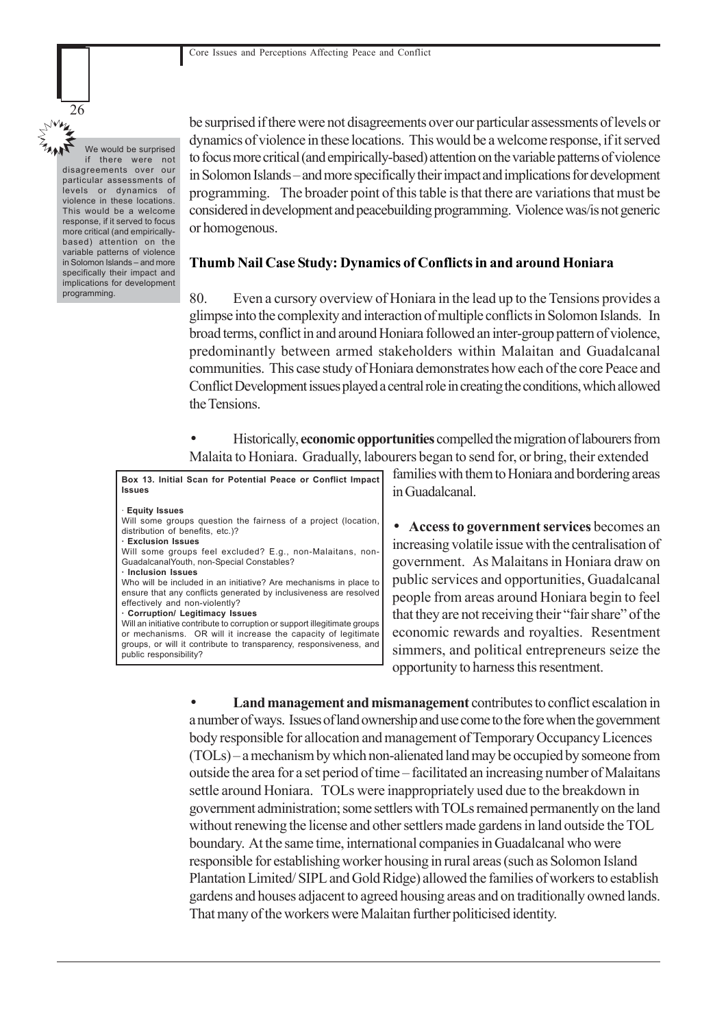be surprised if there were not disagreements over our particular assessments of levels or dynamics of violence in these locations. This would be a welcome response, if it served to focus more critical (and empirically-based) attention on the variable patterns of violence in Solomon Islands – and more specifically their impact and implications for development programming. The broader point of this table is that there are variations that must be considered in development and peacebuilding programming. Violence was/is not generic or homogenous.

> We would be surprised if there were not disagreements over our particular assessments of levels or dynamics of violence in these locations. This would be a welcome response, if it served to focus more critical (and empirically-based) attention on the variable patterns of violence in Solomon Islands – and more specifically their impact and implications for development programming.

### Thumb Nail Case Study: Dynamics of Conflicts in and around Honiara

80. Even a cursory overview of Honiara in the lead up to the Tensions provides a glimpse into the complexity and interaction of multiple conflicts in Solomon Islands. In broad terms, conflict in and around Honiara followed an inter-group pattern of violence, predominantly between armed stakeholders within Malaitan and Guadalcanal communities. This case study of Honiara demonstrates how each of the core Peace and Conflict Development issues played a central role in creating the conditions, which allowed the Tensions.

- Historically, **economic opportunities** compelled the migration of labourers from Malaita to Honiara. Gradually, labourers began to send for, or bring, their extended families with them to Honiara and bordering areas in Guadalcanal.

- **Access to government services** becomes an increasing volatile issue with the centralisation of government. As Malaitans in Honiara draw on public services and opportunities, Guadalcanal people from areas around Honiara begin to feel that they are not receiving their "fair share" of the economic rewards and royalties. Resentment simmers, and political entrepreneurs seize the opportunity to harness this resentment.

> **Box 13. Initial Scan for Potential Peace or Conflict Impact Issues**
>
> · **Equity Issues**
> Will some groups question the fairness of a project (location, distribution of benefits, etc.)?
> · **Exclusion Issues**
> Will some groups feel excluded? E.g., non-Malaitans, non-GuadalcanalYouth, non-Special Constables?
> · **Inclusion Issues**
> Who will be included in an initiative? Are mechanisms in place to ensure that any conflicts generated by inclusiveness are resolved effectively and non-violently?
> · **Corruption/ Legitimacy Issues**
> Will an initiative contribute to corruption or support illegitimate groups or mechanisms. OR will it increase the capacity of legitimate groups, or will it contribute to transparency, responsiveness, and public responsibility?

- **Land management and mismanagement** contributes to conflict escalation in a number of ways. Issues of land ownership and use come to the fore when the government body responsible for allocation and management of Temporary Occupancy Licences (TOLs) – a mechanism by which non-alienated land may be occupied by someone from outside the area for a set period of time – facilitated an increasing number of Malaitans settle around Honiara. TOLs were inappropriately used due to the breakdown in government administration; some settlers with TOLs remained permanently on the land without renewing the license and other settlers made gardens in land outside the TOL boundary. At the same time, international companies in Guadalcanal who were responsible for establishing worker housing in rural areas (such as Solomon Island Plantation Limited/ SIPL and Gold Ridge) allowed the families of workers to establish gardens and houses adjacent to agreed housing areas and on traditionally owned lands. That many of the workers were Malaitan further politicised identity.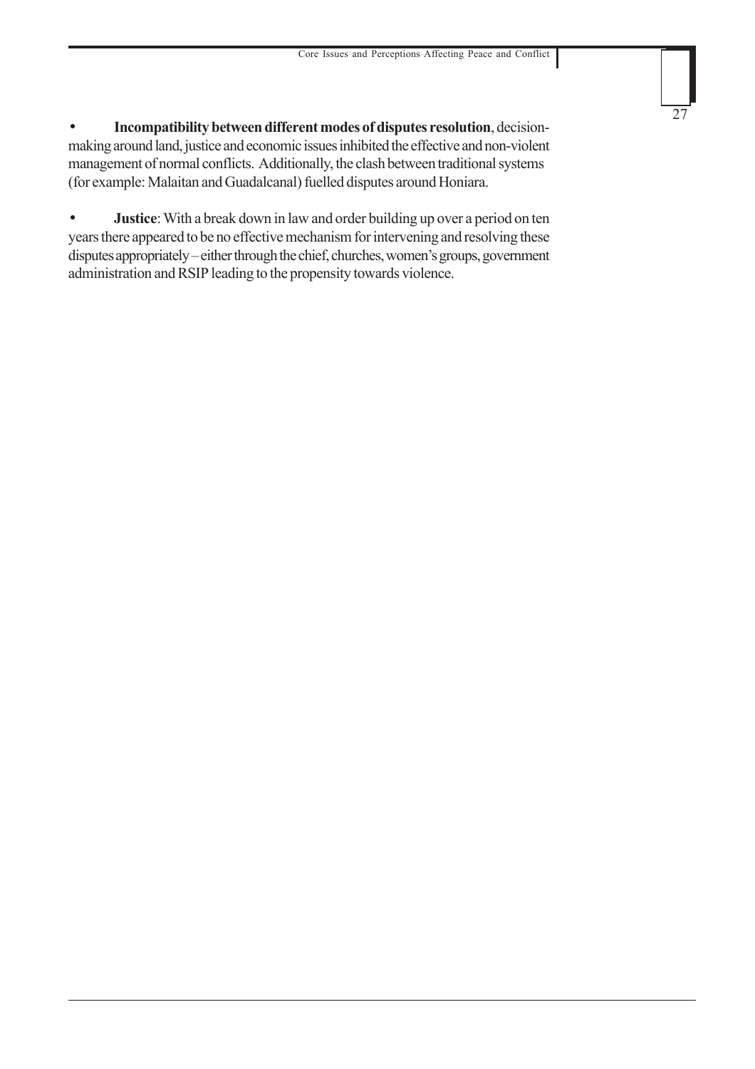- **Incompatibility between different modes of disputes resolution**, decision-making around land, justice and economic issues inhibited the effective and non-violent management of normal conflicts. Additionally, the clash between traditional systems (for example: Malaitan and Guadalcanal) fuelled disputes around Honiara.

- **Justice**: With a break down in law and order building up over a period on ten years there appeared to be no effective mechanism for intervening and resolving these disputes appropriately – either through the chief, churches, women's groups, government administration and RSIP leading to the propensity towards violence.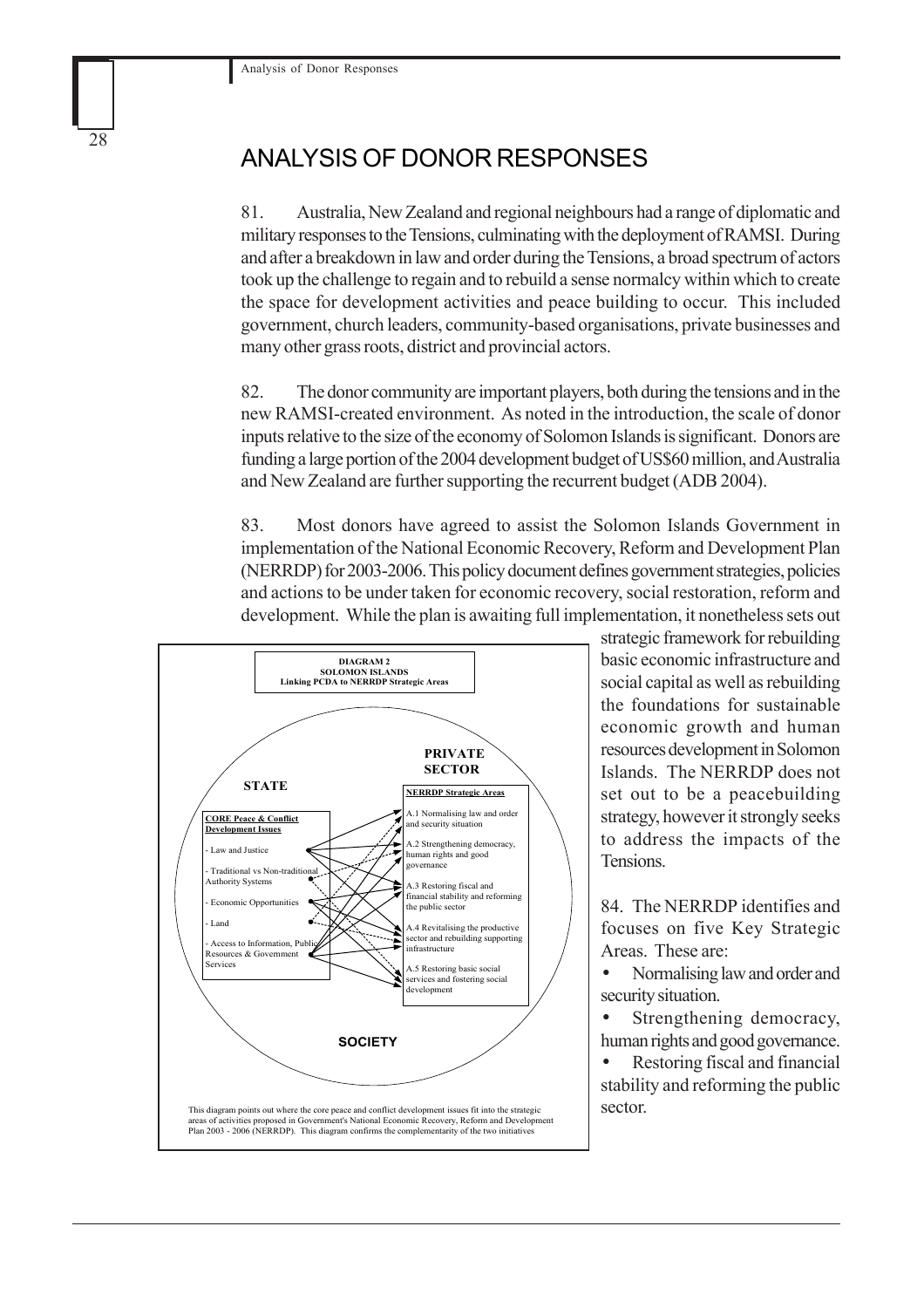# ANALYSIS OF DONOR RESPONSES

81. Australia, New Zealand and regional neighbours had a range of diplomatic and military responses to the Tensions, culminating with the deployment of RAMSI. During and after a breakdown in law and order during the Tensions, a broad spectrum of actors took up the challenge to regain and to rebuild a sense normalcy within which to create the space for development activities and peace building to occur. This included government, church leaders, community-based organisations, private businesses and many other grass roots, district and provincial actors.

82. The donor community are important players, both during the tensions and in the new RAMSI-created environment. As noted in the introduction, the scale of donor inputs relative to the size of the economy of Solomon Islands is significant. Donors are funding a large portion of the 2004 development budget of US$60 million, and Australia and New Zealand are further supporting the recurrent budget (ADB 2004).

83. Most donors have agreed to assist the Solomon Islands Government in implementation of the National Economic Recovery, Reform and Development Plan (NERRDP) for 2003-2006. This policy document defines government strategies, policies and actions to be under taken for economic recovery, social restoration, reform and development. While the plan is awaiting full implementation, it nonetheless sets out strategic framework for rebuilding basic economic infrastructure and social capital as well as rebuilding the foundations for sustainable economic growth and human resources development in Solomon Islands. The NERRDP does not set out to be a peacebuilding strategy, however it strongly seeks to address the impacts of the Tensions.

**DIAGRAM 2**
**SOLOMON ISLANDS**
**Linking PCDA to NERRDP Strategic Areas**

**STATE** | **PRIVATE SECTOR** | **SOCIETY**

**CORE Peace & Conflict Development Issues**

- Law and Justice
- Traditional vs Non-traditional Authority Systems
- Economic Opportunities
- Land
- Access to Information, Public Resources & Government Services

**NERRDP Strategic Areas**

- A.1 Normalising law and order and security situation
- A.2 Strengthening democracy, human rights and good governance
- A.3 Restoring fiscal and financial stability and reforming the public sector
- A.4 Revitalising the productive sector and rebuilding supporting infrastructure
- A.5 Restoring basic social services and fostering social development

This diagram points out where the core peace and conflict development issues fit into the strategic areas of activities proposed in Government's National Economic Recovery, Reform and Development Plan 2003 - 2006 (NERRDP). This diagram confirms the complementarity of the two initiatives

84. The NERRDP identifies and focuses on five Key Strategic Areas. These are:

- Normalising law and order and security situation.
- Strengthening democracy, human rights and good governance.
- Restoring fiscal and financial stability and reforming the public sector.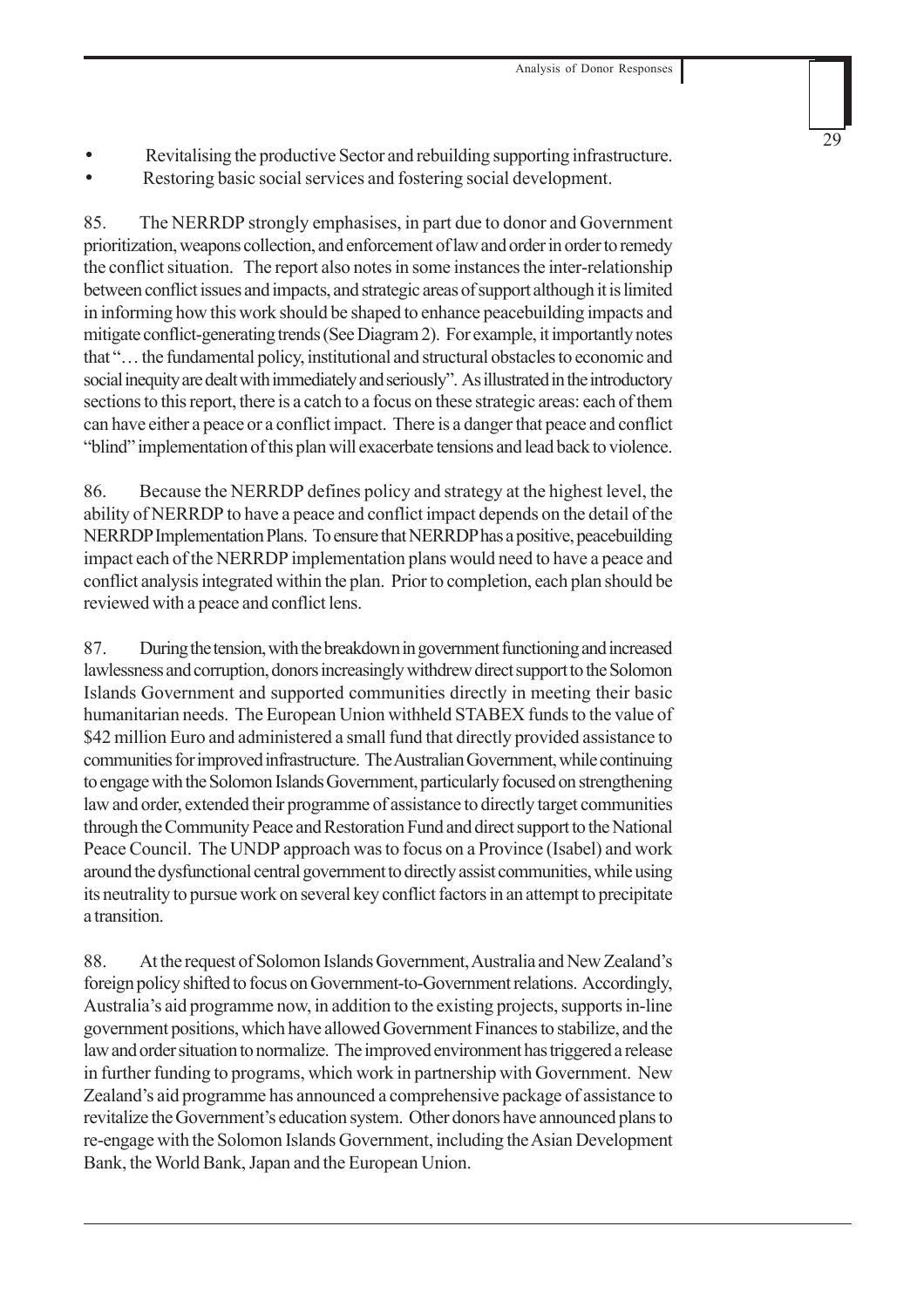- Revitalising the productive Sector and rebuilding supporting infrastructure.
- Restoring basic social services and fostering social development.

85. The NERRDP strongly emphasises, in part due to donor and Government prioritization, weapons collection, and enforcement of law and order in order to remedy the conflict situation. The report also notes in some instances the inter-relationship between conflict issues and impacts, and strategic areas of support although it is limited in informing how this work should be shaped to enhance peacebuilding impacts and mitigate conflict-generating trends (See Diagram 2). For example, it importantly notes that "… the fundamental policy, institutional and structural obstacles to economic and social inequity are dealt with immediately and seriously". As illustrated in the introductory sections to this report, there is a catch to a focus on these strategic areas: each of them can have either a peace or a conflict impact. There is a danger that peace and conflict "blind" implementation of this plan will exacerbate tensions and lead back to violence.

86. Because the NERRDP defines policy and strategy at the highest level, the ability of NERRDP to have a peace and conflict impact depends on the detail of the NERRDP Implementation Plans. To ensure that NERRDP has a positive, peacebuilding impact each of the NERRDP implementation plans would need to have a peace and conflict analysis integrated within the plan. Prior to completion, each plan should be reviewed with a peace and conflict lens.

87. During the tension, with the breakdown in government functioning and increased lawlessness and corruption, donors increasingly withdrew direct support to the Solomon Islands Government and supported communities directly in meeting their basic humanitarian needs. The European Union withheld STABEX funds to the value of \$42 million Euro and administered a small fund that directly provided assistance to communities for improved infrastructure. The Australian Government, while continuing to engage with the Solomon Islands Government, particularly focused on strengthening law and order, extended their programme of assistance to directly target communities through the Community Peace and Restoration Fund and direct support to the National Peace Council. The UNDP approach was to focus on a Province (Isabel) and work around the dysfunctional central government to directly assist communities, while using its neutrality to pursue work on several key conflict factors in an attempt to precipitate a transition.

88. At the request of Solomon Islands Government, Australia and New Zealand's foreign policy shifted to focus on Government-to-Government relations. Accordingly, Australia's aid programme now, in addition to the existing projects, supports in-line government positions, which have allowed Government Finances to stabilize, and the law and order situation to normalize. The improved environment has triggered a release in further funding to programs, which work in partnership with Government. New Zealand's aid programme has announced a comprehensive package of assistance to revitalize the Government's education system. Other donors have announced plans to re-engage with the Solomon Islands Government, including the Asian Development Bank, the World Bank, Japan and the European Union.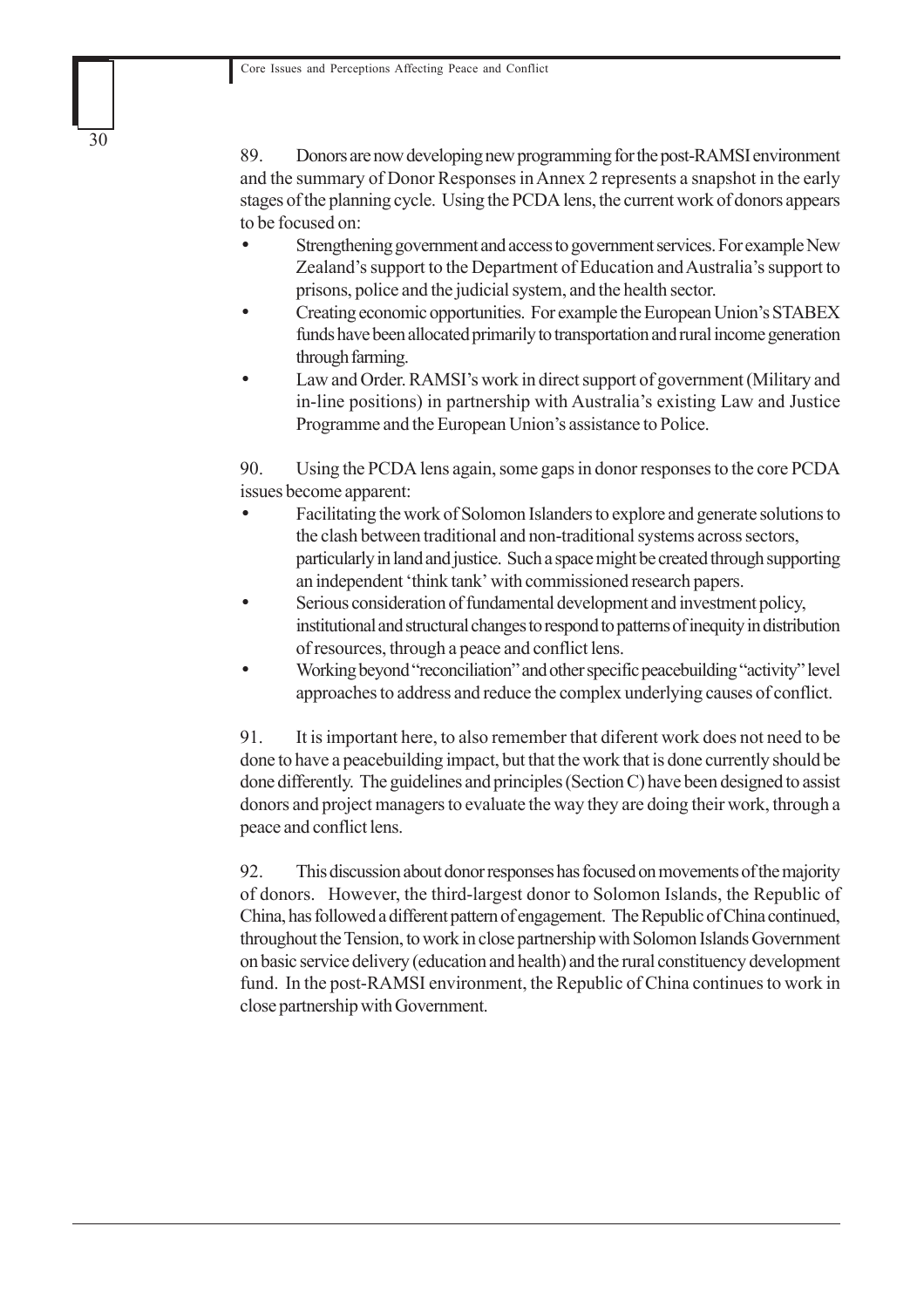89. Donors are now developing new programming for the post-RAMSI environment and the summary of Donor Responses in Annex 2 represents a snapshot in the early stages of the planning cycle. Using the PCDA lens, the current work of donors appears to be focused on:

- Strengthening government and access to government services. For example New Zealand's support to the Department of Education and Australia's support to prisons, police and the judicial system, and the health sector.
- Creating economic opportunities. For example the European Union's STABEX funds have been allocated primarily to transportation and rural income generation through farming.
- Law and Order. RAMSI's work in direct support of government (Military and in-line positions) in partnership with Australia's existing Law and Justice Programme and the European Union's assistance to Police.

90. Using the PCDA lens again, some gaps in donor responses to the core PCDA issues become apparent:

- Facilitating the work of Solomon Islanders to explore and generate solutions to the clash between traditional and non-traditional systems across sectors, particularly in land and justice. Such a space might be created through supporting an independent 'think tank' with commissioned research papers.
- Serious consideration of fundamental development and investment policy, institutional and structural changes to respond to patterns of inequity in distribution of resources, through a peace and conflict lens.
- Working beyond "reconciliation" and other specific peacebuilding "activity" level approaches to address and reduce the complex underlying causes of conflict.

91. It is important here, to also remember that diferent work does not need to be done to have a peacebuilding impact, but that the work that is done currently should be done differently. The guidelines and principles (Section C) have been designed to assist donors and project managers to evaluate the way they are doing their work, through a peace and conflict lens.

92. This discussion about donor responses has focused on movements of the majority of donors. However, the third-largest donor to Solomon Islands, the Republic of China, has followed a different pattern of engagement. The Republic of China continued, throughout the Tension, to work in close partnership with Solomon Islands Government on basic service delivery (education and health) and the rural constituency development fund. In the post-RAMSI environment, the Republic of China continues to work in close partnership with Government.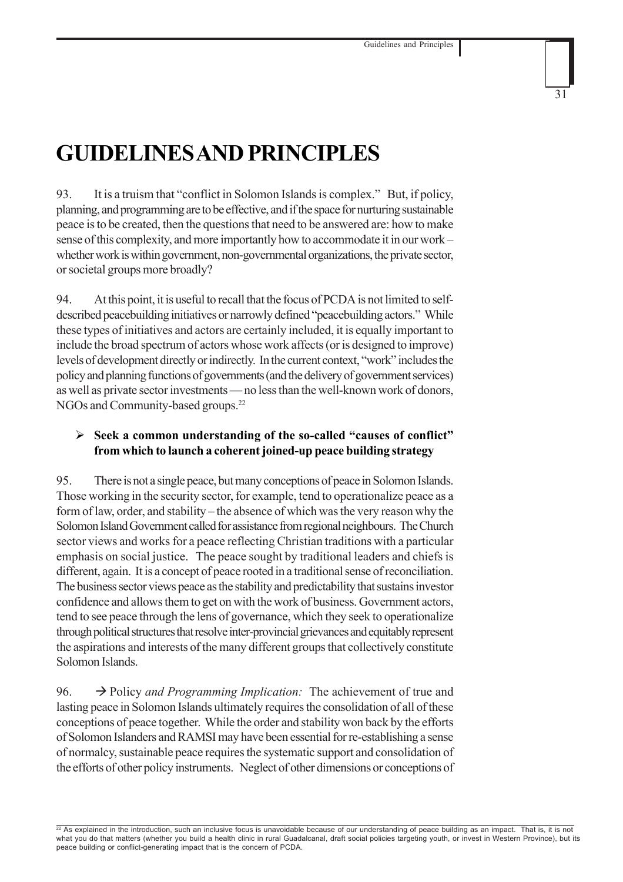# GUIDELINES AND PRINCIPLES

93. It is a truism that "conflict in Solomon Islands is complex." But, if policy, planning, and programming are to be effective, and if the space for nurturing sustainable peace is to be created, then the questions that need to be answered are: how to make sense of this complexity, and more importantly how to accommodate it in our work – whether work is within government, non-governmental organizations, the private sector, or societal groups more broadly?

94. At this point, it is useful to recall that the focus of PCDA is not limited to self-described peacebuilding initiatives or narrowly defined "peacebuilding actors." While these types of initiatives and actors are certainly included, it is equally important to include the broad spectrum of actors whose work affects (or is designed to improve) levels of development directly or indirectly. In the current context, "work" includes the policy and planning functions of governments (and the delivery of government services) as well as private sector investments — no less than the well-known work of donors, NGOs and Community-based groups.[22]

- **Seek a common understanding of the so-called "causes of conflict" from which to launch a coherent joined-up peace building strategy**

95. There is not a single peace, but many conceptions of peace in Solomon Islands. Those working in the security sector, for example, tend to operationalize peace as a form of law, order, and stability – the absence of which was the very reason why the Solomon Island Government called for assistance from regional neighbours. The Church sector views and works for a peace reflecting Christian traditions with a particular emphasis on social justice. The peace sought by traditional leaders and chiefs is different, again. It is a concept of peace rooted in a traditional sense of reconciliation. The business sector views peace as the stability and predictability that sustains investor confidence and allows them to get on with the work of business. Government actors, tend to see peace through the lens of governance, which they seek to operationalize through political structures that resolve inter-provincial grievances and equitably represent the aspirations and interests of the many different groups that collectively constitute Solomon Islands.

96. → Policy *and Programming Implication:* The achievement of true and lasting peace in Solomon Islands ultimately requires the consolidation of all of these conceptions of peace together. While the order and stability won back by the efforts of Solomon Islanders and RAMSI may have been essential for re-establishing a sense of normalcy, sustainable peace requires the systematic support and consolidation of the efforts of other policy instruments. Neglect of other dimensions or conceptions of

---

[22] As explained in the introduction, such an inclusive focus is unavoidable because of our understanding of peace building as an impact. That is, it is not what you do that matters (whether you build a health clinic in rural Guadalcanal, draft social policies targeting youth, or invest in Western Province), but its peace building or conflict-generating impact that is the concern of PCDA.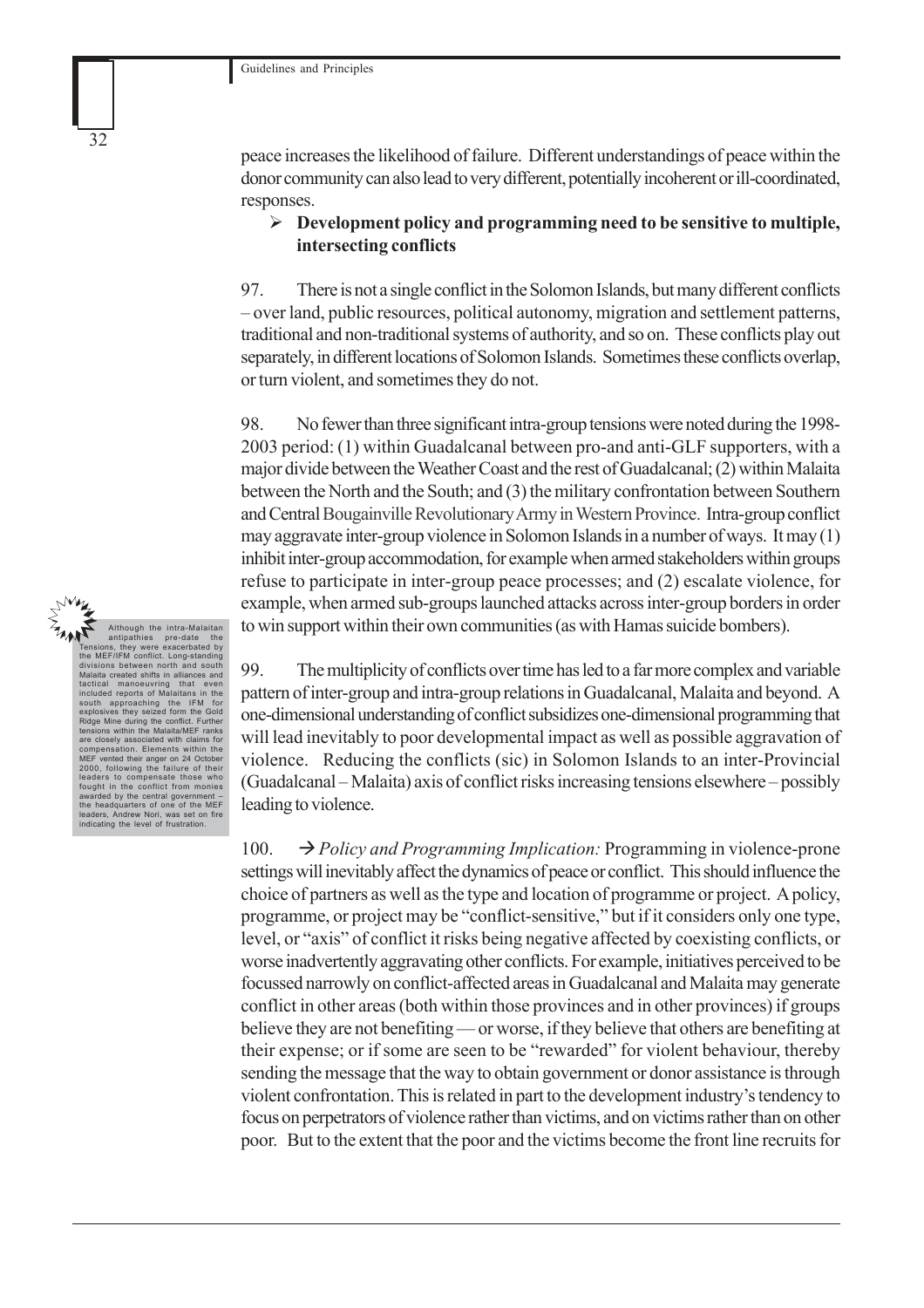peace increases the likelihood of failure. Different understandings of peace within the donor community can also lead to very different, potentially incoherent or ill-coordinated, responses.

➢ **Development policy and programming need to be sensitive to multiple, intersecting conflicts**

97. There is not a single conflict in the Solomon Islands, but many different conflicts – over land, public resources, political autonomy, migration and settlement patterns, traditional and non-traditional systems of authority, and so on. These conflicts play out separately, in different locations of Solomon Islands. Sometimes these conflicts overlap, or turn violent, and sometimes they do not.

98. No fewer than three significant intra-group tensions were noted during the 1998-2003 period: (1) within Guadalcanal between pro-and anti-GLF supporters, with a major divide between the Weather Coast and the rest of Guadalcanal; (2) within Malaita between the North and the South; and (3) the military confrontation between Southern and Central Bougainville Revolutionary Army in Western Province. Intra-group conflict may aggravate inter-group violence in Solomon Islands in a number of ways. It may (1) inhibit inter-group accommodation, for example when armed stakeholders within groups refuse to participate in inter-group peace processes; and (2) escalate violence, for example, when armed sub-groups launched attacks across inter-group borders in order to win support within their own communities (as with Hamas suicide bombers).

> Although the intra-Malaitan antipathies pre-date the Tensions, they were exacerbated by the MEF/IFM conflict. Long-standing divisions between north and south Malaita created shifts in alliances and tactical manoeuvring that even included reports of Malaitans in the south approaching the IFM for explosives they seized form the Gold Ridge Mine during the conflict. Further tensions within the Malaita/MEF ranks are closely associated with claims for compensation. Elements within the MEF vented their anger on 24 October 2000, following the failure of their leaders to compensate those who fought in the conflict from monies awarded by the central government – the headquarters of one of the MEF leaders, Andrew Nori, was set on fire indicating the level of frustration.

99. The multiplicity of conflicts over time has led to a far more complex and variable pattern of inter-group and intra-group relations in Guadalcanal, Malaita and beyond. A one-dimensional understanding of conflict subsidizes one-dimensional programming that will lead inevitably to poor developmental impact as well as possible aggravation of violence. Reducing the conflicts (sic) in Solomon Islands to an inter-Provincial (Guadalcanal – Malaita) axis of conflict risks increasing tensions elsewhere – possibly leading to violence.

100. → *Policy and Programming Implication:* Programming in violence-prone settings will inevitably affect the dynamics of peace or conflict. This should influence the choice of partners as well as the type and location of programme or project. A policy, programme, or project may be "conflict-sensitive," but if it considers only one type, level, or "axis" of conflict it risks being negative affected by coexisting conflicts, or worse inadvertently aggravating other conflicts. For example, initiatives perceived to be focussed narrowly on conflict-affected areas in Guadalcanal and Malaita may generate conflict in other areas (both within those provinces and in other provinces) if groups believe they are not benefiting — or worse, if they believe that others are benefiting at their expense; or if some are seen to be "rewarded" for violent behaviour, thereby sending the message that the way to obtain government or donor assistance is through violent confrontation. This is related in part to the development industry's tendency to focus on perpetrators of violence rather than victims, and on victims rather than on other poor. But to the extent that the poor and the victims become the front line recruits for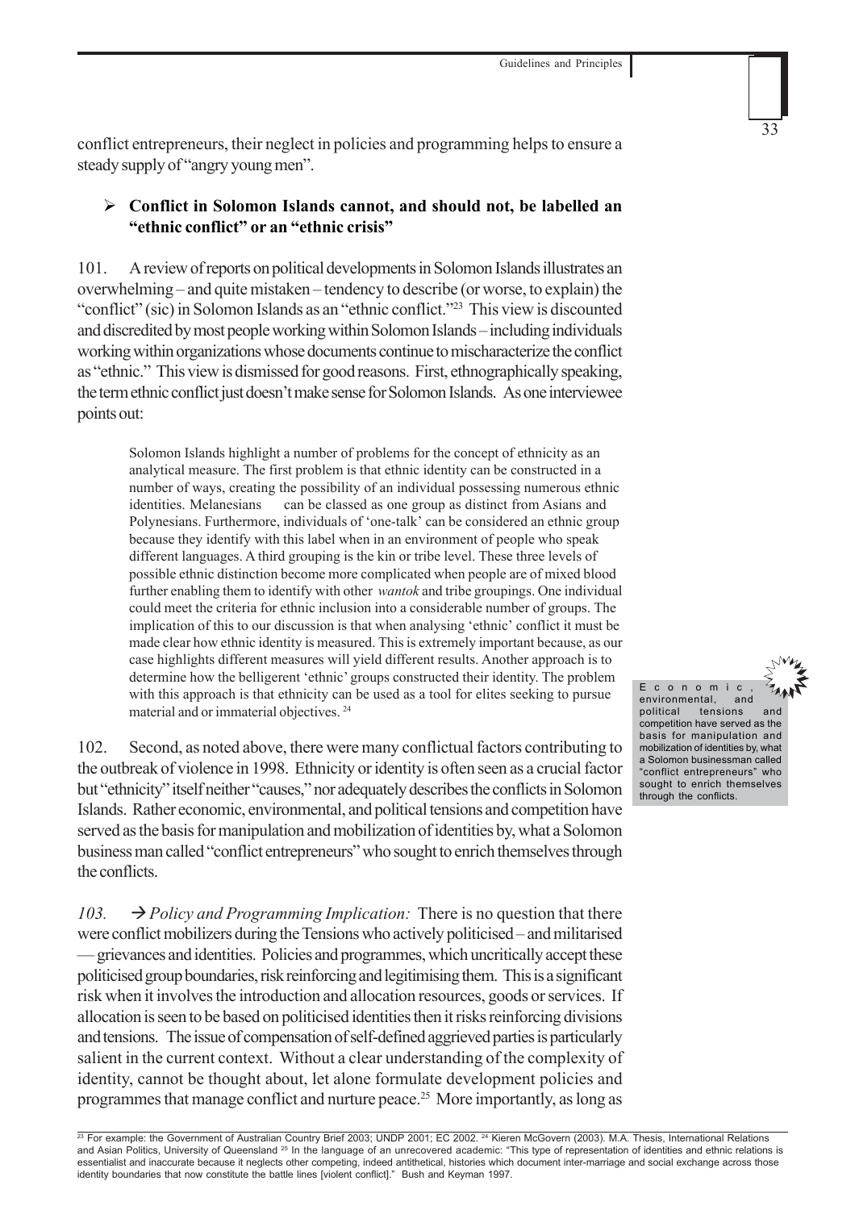conflict entrepreneurs, their neglect in policies and programming helps to ensure a steady supply of "angry young men".

- **Conflict in Solomon Islands cannot, and should not, be labelled an "ethnic conflict" or an "ethnic crisis"**

101. A review of reports on political developments in Solomon Islands illustrates an overwhelming – and quite mistaken – tendency to describe (or worse, to explain) the "conflict" (sic) in Solomon Islands as an "ethnic conflict."[23] This view is discounted and discredited by most people working within Solomon Islands – including individuals working within organizations whose documents continue to mischaracterize the conflict as "ethnic." This view is dismissed for good reasons. First, ethnographically speaking, the term ethnic conflict just doesn't make sense for Solomon Islands. As one interviewee points out:

> Solomon Islands highlight a number of problems for the concept of ethnicity as an analytical measure. The first problem is that ethnic identity can be constructed in a number of ways, creating the possibility of an individual possessing numerous ethnic identities. Melanesians can be classed as one group as distinct from Asians and Polynesians. Furthermore, individuals of 'one-talk' can be considered an ethnic group because they identify with this label when in an environment of people who speak different languages. A third grouping is the kin or tribe level. These three levels of possible ethnic distinction become more complicated when people are of mixed blood further enabling them to identify with other *wantok* and tribe groupings. One individual could meet the criteria for ethnic inclusion into a considerable number of groups. The implication of this to our discussion is that when analysing 'ethnic' conflict it must be made clear how ethnic identity is measured. This is extremely important because, as our case highlights different measures will yield different results. Another approach is to determine how the belligerent 'ethnic' groups constructed their identity. The problem with this approach is that ethnicity can be used as a tool for elites seeking to pursue material and or immaterial objectives. [24]

102. Second, as noted above, there were many conflictual factors contributing to the outbreak of violence in 1998. Ethnicity or identity is often seen as a crucial factor but "ethnicity" itself neither "causes," nor adequately describes the conflicts in Solomon Islands. Rather economic, environmental, and political tensions and competition have served as the basis for manipulation and mobilization of identities by, what a Solomon business man called "conflict entrepreneurs" who sought to enrich themselves through the conflicts.

> Economic, environmental, and political tensions and competition have served as the basis for manipulation and mobilization of identities by, what a Solomon businessman called "conflict entrepreneurs" who sought to enrich themselves through the conflicts.

*103.* → *Policy and Programming Implication:* There is no question that there were conflict mobilizers during the Tensions who actively politicised – and militarised — grievances and identities. Policies and programmes, which uncritically accept these politicised group boundaries, risk reinforcing and legitimising them. This is a significant risk when it involves the introduction and allocation resources, goods or services. If allocation is seen to be based on politicised identities then it risks reinforcing divisions and tensions. The issue of compensation of self-defined aggrieved parties is particularly salient in the current context. Without a clear understanding of the complexity of identity, cannot be thought about, let alone formulate development policies and programmes that manage conflict and nurture peace.[25] More importantly, as long as

---

[23] For example: the Government of Australian Country Brief 2003; UNDP 2001; EC 2002. [24] Kieren McGovern (2003). M.A. Thesis, International Relations and Asian Politics, University of Queensland [25] In the language of an unrecovered academic: "This type of representation of identities and ethnic relations is essentialist and inaccurate because it neglects other competing, indeed antithetical, histories which document inter-marriage and social exchange across those identity boundaries that now constitute the battle lines [violent conflict]." Bush and Keyman 1997.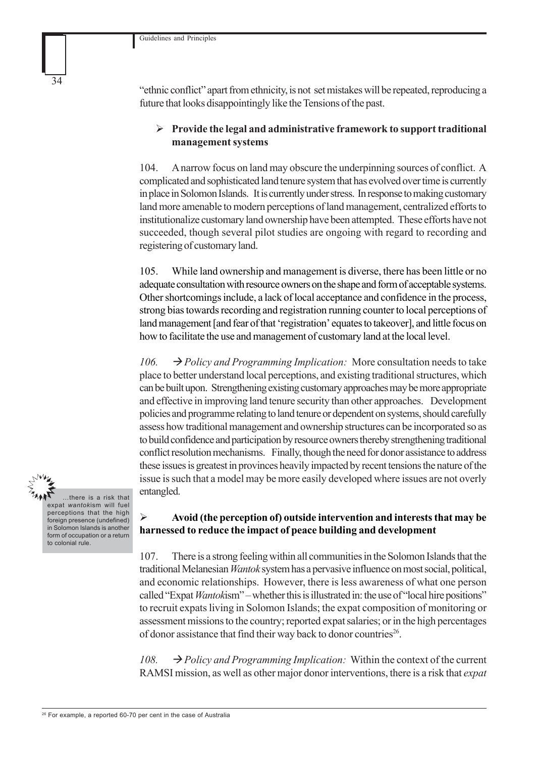"ethnic conflict" apart from ethnicity, is not set mistakes will be repeated, reproducing a future that looks disappointingly like the Tensions of the past.

➢ **Provide the legal and administrative framework to support traditional management systems**

104. A narrow focus on land may obscure the underpinning sources of conflict. A complicated and sophisticated land tenure system that has evolved over time is currently in place in Solomon Islands. It is currently under stress. In response to making customary land more amenable to modern perceptions of land management, centralized efforts to institutionalize customary land ownership have been attempted. These efforts have not succeeded, though several pilot studies are ongoing with regard to recording and registering of customary land.

105. While land ownership and management is diverse, there has been little or no adequate consultation with resource owners on the shape and form of acceptable systems. Other shortcomings include, a lack of local acceptance and confidence in the process, strong bias towards recording and registration running counter to local perceptions of land management [and fear of that 'registration' equates to takeover], and little focus on how to facilitate the use and management of customary land at the local level.

*106. → Policy and Programming Implication:* More consultation needs to take place to better understand local perceptions, and existing traditional structures, which can be built upon. Strengthening existing customary approaches may be more appropriate and effective in improving land tenure security than other approaches. Development policies and programme relating to land tenure or dependent on systems, should carefully assess how traditional management and ownership structures can be incorporated so as to build confidence and participation by resource owners thereby strengthening traditional conflict resolution mechanisms. Finally, though the need for donor assistance to address these issues is greatest in provinces heavily impacted by recent tensions the nature of the issue is such that a model may be more easily developed where issues are not overly entangled.

> ...there is a risk that expat *wantok*ism will fuel perceptions that the high foreign presence (undefined) in Solomon Islands is another form of occupation or a return to colonial rule.

➢ **Avoid (the perception of) outside intervention and interests that may be harnessed to reduce the impact of peace building and development**

107. There is a strong feeling within all communities in the Solomon Islands that the traditional Melanesian *Wantok* system has a pervasive influence on most social, political, and economic relationships. However, there is less awareness of what one person called "Expat *Wantok*ism" – whether this is illustrated in: the use of "local hire positions" to recruit expats living in Solomon Islands; the expat composition of monitoring or assessment missions to the country; reported expat salaries; or in the high percentages of donor assistance that find their way back to donor countries[26].

*108. → Policy and Programming Implication:* Within the context of the current RAMSI mission, as well as other major donor interventions, there is a risk that *expat*

[26] For example, a reported 60-70 per cent in the case of Australia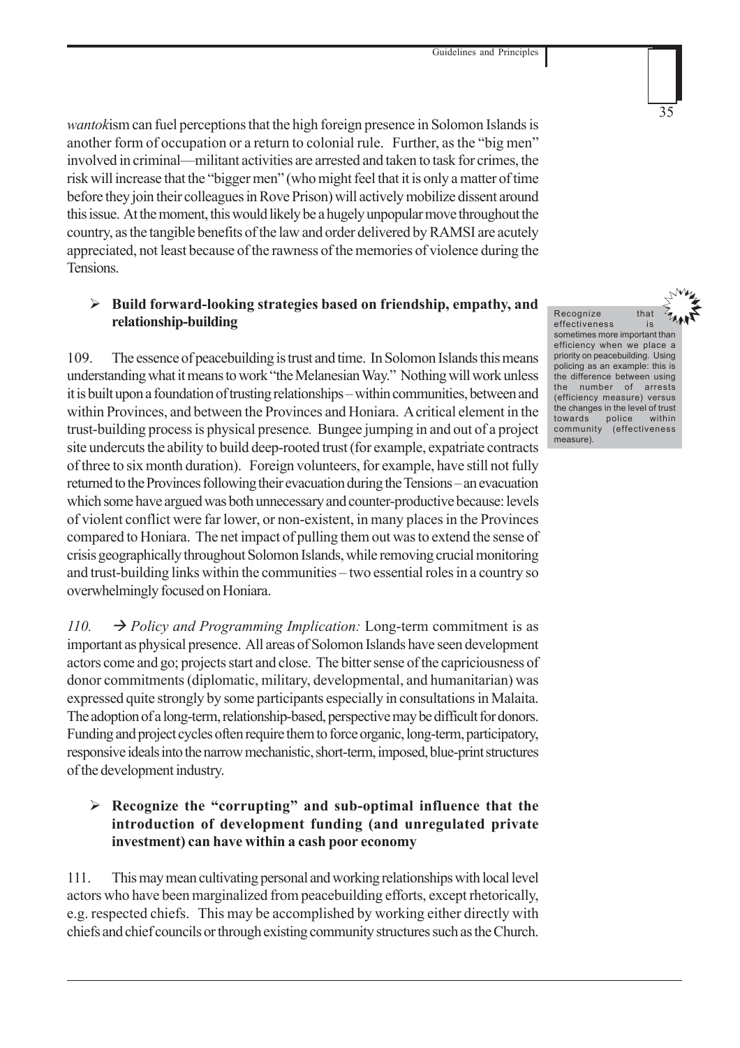*wantok*ism can fuel perceptions that the high foreign presence in Solomon Islands is another form of occupation or a return to colonial rule. Further, as the "big men" involved in criminal—militant activities are arrested and taken to task for crimes, the risk will increase that the "bigger men" (who might feel that it is only a matter of time before they join their colleagues in Rove Prison) will actively mobilize dissent around this issue. At the moment, this would likely be a hugely unpopular move throughout the country, as the tangible benefits of the law and order delivered by RAMSI are acutely appreciated, not least because of the rawness of the memories of violence during the Tensions.

- **Build forward-looking strategies based on friendship, empathy, and relationship-building**

109. The essence of peacebuilding is trust and time. In Solomon Islands this means understanding what it means to work "the Melanesian Way." Nothing will work unless it is built upon a foundation of trusting relationships – within communities, between and within Provinces, and between the Provinces and Honiara. A critical element in the trust-building process is physical presence. Bungee jumping in and out of a project site undercuts the ability to build deep-rooted trust (for example, expatriate contracts of three to six month duration). Foreign volunteers, for example, have still not fully returned to the Provinces following their evacuation during the Tensions – an evacuation which some have argued was both unnecessary and counter-productive because: levels of violent conflict were far lower, or non-existent, in many places in the Provinces compared to Honiara. The net impact of pulling them out was to extend the sense of crisis geographically throughout Solomon Islands, while removing crucial monitoring and trust-building links within the communities – two essential roles in a country so overwhelmingly focused on Honiara.

> Recognize that effectiveness is sometimes more important than efficiency when we place a priority on peacebuilding. Using policing as an example: this is the difference between using the number of arrests (efficiency measure) versus the changes in the level of trust towards police within community (effectiveness measure).

*110.* → *Policy and Programming Implication:* Long-term commitment is as important as physical presence. All areas of Solomon Islands have seen development actors come and go; projects start and close. The bitter sense of the capriciousness of donor commitments (diplomatic, military, developmental, and humanitarian) was expressed quite strongly by some participants especially in consultations in Malaita. The adoption of a long-term, relationship-based, perspective may be difficult for donors. Funding and project cycles often require them to force organic, long-term, participatory, responsive ideals into the narrow mechanistic, short-term, imposed, blue-print structures of the development industry.

- **Recognize the "corrupting" and sub-optimal influence that the introduction of development funding (and unregulated private investment) can have within a cash poor economy**

111. This may mean cultivating personal and working relationships with local level actors who have been marginalized from peacebuilding efforts, except rhetorically, e.g. respected chiefs. This may be accomplished by working either directly with chiefs and chief councils or through existing community structures such as the Church.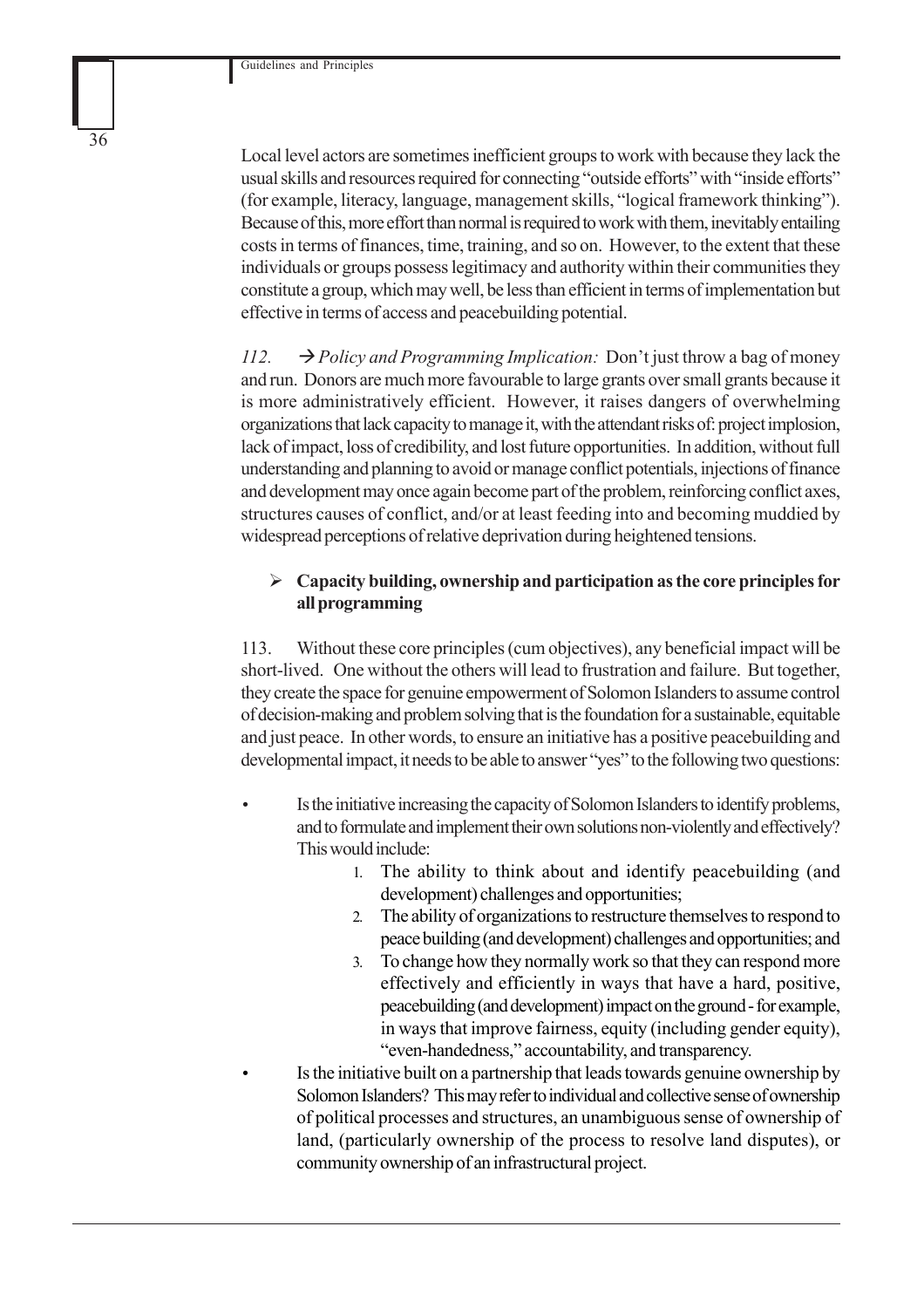Local level actors are sometimes inefficient groups to work with because they lack the usual skills and resources required for connecting "outside efforts" with "inside efforts" (for example, literacy, language, management skills, "logical framework thinking"). Because of this, more effort than normal is required to work with them, inevitably entailing costs in terms of finances, time, training, and so on. However, to the extent that these individuals or groups possess legitimacy and authority within their communities they constitute a group, which may well, be less than efficient in terms of implementation but effective in terms of access and peacebuilding potential.

*112. → Policy and Programming Implication:* Don't just throw a bag of money and run. Donors are much more favourable to large grants over small grants because it is more administratively efficient. However, it raises dangers of overwhelming organizations that lack capacity to manage it, with the attendant risks of: project implosion, lack of impact, loss of credibility, and lost future opportunities. In addition, without full understanding and planning to avoid or manage conflict potentials, injections of finance and development may once again become part of the problem, reinforcing conflict axes, structures causes of conflict, and/or at least feeding into and becoming muddied by widespread perceptions of relative deprivation during heightened tensions.

- **Capacity building, ownership and participation as the core principles for all programming**

113. Without these core principles (cum objectives), any beneficial impact will be short-lived. One without the others will lead to frustration and failure. But together, they create the space for genuine empowerment of Solomon Islanders to assume control of decision-making and problem solving that is the foundation for a sustainable, equitable and just peace. In other words, to ensure an initiative has a positive peacebuilding and developmental impact, it needs to be able to answer "yes" to the following two questions:

- Is the initiative increasing the capacity of Solomon Islanders to identify problems, and to formulate and implement their own solutions non-violently and effectively? This would include:
    1. The ability to think about and identify peacebuilding (and development) challenges and opportunities;
    2. The ability of organizations to restructure themselves to respond to peace building (and development) challenges and opportunities; and
    3. To change how they normally work so that they can respond more effectively and efficiently in ways that have a hard, positive, peacebuilding (and development) impact on the ground - for example, in ways that improve fairness, equity (including gender equity), "even-handedness," accountability, and transparency.
- Is the initiative built on a partnership that leads towards genuine ownership by Solomon Islanders? This may refer to individual and collective sense of ownership of political processes and structures, an unambiguous sense of ownership of land, (particularly ownership of the process to resolve land disputes), or community ownership of an infrastructural project.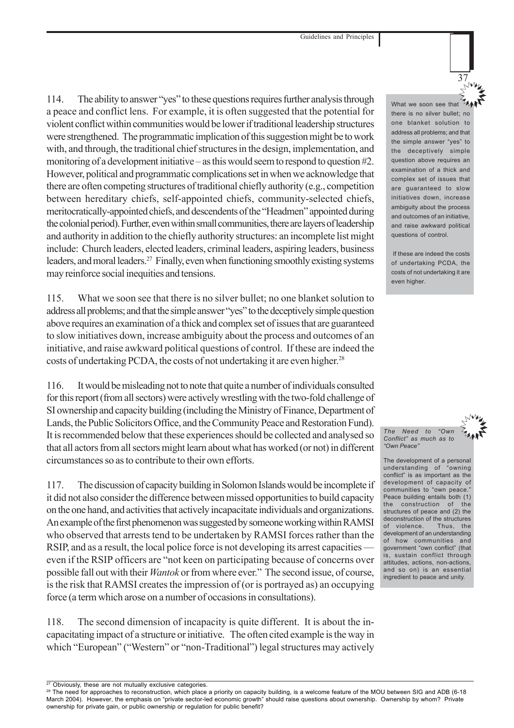114. The ability to answer "yes" to these questions requires further analysis through a peace and conflict lens. For example, it is often suggested that the potential for violent conflict within communities would be lower if traditional leadership structures were strengthened. The programmatic implication of this suggestion might be to work with, and through, the traditional chief structures in the design, implementation, and monitoring of a development initiative – as this would seem to respond to question #2. However, political and programmatic complications set in when we acknowledge that there are often competing structures of traditional chiefly authority (e.g., competition between hereditary chiefs, self-appointed chiefs, community-selected chiefs, meritocratically-appointed chiefs, and descendents of the "Headmen" appointed during the colonial period). Further, even within small communities, there are layers of leadership and authority in addition to the chiefly authority structures: an incomplete list might include: Church leaders, elected leaders, criminal leaders, aspiring leaders, business leaders, and moral leaders.[27] Finally, even when functioning smoothly existing systems may reinforce social inequities and tensions.

What we soon see that there is no silver bullet; no one blanket solution to address all problems; and that the simple answer "yes" to the deceptively simple question above requires an examination of a thick and complex set of issues that are guaranteed to slow initiatives down, increase ambiguity about the process and outcomes of an initiative, and raise awkward political questions of control.

If these are indeed the costs of undertaking PCDA, the costs of not undertaking it are even higher.

115. What we soon see that there is no silver bullet; no one blanket solution to address all problems; and that the simple answer "yes" to the deceptively simple question above requires an examination of a thick and complex set of issues that are guaranteed to slow initiatives down, increase ambiguity about the process and outcomes of an initiative, and raise awkward political questions of control. If these are indeed the costs of undertaking PCDA, the costs of not undertaking it are even higher.[28]

116. It would be misleading not to note that quite a number of individuals consulted for this report (from all sectors) were actively wrestling with the two-fold challenge of SI ownership and capacity building (including the Ministry of Finance, Department of Lands, the Public Solicitors Office, and the Community Peace and Restoration Fund). It is recommended below that these experiences should be collected and analysed so that all actors from all sectors might learn about what has worked (or not) in different circumstances so as to contribute to their own efforts.

*The Need to "Own Conflict" as much as to "Own Peace"*

The development of a personal understanding of "owning conflict" is as important as the development of capacity of communities to "own peace." Peace building entails both (1) the construction of the structures of peace and (2) the deconstruction of the structures of violence. Thus, the development of an understanding of how communities and government "own conflict" (that is, sustain conflict through attitudes, actions, non-actions, and so on) is an essential ingredient to peace and unity.

117. The discussion of capacity building in Solomon Islands would be incomplete if it did not also consider the difference between missed opportunities to build capacity on the one hand, and activities that actively incapacitate individuals and organizations. An example of the first phenomenon was suggested by someone working within RAMSI who observed that arrests tend to be undertaken by RAMSI forces rather than the RSIP, and as a result, the local police force is not developing its arrest capacities — even if the RSIP officers are "not keen on participating because of concerns over possible fall out with their *Wantok* or from where ever." The second issue, of course, is the risk that RAMSI creates the impression of (or is portrayed as) an occupying force (a term which arose on a number of occasions in consultations).

118. The second dimension of incapacity is quite different. It is about the incapacitating impact of a structure or initiative. The often cited example is the way in which "European" ("Western" or "non-Traditional") legal structures may actively

[27] Obviously, these are not mutually exclusive categories.

[28] The need for approaches to reconstruction, which place a priority on capacity building, is a welcome feature of the MOU between SIG and ADB (6-18 March 2004). However, the emphasis on "private sector-led economic growth" should raise questions about ownership. Ownership by whom? Private ownership for private gain, or public ownership or regulation for public benefit?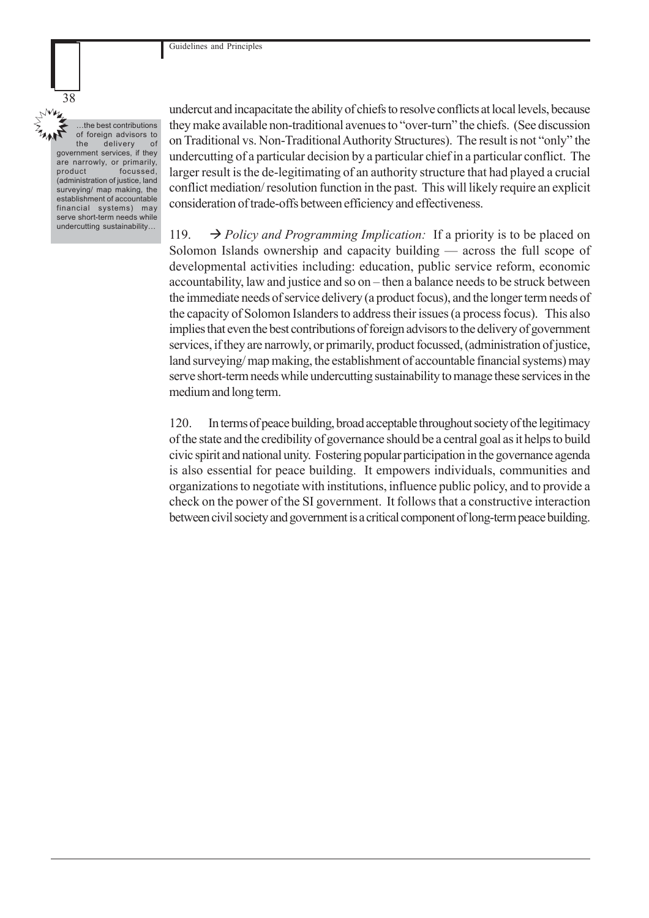> …the best contributions of foreign advisors to the delivery of government services, if they are narrowly, or primarily, product focussed, (administration of justice, land surveying/ map making, the establishment of accountable financial systems) may serve short-term needs while undercutting sustainability…

undercut and incapacitate the ability of chiefs to resolve conflicts at local levels, because they make available non-traditional avenues to "over-turn" the chiefs. (See discussion on Traditional vs. Non-Traditional Authority Structures). The result is not "only" the undercutting of a particular decision by a particular chief in a particular conflict. The larger result is the de-legitimating of an authority structure that had played a crucial conflict mediation/ resolution function in the past. This will likely require an explicit consideration of trade-offs between efficiency and effectiveness.

119. → *Policy and Programming Implication:* If a priority is to be placed on Solomon Islands ownership and capacity building — across the full scope of developmental activities including: education, public service reform, economic accountability, law and justice and so on – then a balance needs to be struck between the immediate needs of service delivery (a product focus), and the longer term needs of the capacity of Solomon Islanders to address their issues (a process focus). This also implies that even the best contributions of foreign advisors to the delivery of government services, if they are narrowly, or primarily, product focussed, (administration of justice, land surveying/ map making, the establishment of accountable financial systems) may serve short-term needs while undercutting sustainability to manage these services in the medium and long term.

120. In terms of peace building, broad acceptable throughout society of the legitimacy of the state and the credibility of governance should be a central goal as it helps to build civic spirit and national unity. Fostering popular participation in the governance agenda is also essential for peace building. It empowers individuals, communities and organizations to negotiate with institutions, influence public policy, and to provide a check on the power of the SI government. It follows that a constructive interaction between civil society and government is a critical component of long-term peace building.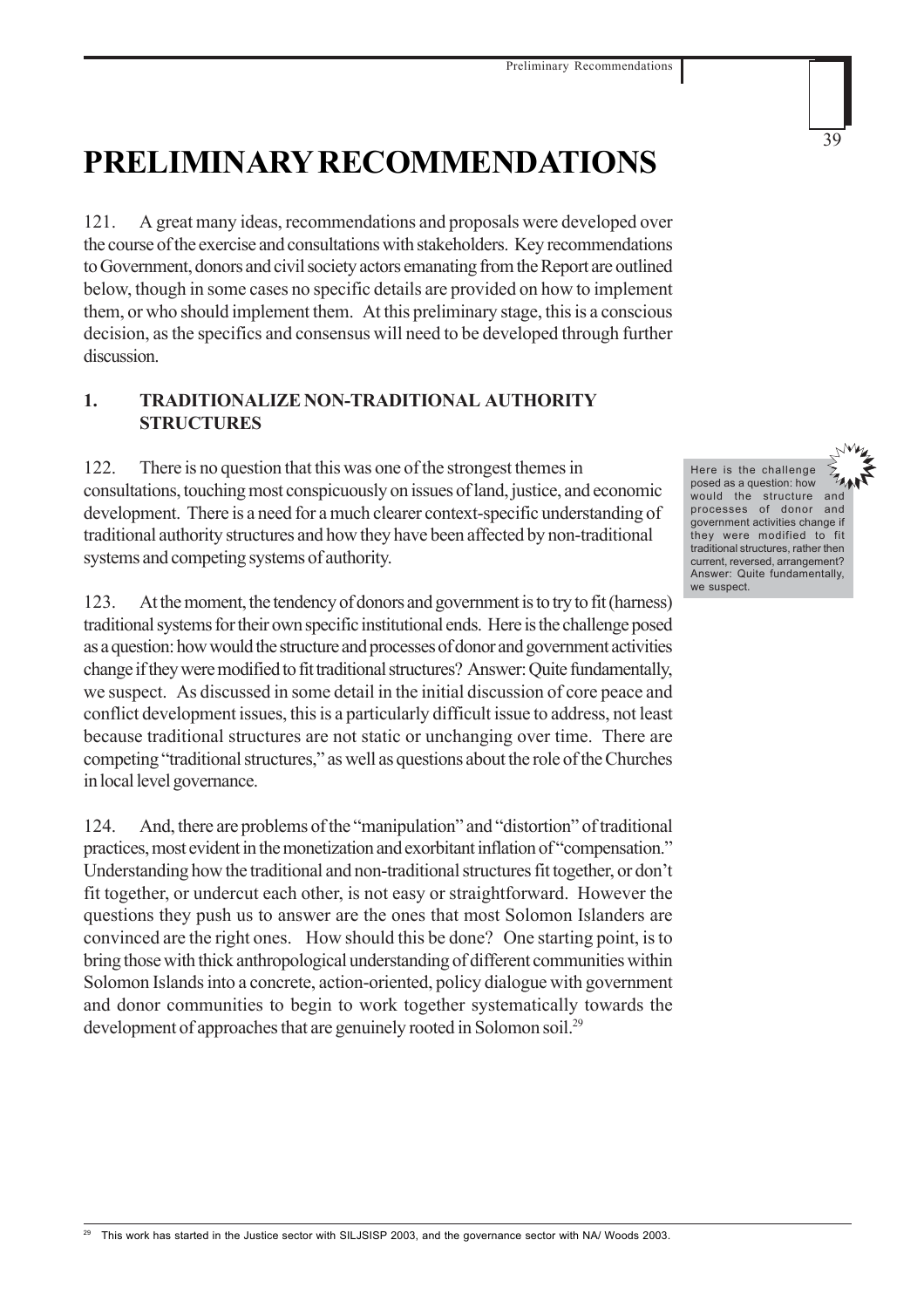# PRELIMINARY RECOMMENDATIONS

121. A great many ideas, recommendations and proposals were developed over the course of the exercise and consultations with stakeholders. Key recommendations to Government, donors and civil society actors emanating from the Report are outlined below, though in some cases no specific details are provided on how to implement them, or who should implement them. At this preliminary stage, this is a conscious decision, as the specifics and consensus will need to be developed through further discussion.

## 1. TRADITIONALIZE NON-TRADITIONAL AUTHORITY STRUCTURES

122. There is no question that this was one of the strongest themes in consultations, touching most conspicuously on issues of land, justice, and economic development. There is a need for a much clearer context-specific understanding of traditional authority structures and how they have been affected by non-traditional systems and competing systems of authority.

> Here is the challenge posed as a question: how would the structure and processes of donor and government activities change if they were modified to fit traditional structures, rather then current, reversed, arrangement? Answer: Quite fundamentally, we suspect.

123. At the moment, the tendency of donors and government is to try to fit (harness) traditional systems for their own specific institutional ends. Here is the challenge posed as a question: how would the structure and processes of donor and government activities change if they were modified to fit traditional structures? Answer: Quite fundamentally, we suspect. As discussed in some detail in the initial discussion of core peace and conflict development issues, this is a particularly difficult issue to address, not least because traditional structures are not static or unchanging over time. There are competing "traditional structures," as well as questions about the role of the Churches in local level governance.

124. And, there are problems of the "manipulation" and "distortion" of traditional practices, most evident in the monetization and exorbitant inflation of "compensation." Understanding how the traditional and non-traditional structures fit together, or don't fit together, or undercut each other, is not easy or straightforward. However the questions they push us to answer are the ones that most Solomon Islanders are convinced are the right ones. How should this be done? One starting point, is to bring those with thick anthropological understanding of different communities within Solomon Islands into a concrete, action-oriented, policy dialogue with government and donor communities to begin to work together systematically towards the development of approaches that are genuinely rooted in Solomon soil.[29]

[29] This work has started in the Justice sector with SILJSISP 2003, and the governance sector with NA/ Woods 2003.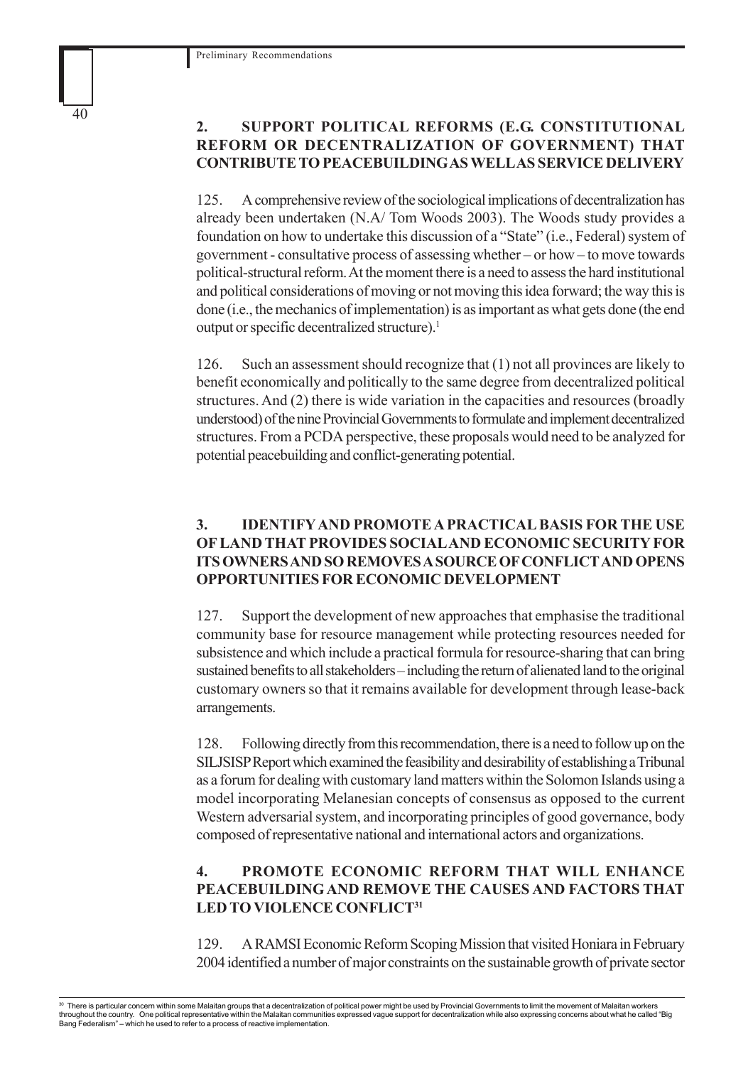## 2. SUPPORT POLITICAL REFORMS (E.G. CONSTITUTIONAL REFORM OR DECENTRALIZATION OF GOVERNMENT) THAT CONTRIBUTE TO PEACEBUILDING AS WELL AS SERVICE DELIVERY

125. A comprehensive review of the sociological implications of decentralization has already been undertaken (N.A/ Tom Woods 2003). The Woods study provides a foundation on how to undertake this discussion of a "State" (i.e., Federal) system of government - consultative process of assessing whether – or how – to move towards political-structural reform. At the moment there is a need to assess the hard institutional and political considerations of moving or not moving this idea forward; the way this is done (i.e., the mechanics of implementation) is as important as what gets done (the end output or specific decentralized structure).[1]

126. Such an assessment should recognize that (1) not all provinces are likely to benefit economically and politically to the same degree from decentralized political structures. And (2) there is wide variation in the capacities and resources (broadly understood) of the nine Provincial Governments to formulate and implement decentralized structures. From a PCDA perspective, these proposals would need to be analyzed for potential peacebuilding and conflict-generating potential.

## 3. IDENTIFY AND PROMOTE A PRACTICAL BASIS FOR THE USE OF LAND THAT PROVIDES SOCIAL AND ECONOMIC SECURITY FOR ITS OWNERS AND SO REMOVES A SOURCE OF CONFLICT AND OPENS OPPORTUNITIES FOR ECONOMIC DEVELOPMENT

127. Support the development of new approaches that emphasise the traditional community base for resource management while protecting resources needed for subsistence and which include a practical formula for resource-sharing that can bring sustained benefits to all stakeholders – including the return of alienated land to the original customary owners so that it remains available for development through lease-back arrangements.

128. Following directly from this recommendation, there is a need to follow up on the SILJSISP Report which examined the feasibility and desirability of establishing a Tribunal as a forum for dealing with customary land matters within the Solomon Islands using a model incorporating Melanesian concepts of consensus as opposed to the current Western adversarial system, and incorporating principles of good governance, body composed of representative national and international actors and organizations.

## 4. PROMOTE ECONOMIC REFORM THAT WILL ENHANCE PEACEBUILDING AND REMOVE THE CAUSES AND FACTORS THAT LED TO VIOLENCE CONFLICT[31]

129. A RAMSI Economic Reform Scoping Mission that visited Honiara in February 2004 identified a number of major constraints on the sustainable growth of private sector

---

[30] There is particular concern within some Malaitan groups that a decentralization of political power might be used by Provincial Governments to limit the movement of Malaitan workers throughout the country. One political representative within the Malaitan communities expressed vague support for decentralization while also expressing concerns about what he called "Big Bang Federalism" – which he used to refer to a process of reactive implementation.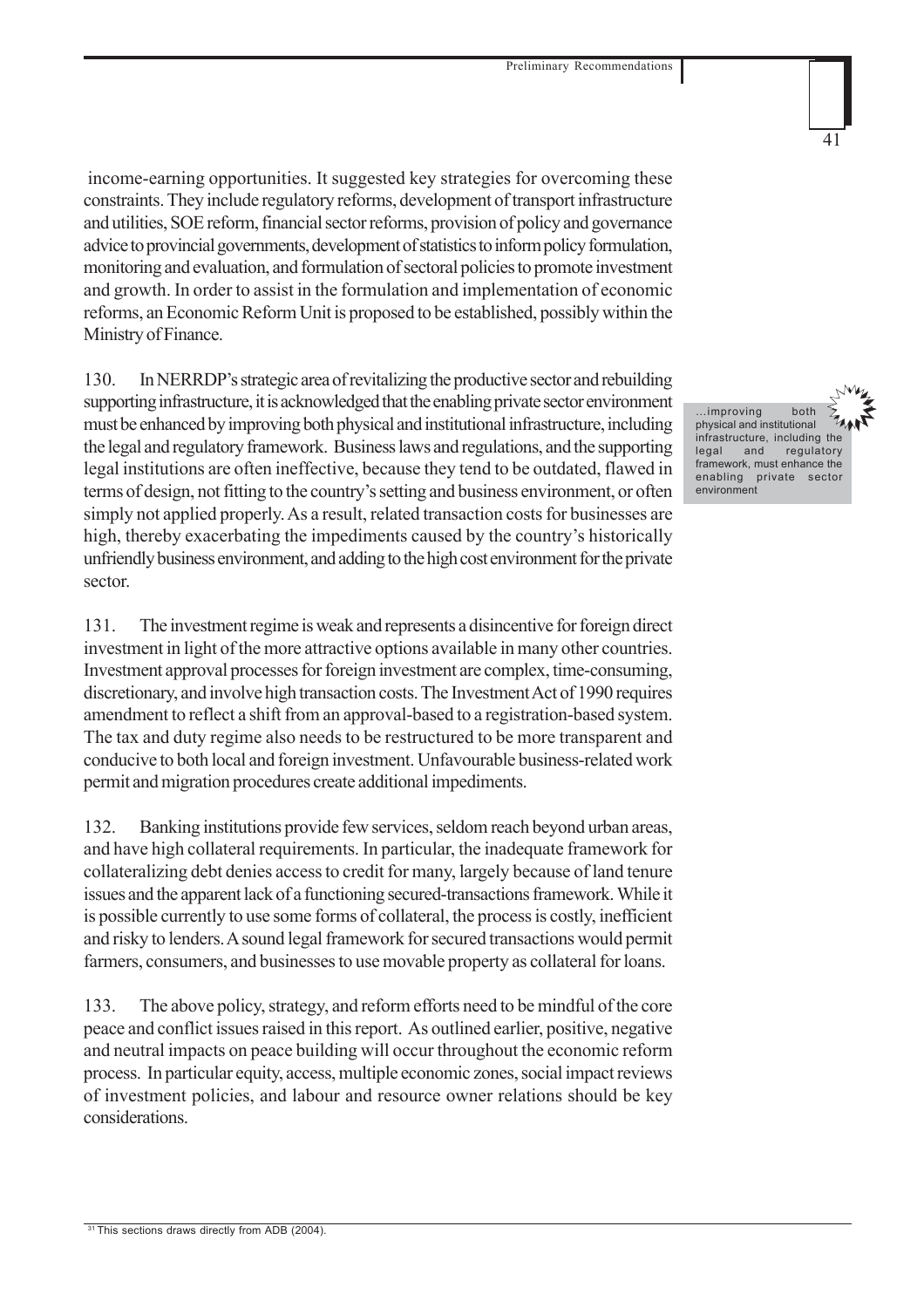income-earning opportunities. It suggested key strategies for overcoming these constraints. They include regulatory reforms, development of transport infrastructure and utilities, SOE reform, financial sector reforms, provision of policy and governance advice to provincial governments, development of statistics to inform policy formulation, monitoring and evaluation, and formulation of sectoral policies to promote investment and growth. In order to assist in the formulation and implementation of economic reforms, an Economic Reform Unit is proposed to be established, possibly within the Ministry of Finance.

130. In NERRDP's strategic area of revitalizing the productive sector and rebuilding supporting infrastructure, it is acknowledged that the enabling private sector environment must be enhanced by improving both physical and institutional infrastructure, including the legal and regulatory framework. Business laws and regulations, and the supporting legal institutions are often ineffective, because they tend to be outdated, flawed in terms of design, not fitting to the country's setting and business environment, or often simply not applied properly. As a result, related transaction costs for businesses are high, thereby exacerbating the impediments caused by the country's historically unfriendly business environment, and adding to the high cost environment for the private sector.

> ...improving both physical and institutional infrastructure, including the legal and regulatory framework, must enhance the enabling private sector environment

131. The investment regime is weak and represents a disincentive for foreign direct investment in light of the more attractive options available in many other countries. Investment approval processes for foreign investment are complex, time-consuming, discretionary, and involve high transaction costs. The Investment Act of 1990 requires amendment to reflect a shift from an approval-based to a registration-based system. The tax and duty regime also needs to be restructured to be more transparent and conducive to both local and foreign investment. Unfavourable business-related work permit and migration procedures create additional impediments.

132. Banking institutions provide few services, seldom reach beyond urban areas, and have high collateral requirements. In particular, the inadequate framework for collateralizing debt denies access to credit for many, largely because of land tenure issues and the apparent lack of a functioning secured-transactions framework. While it is possible currently to use some forms of collateral, the process is costly, inefficient and risky to lenders. A sound legal framework for secured transactions would permit farmers, consumers, and businesses to use movable property as collateral for loans.

133. The above policy, strategy, and reform efforts need to be mindful of the core peace and conflict issues raised in this report. As outlined earlier, positive, negative and neutral impacts on peace building will occur throughout the economic reform process. In particular equity, access, multiple economic zones, social impact reviews of investment policies, and labour and resource owner relations should be key considerations.

[31] This sections draws directly from ADB (2004).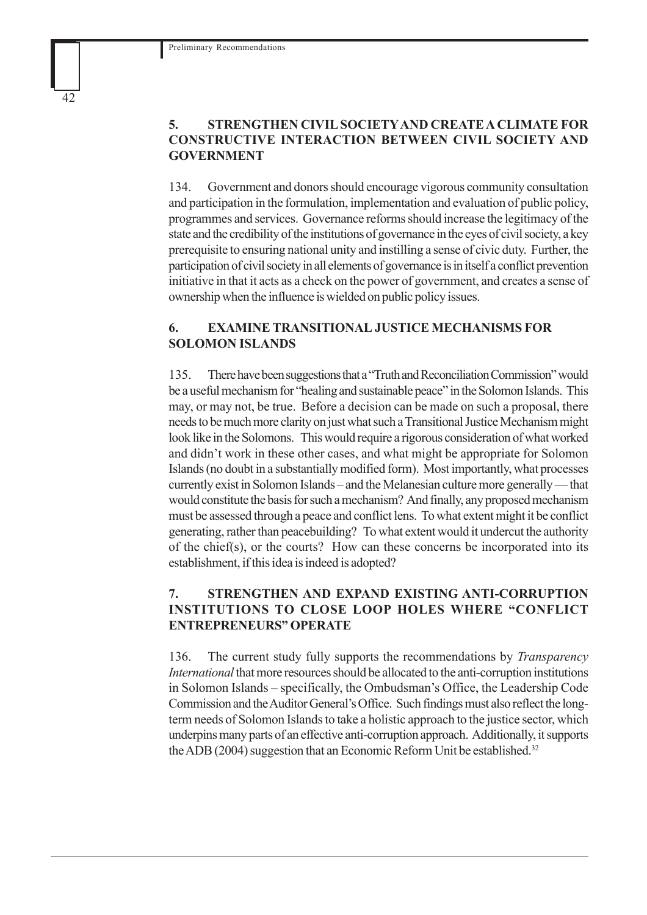## 5. STRENGTHEN CIVIL SOCIETY AND CREATE A CLIMATE FOR CONSTRUCTIVE INTERACTION BETWEEN CIVIL SOCIETY AND GOVERNMENT

134. Government and donors should encourage vigorous community consultation and participation in the formulation, implementation and evaluation of public policy, programmes and services. Governance reforms should increase the legitimacy of the state and the credibility of the institutions of governance in the eyes of civil society, a key prerequisite to ensuring national unity and instilling a sense of civic duty. Further, the participation of civil society in all elements of governance is in itself a conflict prevention initiative in that it acts as a check on the power of government, and creates a sense of ownership when the influence is wielded on public policy issues.

## 6. EXAMINE TRANSITIONAL JUSTICE MECHANISMS FOR SOLOMON ISLANDS

135. There have been suggestions that a "Truth and Reconciliation Commission" would be a useful mechanism for "healing and sustainable peace" in the Solomon Islands. This may, or may not, be true. Before a decision can be made on such a proposal, there needs to be much more clarity on just what such a Transitional Justice Mechanism might look like in the Solomons. This would require a rigorous consideration of what worked and didn't work in these other cases, and what might be appropriate for Solomon Islands (no doubt in a substantially modified form). Most importantly, what processes currently exist in Solomon Islands – and the Melanesian culture more generally — that would constitute the basis for such a mechanism? And finally, any proposed mechanism must be assessed through a peace and conflict lens. To what extent might it be conflict generating, rather than peacebuilding? To what extent would it undercut the authority of the chief(s), or the courts? How can these concerns be incorporated into its establishment, if this idea is indeed is adopted?

## 7. STRENGTHEN AND EXPAND EXISTING ANTI-CORRUPTION INSTITUTIONS TO CLOSE LOOP HOLES WHERE "CONFLICT ENTREPRENEURS" OPERATE

136. The current study fully supports the recommendations by *Transparency International* that more resources should be allocated to the anti-corruption institutions in Solomon Islands – specifically, the Ombudsman's Office, the Leadership Code Commission and the Auditor General's Office. Such findings must also reflect the long-term needs of Solomon Islands to take a holistic approach to the justice sector, which underpins many parts of an effective anti-corruption approach. Additionally, it supports the ADB (2004) suggestion that an Economic Reform Unit be established.[32]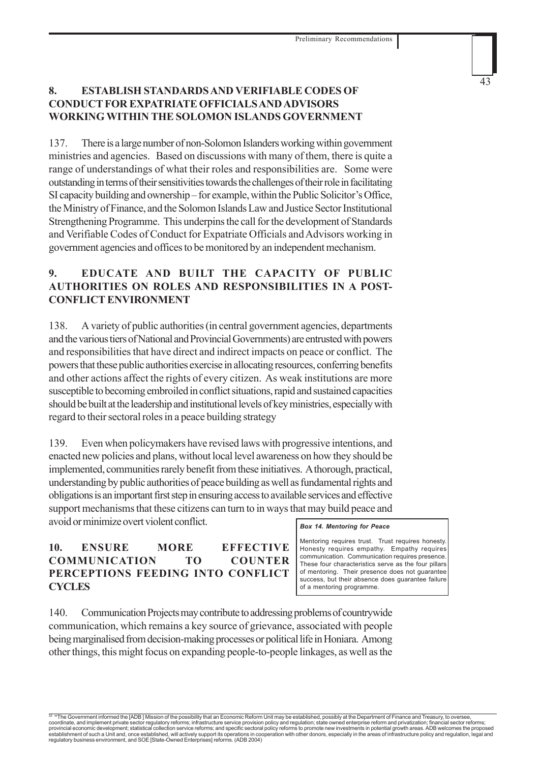## 8. ESTABLISH STANDARDS AND VERIFIABLE CODES OF CONDUCT FOR EXPATRIATE OFFICIALS AND ADVISORS WORKING WITHIN THE SOLOMON ISLANDS GOVERNMENT

137. There is a large number of non-Solomon Islanders working within government ministries and agencies. Based on discussions with many of them, there is quite a range of understandings of what their roles and responsibilities are. Some were outstanding in terms of their sensitivities towards the challenges of their role in facilitating SI capacity building and ownership – for example, within the Public Solicitor's Office, the Ministry of Finance, and the Solomon Islands Law and Justice Sector Institutional Strengthening Programme. This underpins the call for the development of Standards and Verifiable Codes of Conduct for Expatriate Officials and Advisors working in government agencies and offices to be monitored by an independent mechanism.

## 9. EDUCATE AND BUILT THE CAPACITY OF PUBLIC AUTHORITIES ON ROLES AND RESPONSIBILITIES IN A POST-CONFLICT ENVIRONMENT

138. A variety of public authorities (in central government agencies, departments and the various tiers of National and Provincial Governments) are entrusted with powers and responsibilities that have direct and indirect impacts on peace or conflict. The powers that these public authorities exercise in allocating resources, conferring benefits and other actions affect the rights of every citizen. As weak institutions are more susceptible to becoming embroiled in conflict situations, rapid and sustained capacities should be built at the leadership and institutional levels of key ministries, especially with regard to their sectoral roles in a peace building strategy

139. Even when policymakers have revised laws with progressive intentions, and enacted new policies and plans, without local level awareness on how they should be implemented, communities rarely benefit from these initiatives. A thorough, practical, understanding by public authorities of peace building as well as fundamental rights and obligations is an important first step in ensuring access to available services and effective support mechanisms that these citizens can turn to in ways that may build peace and avoid or minimize overt violent conflict.

## 10. ENSURE MORE EFFECTIVE COMMUNICATION TO COUNTER PERCEPTIONS FEEDING INTO CONFLICT CYCLES

140. Communication Projects may contribute to addressing problems of countrywide communication, which remains a key source of grievance, associated with people being marginalised from decision-making processes or political life in Honiara. Among other things, this might focus on expanding people-to-people linkages, as well as the

> ***Box 14. Mentoring for Peace***
>
> Mentoring requires trust. Trust requires honesty. Honesty requires empathy. Empathy requires communication. Communication requires presence. These four characteristics serve as the four pillars of mentoring. Their presence does not guarantee success, but their absence does guarantee failure of a mentoring programme.

[32] "The Government informed the [ADB ] Mission of the possibility that an Economic Reform Unit may be established, possibly at the Department of Finance and Treasury, to oversee, coordinate, and implement private sector regulatory reforms; infrastructure service provision policy and regulation; state owned enterprise reform and privatization; financial sector reforms; provincial economic development; statistical collection service reforms; and specific sectoral policy reforms to promote new investments in potential growth areas. ADB welcomes the proposed establishment of such a Unit and, once established, will actively support its operations in cooperation with other donors, especially in the areas of infrastructure policy and regulation, legal and regulatory business environment, and SOE [State-Owned Enterprises] reforms. (ADB 2004)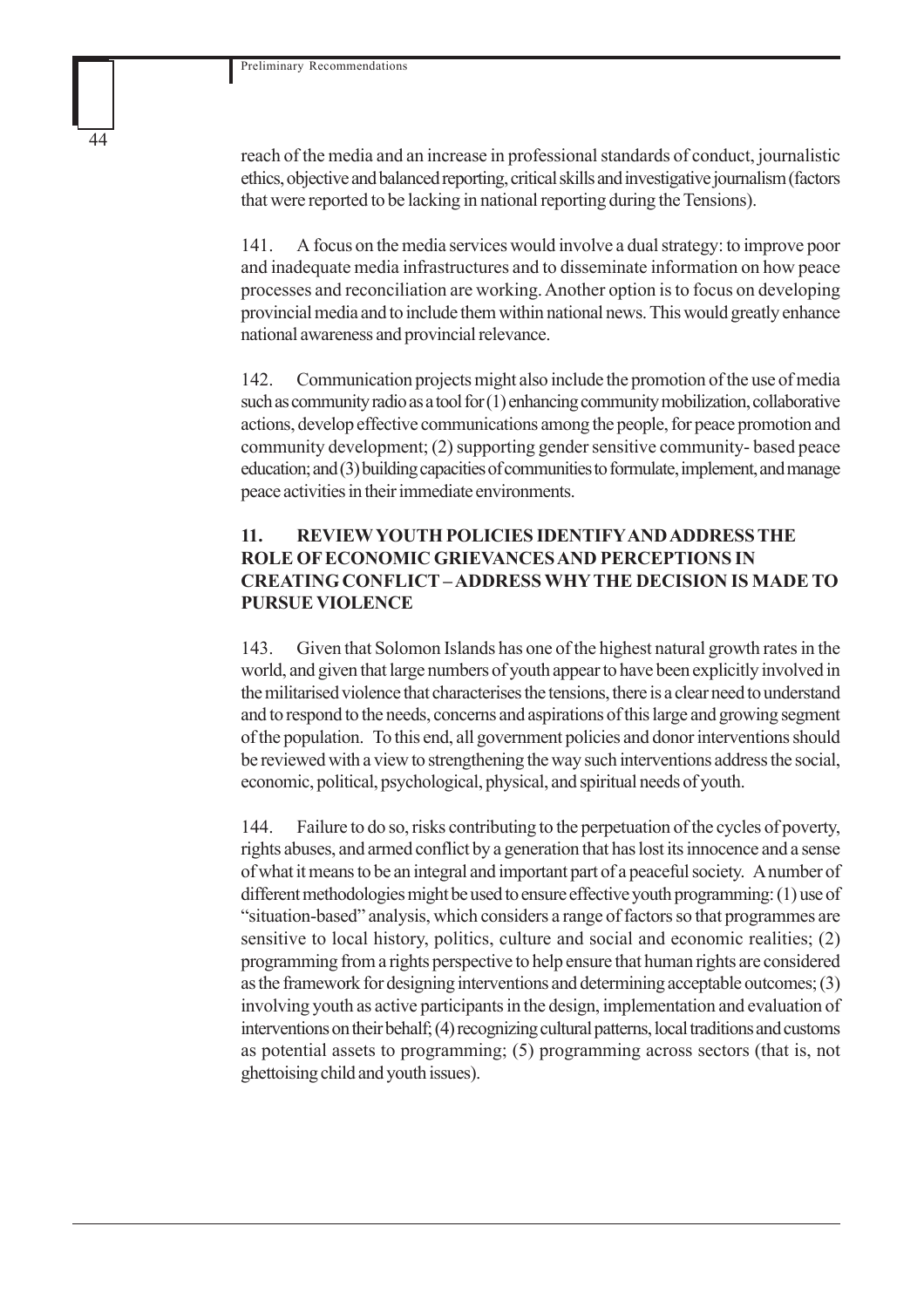reach of the media and an increase in professional standards of conduct, journalistic ethics, objective and balanced reporting, critical skills and investigative journalism (factors that were reported to be lacking in national reporting during the Tensions).

141. A focus on the media services would involve a dual strategy: to improve poor and inadequate media infrastructures and to disseminate information on how peace processes and reconciliation are working. Another option is to focus on developing provincial media and to include them within national news. This would greatly enhance national awareness and provincial relevance.

142. Communication projects might also include the promotion of the use of media such as community radio as a tool for (1) enhancing community mobilization, collaborative actions, develop effective communications among the people, for peace promotion and community development; (2) supporting gender sensitive community- based peace education; and (3) building capacities of communities to formulate, implement, and manage peace activities in their immediate environments.

## 11. REVIEW YOUTH POLICIES IDENTIFY AND ADDRESS THE ROLE OF ECONOMIC GRIEVANCES AND PERCEPTIONS IN CREATING CONFLICT – ADDRESS WHY THE DECISION IS MADE TO PURSUE VIOLENCE

143. Given that Solomon Islands has one of the highest natural growth rates in the world, and given that large numbers of youth appear to have been explicitly involved in the militarised violence that characterises the tensions, there is a clear need to understand and to respond to the needs, concerns and aspirations of this large and growing segment of the population. To this end, all government policies and donor interventions should be reviewed with a view to strengthening the way such interventions address the social, economic, political, psychological, physical, and spiritual needs of youth.

144. Failure to do so, risks contributing to the perpetuation of the cycles of poverty, rights abuses, and armed conflict by a generation that has lost its innocence and a sense of what it means to be an integral and important part of a peaceful society. A number of different methodologies might be used to ensure effective youth programming: (1) use of "situation-based" analysis, which considers a range of factors so that programmes are sensitive to local history, politics, culture and social and economic realities; (2) programming from a rights perspective to help ensure that human rights are considered as the framework for designing interventions and determining acceptable outcomes; (3) involving youth as active participants in the design, implementation and evaluation of interventions on their behalf; (4) recognizing cultural patterns, local traditions and customs as potential assets to programming; (5) programming across sectors (that is, not ghettoising child and youth issues).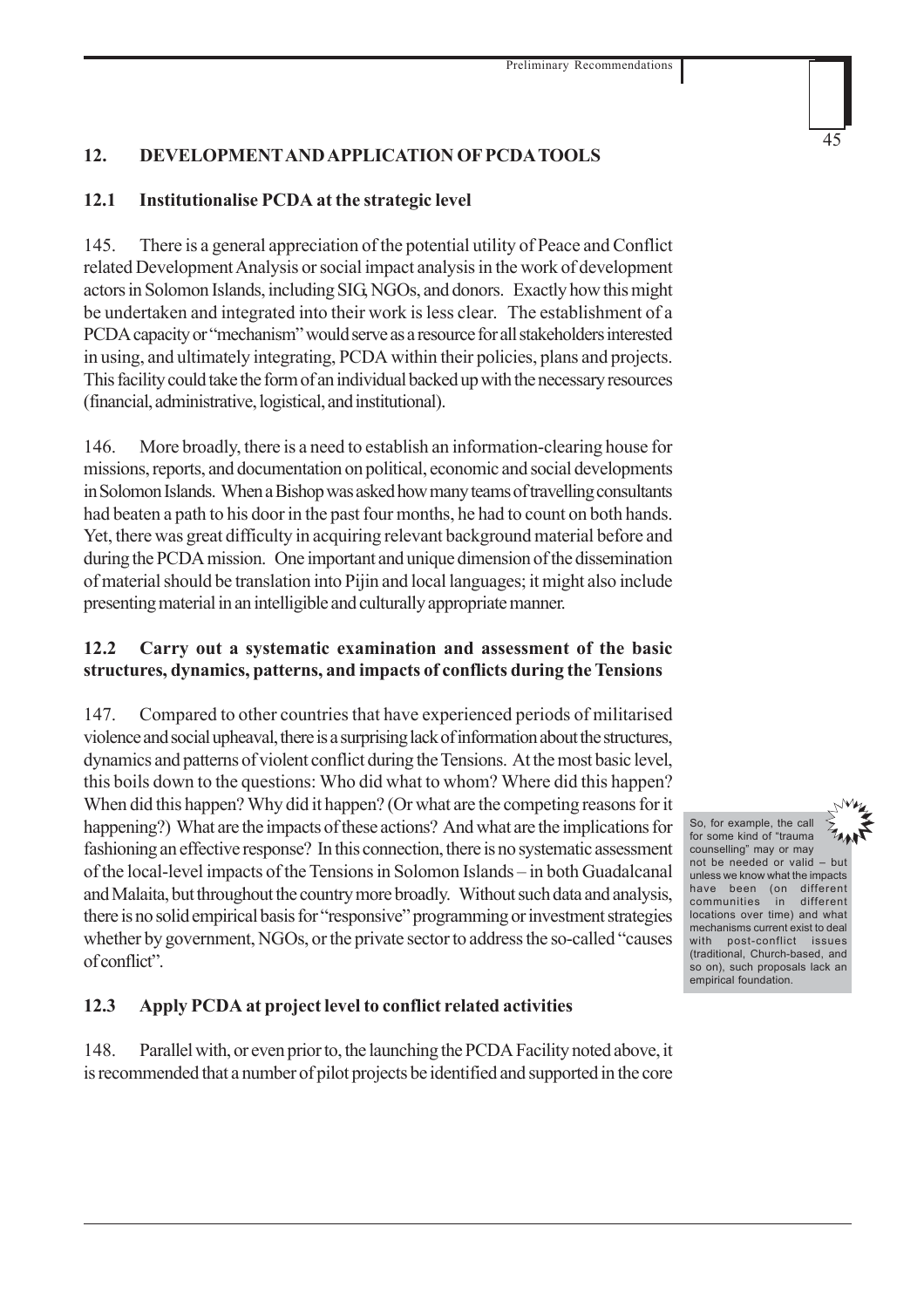## 12. DEVELOPMENT AND APPLICATION OF PCDA TOOLS

### 12.1 Institutionalise PCDA at the strategic level

145. There is a general appreciation of the potential utility of Peace and Conflict related Development Analysis or social impact analysis in the work of development actors in Solomon Islands, including SIG, NGOs, and donors. Exactly how this might be undertaken and integrated into their work is less clear. The establishment of a PCDA capacity or "mechanism" would serve as a resource for all stakeholders interested in using, and ultimately integrating, PCDA within their policies, plans and projects. This facility could take the form of an individual backed up with the necessary resources (financial, administrative, logistical, and institutional).

146. More broadly, there is a need to establish an information-clearing house for missions, reports, and documentation on political, economic and social developments in Solomon Islands. When a Bishop was asked how many teams of travelling consultants had beaten a path to his door in the past four months, he had to count on both hands. Yet, there was great difficulty in acquiring relevant background material before and during the PCDA mission. One important and unique dimension of the dissemination of material should be translation into Pijin and local languages; it might also include presenting material in an intelligible and culturally appropriate manner.

### 12.2 Carry out a systematic examination and assessment of the basic structures, dynamics, patterns, and impacts of conflicts during the Tensions

147. Compared to other countries that have experienced periods of militarised violence and social upheaval, there is a surprising lack of information about the structures, dynamics and patterns of violent conflict during the Tensions. At the most basic level, this boils down to the questions: Who did what to whom? Where did this happen? When did this happen? Why did it happen? (Or what are the competing reasons for it happening?) What are the impacts of these actions? And what are the implications for fashioning an effective response? In this connection, there is no systematic assessment of the local-level impacts of the Tensions in Solomon Islands – in both Guadalcanal and Malaita, but throughout the country more broadly. Without such data and analysis, there is no solid empirical basis for "responsive" programming or investment strategies whether by government, NGOs, or the private sector to address the so-called "causes of conflict".

> So, for example, the call for some kind of "trauma counselling" may or may not be needed or valid – but unless we know what the impacts have been (on different communities in different locations over time) and what mechanisms current exist to deal with post-conflict issues (traditional, Church-based, and so on), such proposals lack an empirical foundation.

### 12.3 Apply PCDA at project level to conflict related activities

148. Parallel with, or even prior to, the launching the PCDA Facility noted above, it is recommended that a number of pilot projects be identified and supported in the core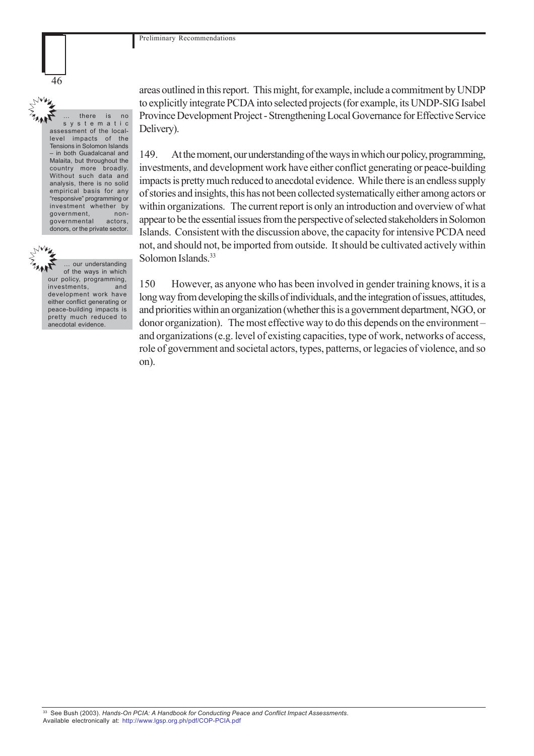areas outlined in this report. This might, for example, include a commitment by UNDP to explicitly integrate PCDA into selected projects (for example, its UNDP-SIG Isabel Province Development Project - Strengthening Local Governance for Effective Service Delivery).

> … there is no systematic assessment of the local-level impacts of the Tensions in Solomon Islands – in both Guadalcanal and Malaita, but throughout the country more broadly. Without such data and analysis, there is no solid empirical basis for any "responsive" programming or investment whether by government, non-governmental actors, donors, or the private sector.

149. At the moment, our understanding of the ways in which our policy, programming, investments, and development work have either conflict generating or peace-building impacts is pretty much reduced to anecdotal evidence. While there is an endless supply of stories and insights, this has not been collected systematically either among actors or within organizations. The current report is only an introduction and overview of what appear to be the essential issues from the perspective of selected stakeholders in Solomon Islands. Consistent with the discussion above, the capacity for intensive PCDA need not, and should not, be imported from outside. It should be cultivated actively within Solomon Islands.[33]

> … our understanding of the ways in which our policy, programming, investments, and development work have either conflict generating or peace-building impacts is pretty much reduced to anecdotal evidence.

150 However, as anyone who has been involved in gender training knows, it is a long way from developing the skills of individuals, and the integration of issues, attitudes, and priorities within an organization (whether this is a government department, NGO, or donor organization). The most effective way to do this depends on the environment – and organizations (e.g. level of existing capacities, type of work, networks of access, role of government and societal actors, types, patterns, or legacies of violence, and so on).

[33] See Bush (2003). *Hands-On PCIA: A Handbook for Conducting Peace and Conflict Impact Assessments*. Available electronically at: http://www.lgsp.org.ph/pdf/COP-PCIA.pdf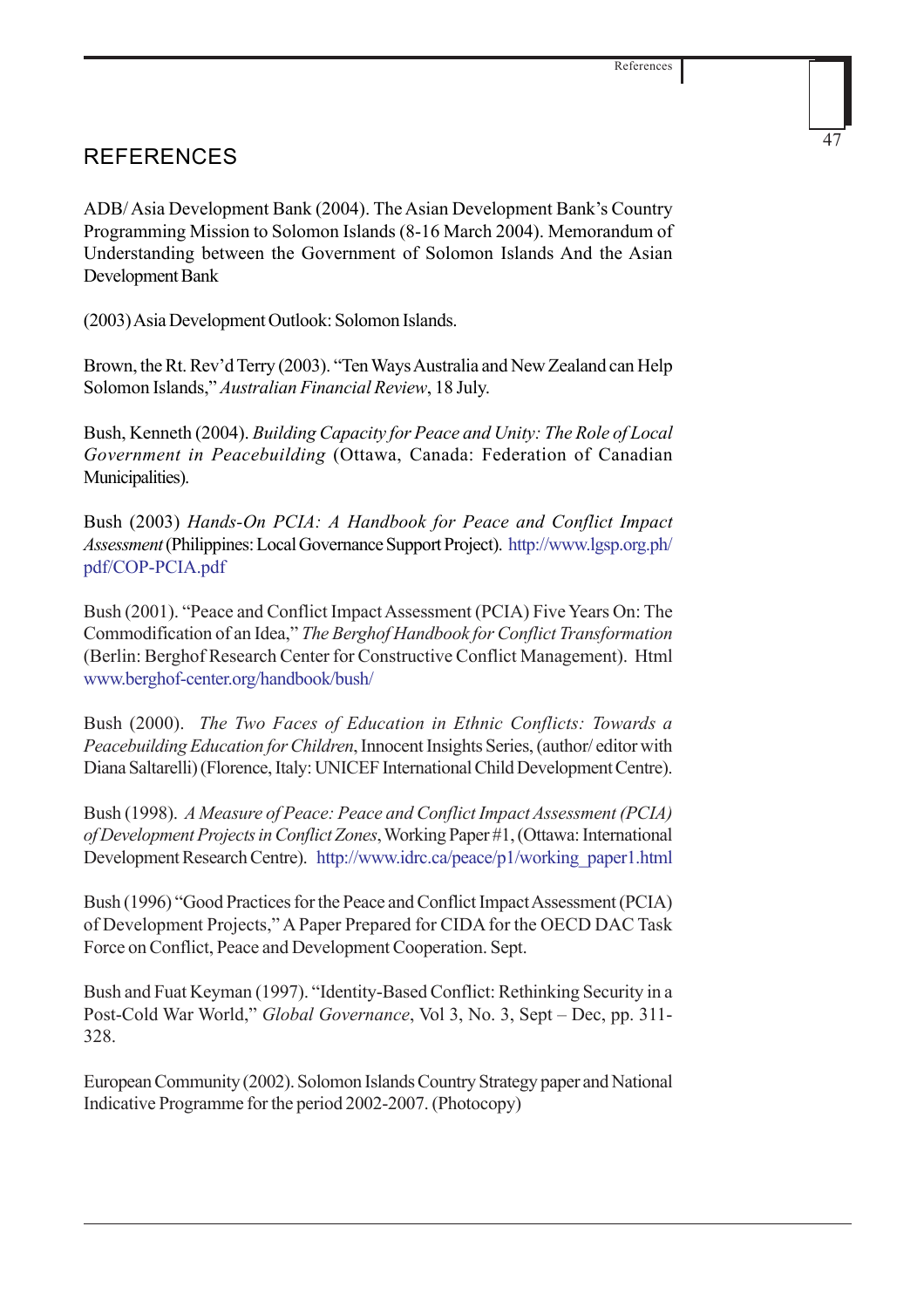## REFERENCES

ADB/ Asia Development Bank (2004). The Asian Development Bank's Country Programming Mission to Solomon Islands (8-16 March 2004). Memorandum of Understanding between the Government of Solomon Islands And the Asian Development Bank

(2003) Asia Development Outlook: Solomon Islands.

Brown, the Rt. Rev'd Terry (2003). "Ten Ways Australia and New Zealand can Help Solomon Islands," *Australian Financial Review*, 18 July.

Bush, Kenneth (2004). *Building Capacity for Peace and Unity: The Role of Local Government in Peacebuilding* (Ottawa, Canada: Federation of Canadian Municipalities).

Bush (2003) *Hands-On PCIA: A Handbook for Peace and Conflict Impact Assessment* (Philippines: Local Governance Support Project). http://www.lgsp.org.ph/pdf/COP-PCIA.pdf

Bush (2001). "Peace and Conflict Impact Assessment (PCIA) Five Years On: The Commodification of an Idea," *The Berghof Handbook for Conflict Transformation* (Berlin: Berghof Research Center for Constructive Conflict Management). Html www.berghof-center.org/handbook/bush/

Bush (2000). *The Two Faces of Education in Ethnic Conflicts: Towards a Peacebuilding Education for Children*, Innocent Insights Series, (author/ editor with Diana Saltarelli) (Florence, Italy: UNICEF International Child Development Centre).

Bush (1998). *A Measure of Peace: Peace and Conflict Impact Assessment (PCIA) of Development Projects in Conflict Zones*, Working Paper #1, (Ottawa: International Development Research Centre). http://www.idrc.ca/peace/p1/working_paper1.html

Bush (1996) "Good Practices for the Peace and Conflict Impact Assessment (PCIA) of Development Projects," A Paper Prepared for CIDA for the OECD DAC Task Force on Conflict, Peace and Development Cooperation. Sept.

Bush and Fuat Keyman (1997). "Identity-Based Conflict: Rethinking Security in a Post-Cold War World," *Global Governance*, Vol 3, No. 3, Sept – Dec, pp. 311-328.

European Community (2002). Solomon Islands Country Strategy paper and National Indicative Programme for the period 2002-2007. (Photocopy)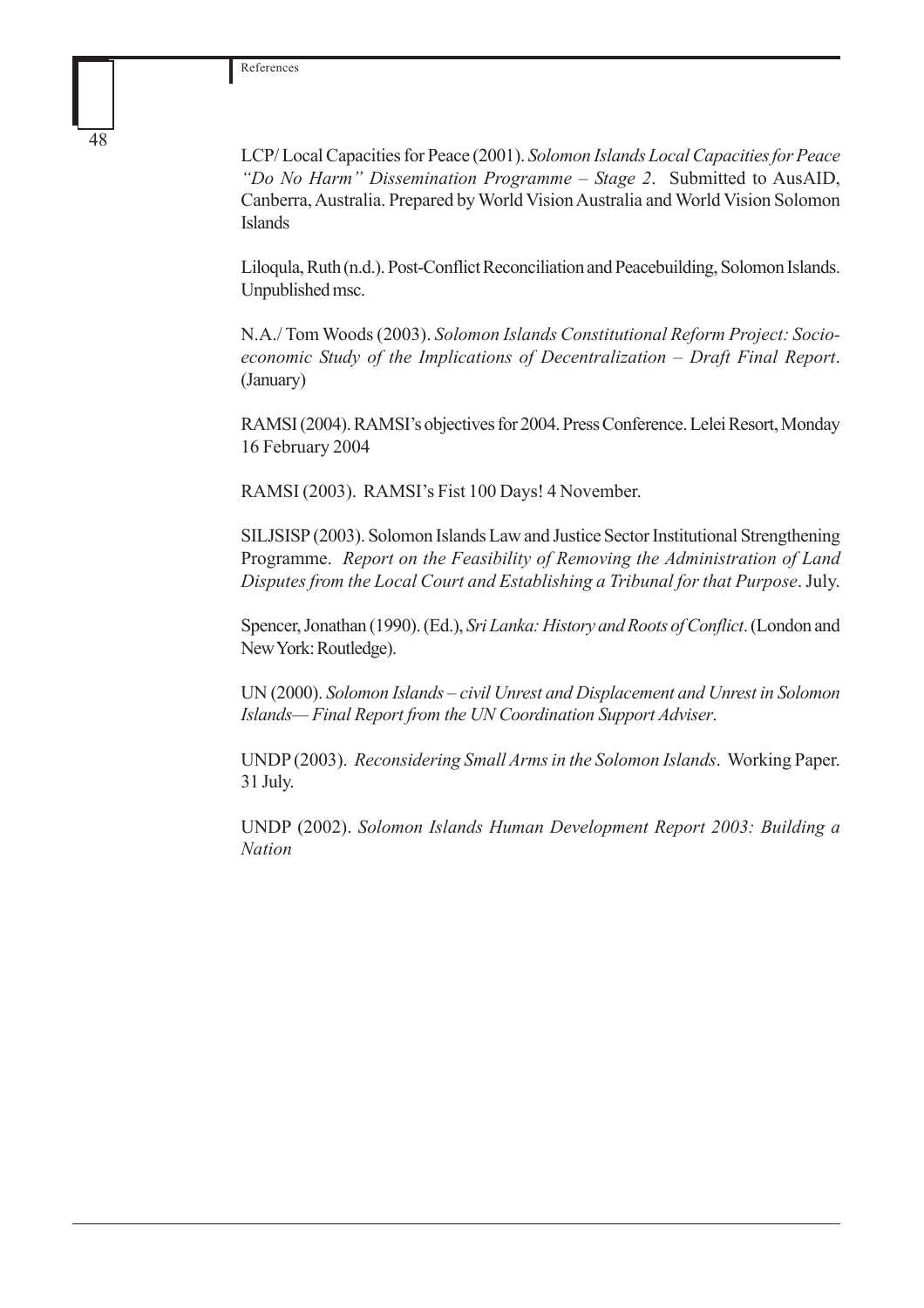LCP/ Local Capacities for Peace (2001). *Solomon Islands Local Capacities for Peace "Do No Harm" Dissemination Programme – Stage 2*. Submitted to AusAID, Canberra, Australia. Prepared by World Vision Australia and World Vision Solomon Islands

Liloqula, Ruth (n.d.). Post-Conflict Reconciliation and Peacebuilding, Solomon Islands. Unpublished msc.

N.A./ Tom Woods (2003). *Solomon Islands Constitutional Reform Project: Socio-economic Study of the Implications of Decentralization – Draft Final Report*. (January)

RAMSI (2004). RAMSI's objectives for 2004. Press Conference. Lelei Resort, Monday 16 February 2004

RAMSI (2003). RAMSI's Fist 100 Days! 4 November.

SILJSISP (2003). Solomon Islands Law and Justice Sector Institutional Strengthening Programme. *Report on the Feasibility of Removing the Administration of Land Disputes from the Local Court and Establishing a Tribunal for that Purpose*. July.

Spencer, Jonathan (1990). (Ed.), *Sri Lanka: History and Roots of Conflict*. (London and New York: Routledge).

UN (2000). *Solomon Islands – civil Unrest and Displacement and Unrest in Solomon Islands— Final Report from the UN Coordination Support Adviser*.

UNDP (2003). *Reconsidering Small Arms in the Solomon Islands*. Working Paper. 31 July.

UNDP (2002). *Solomon Islands Human Development Report 2003: Building a Nation*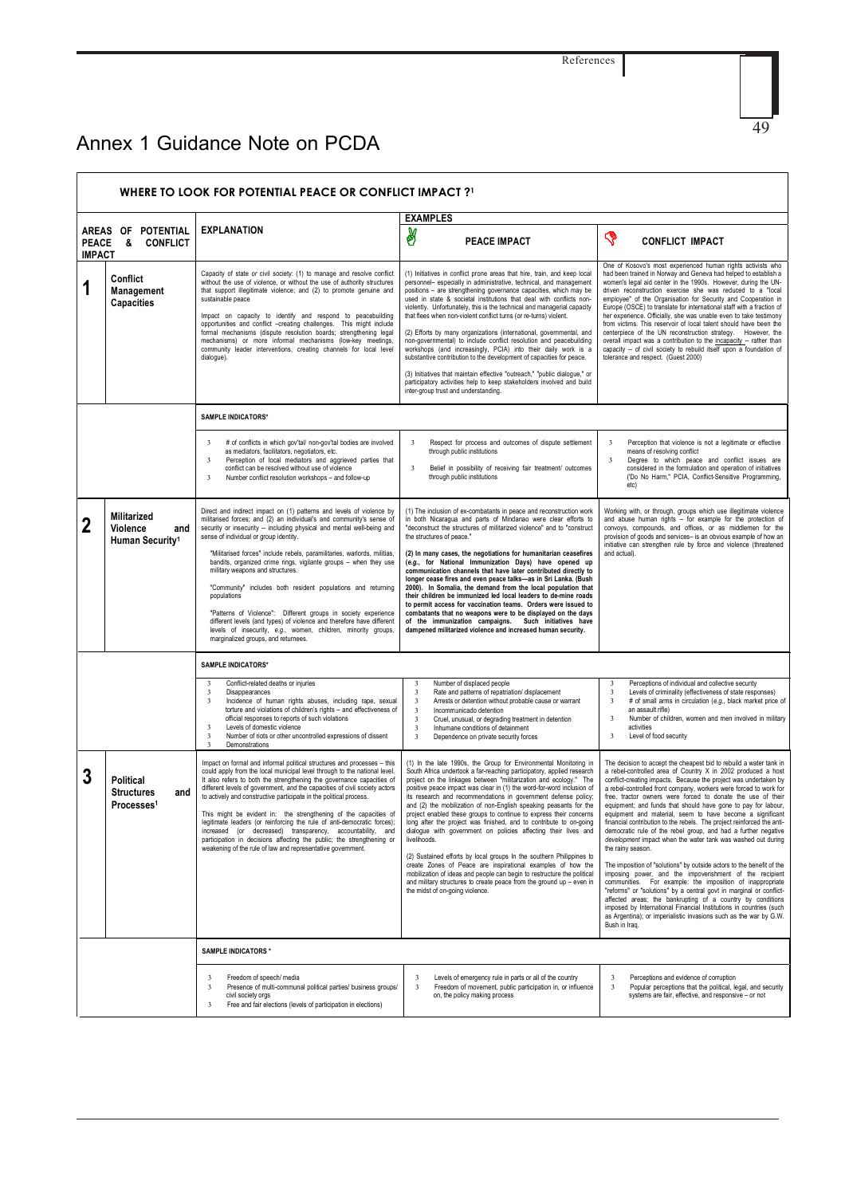# Annex 1 Guidance Note on PCDA

## WHERE TO LOOK FOR POTENTIAL PEACE OR CONFLICT IMPACT ?[1]

| AREAS OF POTENTIAL PEACE & CONFLICT IMPACT | EXPLANATION | EXAMPLES: PEACE IMPACT | EXAMPLES: CONFLICT IMPACT |
|---|---|---|---|
| **1 Conflict Management Capacities** | Capacity of state or civil society: (1) to manage and resolve conflict without the use of violence, or without the use of authority structures that support illegitimate violence; and (2) to promote genuine and sustainable peace<br><br>Impact on capacity to identify and respond to peacebuilding opportunities and conflict –creating challenges. This might include formal mechanisms (dispute resolution boards; strengthening legal mechanisms) or more informal mechanisms (low-key meetings, community leader interventions, creating channels for local level dialogue). | (1) Initiatives in conflict prone areas that hire, train, and keep local personnel– especially in administrative, technical, and management positions – are strengthening governance capacities, which may be used in state & societal institutions that deal with conflicts non-violently. Unfortunately, this is the technical and managerial capacity that flees when non-violent conflict turns (or re-turns) violent.<br><br>(2) Efforts by many organizations (international, governmental, and non-governmental) to include conflict resolution and peacebuilding workshops (and increasingly, PCIA) into their daily work is a substantive contribution to the development of capacities for peace.<br><br>(3) Initiatives that maintain effective "outreach," "public dialogue," or participatory activities help to keep stakeholders involved and build inter-group trust and understanding. | One of Kosovo's most experienced human rights activists who had been trained in Norway and Geneva had helped to establish a women's legal aid center in the 1990s. However, during the UN-driven reconstruction exercise she was reduced to a "local employee" of the Organisation for Security and Cooperation in Europe (OSCE) to translate for international staff with a fraction of her experience. Officially, she was unable even to take testimony from victims. This reservoir of local talent should have been the centerpiece of the UN reconstruction strategy. However, the overall impact was a contribution to the incapacity -- rather than capacity -- of civil society to rebuild itself upon a foundation of tolerance and respect. (Guest 2000) |
| | **SAMPLE INDICATORS\*** | | |
| | • # of conflicts in which gov'tal/ non-gov'tal bodies are involved as mediators, facilitators, negotiators, etc.<br>• Perception of local mediators and aggrieved parties that conflict can be resolved without use of violence<br>• Number conflict resolution workshops – and follow-up | • Respect for process and outcomes of dispute settlement through public institutions<br>• Belief in possibility of receiving fair treatment/ outcomes through public institutions | • Perception that violence is not a legitimate or effective means of resolving conflict<br>• Degree to which peace and conflict issues are considered in the formulation and operation of initiatives ('Do No Harm," PCIA, Conflict-Sensitive Programming, etc) |
| **2 Militarized Violence and Human Security[1]** | Direct and indirect impact on (1) patterns and levels of violence by militarised forces; and (2) an individual's and community's sense of security or insecurity -- including physical and mental well-being and sense of individual or group identity.<br><br>"Militarised forces" include rebels, paramilitaries, warlords, militias, bandits, organized crime rings, vigilante groups – when they use military weapons and structures.<br><br>"Community" includes both resident populations and returning populations<br><br>"Patterns of Violence": Different groups in society experience different levels (and types) of violence and therefore have different levels of insecurity, *e.g.*, women, children, minority groups, marginalized groups, and returnees. | (1) The inclusion of ex-combatants in peace and reconstruction work in both Nicaragua and parts of Mindanao were clear efforts to "deconstruct the structures of militarized violence" and to "construct the structures of peace."<br><br>**(2) In many cases, the negotiations for humanitarian ceasefires (*e.g.*, for National Immunization Days) have opened up communication channels that have later contributed directly to longer cease fires and even peace talks—as in Sri Lanka. (Bush 2000). In Somalia, the demand from the local population that their children be immunized led local leaders to de-mine roads to permit access for vaccination teams. Orders were issued to combatants that no weapons were to be displayed on the days of the immunization campaigns. Such initiatives have dampened militarized violence and increased human security.** | Working with, or through, groups which use illegitimate violence and abuse human rights – for example for the protection of convoys, compounds, and offices, or as middlemen for the provision of goods and services– is an obvious example of how an initiative can strengthen rule by force and violence (threatened and actual). |
| | **SAMPLE INDICATORS\*** | | |
| | • Conflict-related deaths or injuries<br>• Disappearances<br>• Incidence of human rights abuses, including rape, sexual torture and violations of children's rights – and effectiveness of official responses to reports of such violations<br>• Levels of domestic violence<br>• Number of riots or other uncontrolled expressions of dissent<br>• Demonstrations | • Number of displaced people<br>• Rate and patterns of repatriation/ displacement<br>• Arrests or detention without probable cause or warrant<br>• Incommunicado detention<br>• Cruel, unusual, or degrading treatment in detention<br>• Inhumane conditions of detainment<br>• Dependence on private security forces | • Perceptions of individual and collective security<br>• Levels of criminality (effectiveness of state responses)<br>• # of small arms in circulation (*e.g.*, black market price of an assault rifle)<br>• Number of children, women and men involved in military activities<br>• Level of food security |
| **3 Political Structures and Processes[1]** | Impact on formal and informal political structures and processes – this could apply from the local municipal level through to the national level. It also refers to both the strengthening the governance capacities of different levels of government, *and* the capacities of civil society actors to actively and constructive participate in the political process.<br><br>This might be evident in: the strengthening of the capacities of legitimate leaders (or reinforcing the rule of anti-democratic forces); increased (or decreased) transparency, accountability, and participation in decisions affecting the public; the strengthening or weakening of the rule of law and representative government. | (1) In the late 1990s, the Group for Environmental Monitoring in South Africa undertook a far-reaching participatory, applied research project on the linkages between "militarization and ecology." The positive peace impact was clear in (1) the word-for-word inclusion of its research and recommendations in government defense policy; and (2) the mobilization of non-English speaking peasants for the project enabled these groups to continue to express their concerns long after the project was finished, and to contribute to on-going dialogue with government on policies affecting their lives and livelihoods.<br><br>(2) Sustained efforts by local groups In the southern Philippines to create Zones of Peace are inspirational examples of how the mobilization of ideas and people can begin to restructure the political and military structures to create peace from the ground up – even in the midst of on-going violence. | The decision to accept the cheapest bid to rebuild a water tank in a rebel-controlled area of Country X in 2002 produced a host conflict-creating impacts. Because the project was undertaken by a rebel-controlled front company, workers were forced to work for free, tractor owners were forced to donate the use of their equipment; and funds that should have gone to pay for labour, equipment and material, seem to have become a significant financial contribution to the rebels. The project reinforced the anti-democratic rule of the rebel group, and had a further negative *development* impact when the water tank was washed out during the rainy season.<br><br>The imposition of "solutions" by outside actors to the benefit of the imposing power, and the impoverishment of the recipient communities. For example: the imposition of inappropriate "reforms" or "solutions" by a central govt in marginal or conflict-affected areas; the bankrupting of a country by conditions imposed by International Financial Institutions in countries (such as Argentina); or imperialistic invasions such as the war by G.W. Bush in Iraq. |
| | **SAMPLE INDICATORS \*** | | |
| | • Freedom of speech/ media<br>• Presence of multi-communal political parties/ business groups/ civil society orgs<br>• Free and fair elections (levels of participation in elections) | • Levels of emergency rule in parts or all of the country<br>• Freedom of movement, public participation in, or influence on, the policy making process | • Perceptions and evidence of corruption<br>• Popular perceptions that the political, legal, and security systems are fair, effective, and responsive – or not |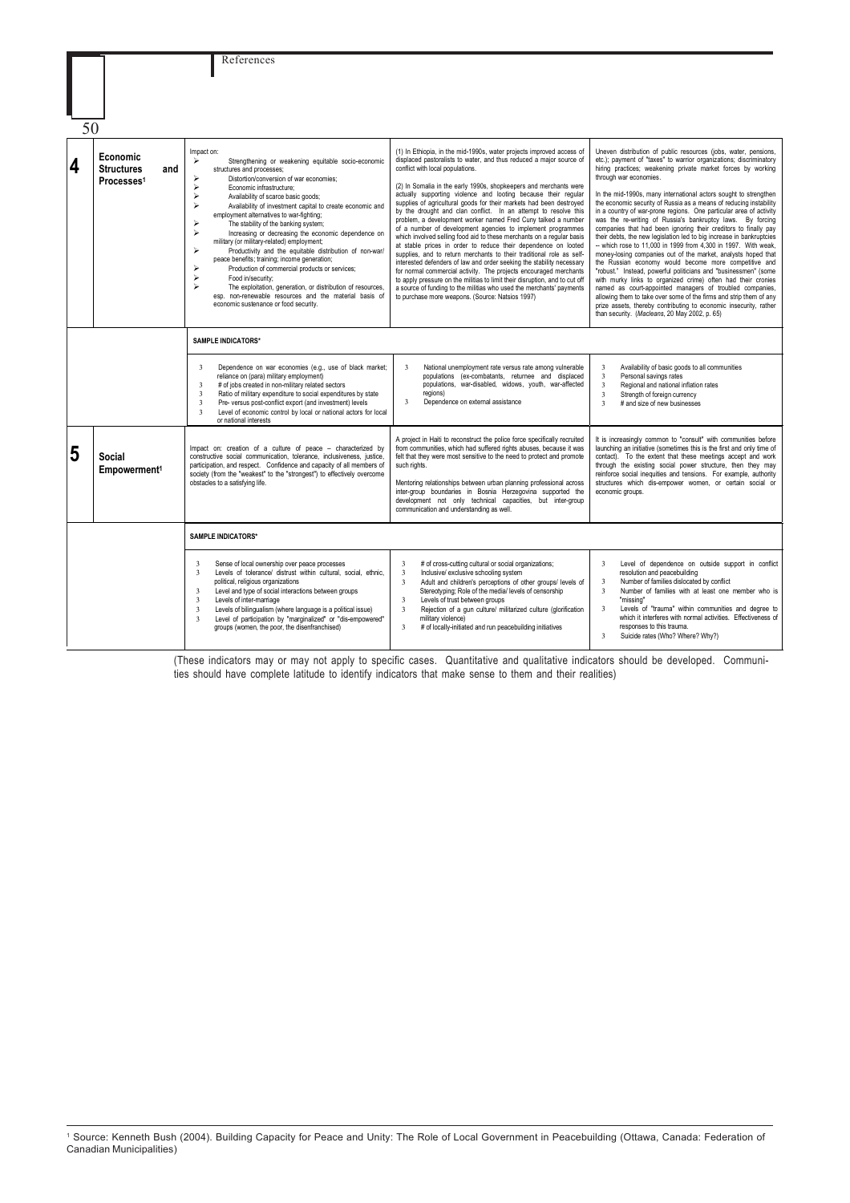References

| | | | | |
|---|---|---|---|---|
| 4 | **Economic Structures and Processes**[1] | Impact on:<br>➢ Strengthening or weakening equitable socio-economic structures and processes;<br>➢ Distortion/conversion of war economies;<br>➢ Economic infrastructure;<br>➢ Availability of scarce basic goods;<br>➢ Availability of investment capital to create economic and employment alternatives to war-fighting;<br>➢ The stability of the banking system;<br>➢ Increasing or decreasing the economic dependence on military (or military-related) employment;<br>➢ Productivity and the equitable distribution of non-war/ peace benefits; training; income generation;<br>➢ Production of commercial products or services;<br>➢ Food in/security;<br>➢ The exploitation, generation, or distribution of resources, esp. non-renewable resources and the material basis of economic sustenance or food security. | (1) In Ethiopia, in the mid-1990s, water projects improved access of displaced pastoralists to water, and thus reduced a major source of conflict with local populations.<br><br>(2) In Somalia in the early 1990s, shopkeepers and merchants were actually supporting violence and looting because their regular supplies of agricultural goods for their markets had been destroyed by the drought and clan conflict. In an attempt to resolve this problem, a development worker named Fred Cuny talked a number of a number of development agencies to implement programmes which involved selling food aid to these merchants on a regular basis at stable prices in order to reduce their dependence on looted supplies, and to return merchants to their traditional role as self-interested defenders of law and order seeking the stability necessary for normal commercial activity. The projects encouraged merchants to apply pressure on the militias to limit their disruption, and to cut off a source of funding to the militias who used the merchants' payments to purchase more weapons. (Source: Natsios 1997) | Uneven distribution of public resources (jobs, water, pensions, etc.); payment of "taxes" to warrior organizations; discriminatory hiring practices; weakening private market forces by working through war economies.<br><br>In the mid-1990s, many international actors sought to strengthen the economic security of Russia as a means of reducing instability in a country of war-prone regions. One particular area of activity was the re-writing of Russia's bankruptcy laws. By forcing companies that had been ignoring their creditors to finally pay their debts, the new legislation led to big increase in bankruptcies -- which rose to 11,000 in 1999 from 4,300 in 1997. With weak, money-losing companies out of the market, analysts hoped that the Russian economy would become more competitive and "robust." Instead, powerful politicians and "businessmen" (some with murky links to organized crime) often had their cronies named as court-appointed managers of troubled companies, allowing them to take over some of the firms and strip them of any prize assets, thereby contributing to economic insecurity, rather than security. (*Macleans*, 20 May 2002, p. 65) |
| | | **SAMPLE INDICATORS\*** | | |
| | | 3 Dependence on war economies (e.g., use of black market; reliance on (para) military employment)<br>3 # of jobs created in non-military related sectors<br>3 Ratio of military expenditure to social expenditures by state<br>3 Pre- versus post-conflict export (and investment) levels<br>3 Level of economic control by local or national actors for local or national interests | 3 National unemployment rate versus rate among vulnerable populations (ex-combatants, returnee and displaced populations, war-disabled, widows, youth, war-affected regions)<br>3 Dependence on external assistance | 3 Availability of basic goods to all communities<br>3 Personal savings rates<br>3 Regional and national inflation rates<br>3 Strength of foreign currency<br>3 # and size of new businesses |
| 5 | **Social Empowerment**[1] | Impact on: creation of a culture of peace – characterized by constructive social communication, tolerance, inclusiveness, justice, participation, and respect. Confidence and capacity of all members of society (from the "weakest" to the "strongest") to effectively overcome obstacles to a satisfying life. | A project in Haiti to reconstruct the police force specifically recruited from communities, which had suffered rights abuses, because it was felt that they were most sensitive to the need to protect and promote such rights.<br><br>Mentoring relationships between urban planning professional across inter-group boundaries in Bosnia Herzegovina supported the development not only technical capacities, but inter-group communication and understanding as well. | It is increasingly common to "consult" with communities before launching an initiative (sometimes this is the first and only time of contact). To the extent that these meetings accept and work through the existing social power structure, then they may reinforce social inequities and tensions. For example, authority structures which dis-empower women, or certain social or economic groups. |
| | | **SAMPLE INDICATORS\*** | | |
| | | 3 Sense of local ownership over peace processes<br>3 Levels of tolerance/ distrust within cultural, social, ethnic, political, religious organizations<br>3 Level and type of social interactions between groups<br>3 Levels of inter-marriage<br>3 Levels of bilingualism (where language is a political issue)<br>3 Level of participation by "marginalized" or "dis-empowered" groups (women, the poor, the disenfranchised) | 3 # of cross-cutting cultural or social organizations;<br>3 Inclusive/ exclusive schooling system<br>3 Adult and children's perceptions of other groups/ levels of Stereotyping; Role of the media/ levels of censorship<br>3 Levels of trust between groups<br>3 Rejection of a gun culture/ militarized culture (glorification military violence)<br>3 # of locally-initiated and run peacebuilding initiatives | 3 Level of dependence on outside support in conflict resolution and peacebuilding<br>3 Number of families dislocated by conflict<br>3 Number of families with at least one member who is "missing"<br>3 Levels of "trauma" within communities and degree to which it interferes with normal activities. Effectiveness of responses to this trauma.<br>3 Suicide rates (Who? Where? Why?) |

(These indicators may or may not apply to specific cases. Quantitative and qualitative indicators should be developed. Communities should have complete latitude to identify indicators that make sense to them and their realities)

[1] Source: Kenneth Bush (2004). Building Capacity for Peace and Unity: The Role of Local Government in Peacebuilding (Ottawa, Canada: Federation of Canadian Municipalities)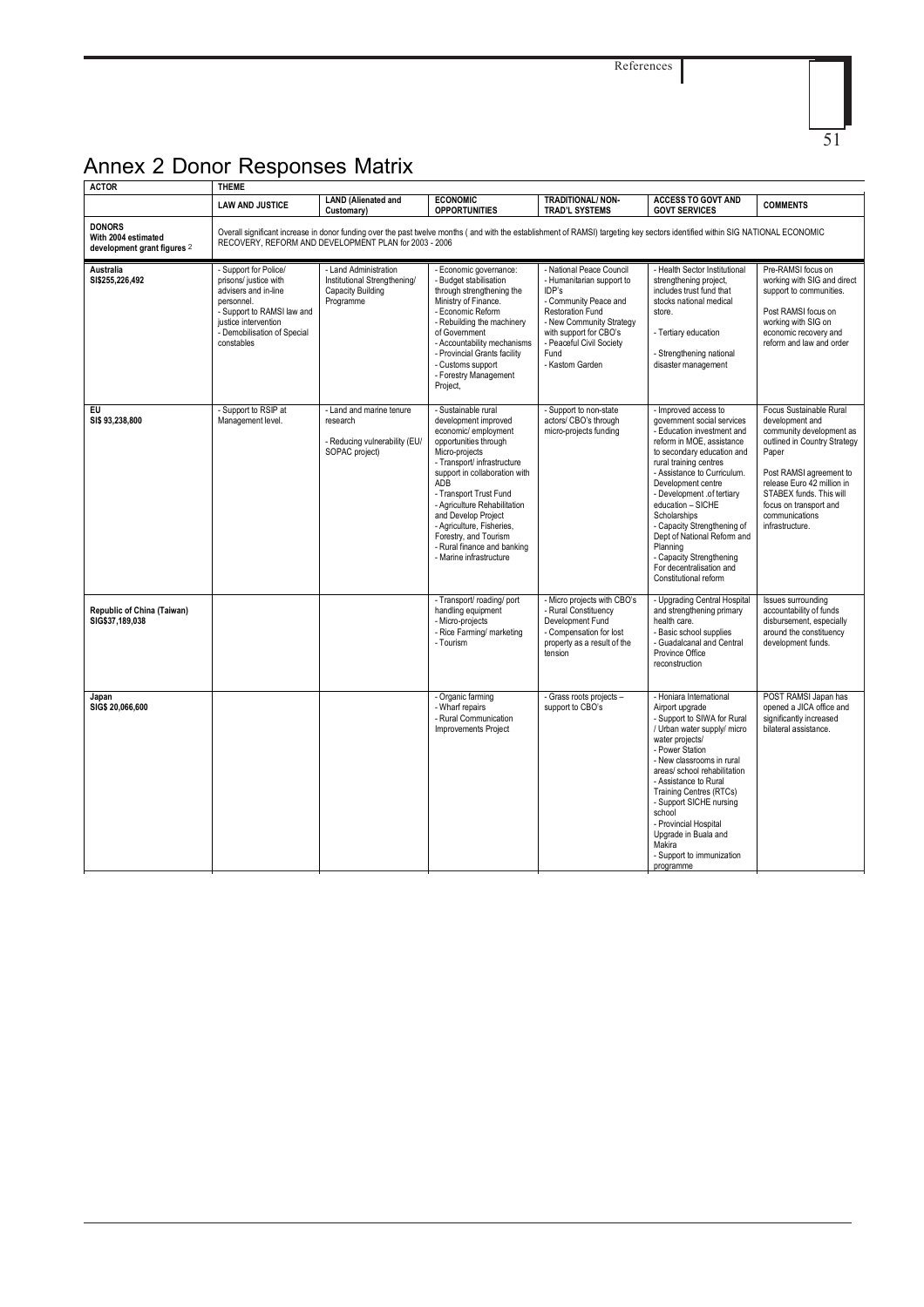# Annex 2 Donor Responses Matrix

| ACTOR | THEME | | | | | |
|---|---|---|---|---|---|---|
| | LAW AND JUSTICE | LAND (Alienated and Customary) | ECONOMIC OPPORTUNITIES | TRADITIONAL/ NON-TRAD'L SYSTEMS | ACCESS TO GOVT AND GOVT SERVICES | COMMENTS |
| **DONORS** With 2004 estimated development grant figures [2] | Overall significant increase in donor funding over the past twelve months ( and with the establishment of RAMSI) targeting key sectors identified within SIG NATIONAL ECONOMIC RECOVERY, REFORM AND DEVELOPMENT PLAN for 2003 - 2006 | | | | | |
| **Australia** SI$255,226,492 | - Support for Police/ prisons/ justice with advisers and in-line personnel.<br>- Support to RAMSI law and justice intervention<br>- Demobilisation of Special constables | - Land Administration Institutional Strengthening/ Capacity Building Programme | - Economic governance:<br>- Budget stabilisation through strengthening the Ministry of Finance.<br>- Economic Reform<br>- Rebuilding the machinery of Government<br>- Accountability mechanisms<br>- Provincial Grants facility<br>- Customs support<br>- Forestry Management Project, | - National Peace Council<br>- Humanitarian support to IDP's<br>- Community Peace and Restoration Fund<br>- New Community Strategy with support for CBO's<br>- Peaceful Civil Society Fund<br>- Kastom Garden | - Health Sector Institutional strengthening project, includes trust fund that stocks national medical store.<br>- Tertiary education<br>- Strengthening national disaster management | Pre-RAMSI focus on working with SIG and direct support to communities.<br>Post RAMSI focus on working with SIG on economic recovery and reform and law and order |
| **EU** SI$ 93,238,800 | - Support to RSIP at Management level. | - Land and marine tenure research<br>- Reducing vulnerability (EU/ SOPAC project) | - Sustainable rural development improved economic/ employment opportunities through Micro-projects<br>- Transport/ infrastructure support in collaboration with ADB<br>- Transport Trust Fund<br>- Agriculture Rehabilitation and Develop Project<br>- Agriculture, Fisheries, Forestry, and Tourism<br>- Rural finance and banking<br>- Marine infrastructure | - Support to non-state actors/ CBO's through micro-projects funding | - Improved access to government social services<br>- Education investment and reform in MOE, assistance to secondary education and rural training centres<br>- Assistance to Curriculum. Development centre<br>- Development .of tertiary education – SICHE Scholarships<br>- Capacity Strengthening of Dept of National Reform and Planning<br>- Capacity Strengthening For decentralisation and Constitutional reform | Focus Sustainable Rural development and community development as outlined in Country Strategy Paper<br>Post RAMSI agreement to release Euro 42 million in STABEX funds. This will focus on transport and communications infrastructure. |
| **Republic of China (Taiwan)** SIG$37,189,038 | | | - Transport/ roading/ port handling equipment<br>- Micro-projects<br>- Rice Farming/ marketing<br>- Tourism | - Micro projects with CBO's<br>- Rural Constituency Development Fund<br>- Compensation for lost property as a result of the tension | - Upgrading Central Hospital and strengthening primary health care.<br>- Basic school supplies<br>- Guadalcanal and Central Province Office reconstruction | Issues surrounding accountability of funds disbursement, especially around the constituency development funds. |
| **Japan** SIG$ 20,066,600 | | | - Organic farming<br>- Wharf repairs<br>- Rural Communication Improvements Project | - Grass roots projects – support to CBO's | - Honiara International Airport upgrade<br>- Support to SIWA for Rural / Urban water supply/ micro water projects/<br>- Power Station<br>- New classrooms in rural areas/ school rehabilitation<br>- Assistance to Rural Training Centres (RTCs)<br>- Support SICHE nursing school<br>- Provincial Hospital Upgrade in Buala and Makira<br>- Support to immunization programme | POST RAMSI Japan has opened a JICA office and significantly increased bilateral assistance. |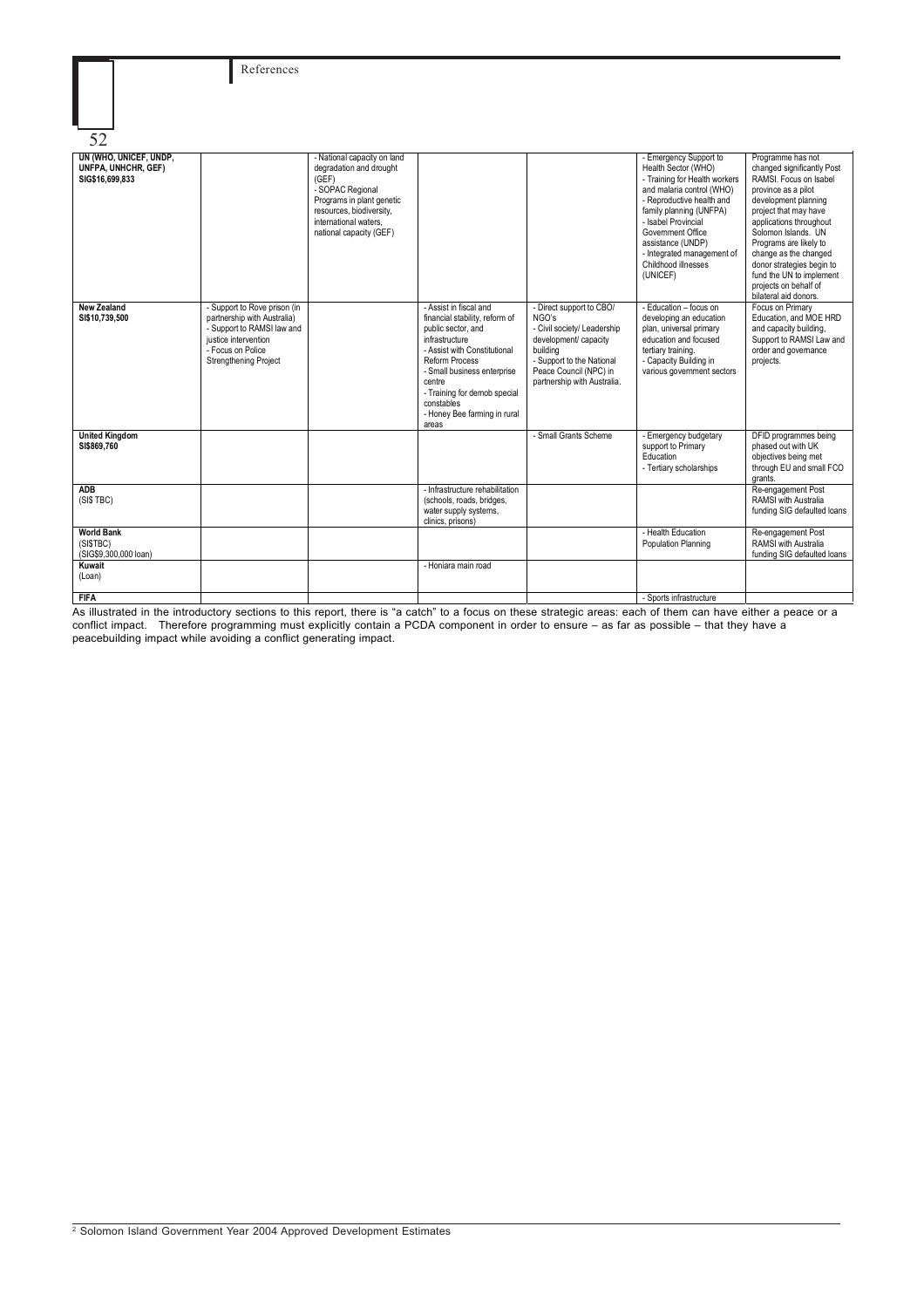| | | | | | | |
|---|---|---|---|---|---|---|
| **UN (WHO, UNICEF, UNDP, UNFPA, UNHCHR, GEF)** **SIG$16,699,833** | | - National capacity on land degradation and drought (GEF) - SOPAC Regional Programs in plant genetic resources, biodiversity, international waters, national capacity (GEF) | | | - Emergency Support to Health Sector (WHO) - Training for Health workers and malaria control (WHO) - Reproductive health and family planning (UNFPA) - Isabel Provincial Government Office assistance (UNDP) - Integrated management of Childhood illnesses (UNICEF) | Programme has not changed significantly Post RAMSI. Focus on Isabel province as a pilot development planning project that may have applications throughout Solomon Islands. UN Programs are likely to change as the changed donor strategies begin to fund the UN to implement projects on behalf of bilateral aid donors. |
| **New Zealand** **SI$10,739,500** | - Support to Rove prison (in partnership with Australia) - Support to RAMSI law and justice intervention - Focus on Police Strengthening Project | | - Assist in fiscal and financial stability, reform of public sector, and infrastructure - Assist with Constitutional Reform Process - Small business enterprise centre - Training for demob special constables - Honey Bee farming in rural areas | - Direct support to CBO/ NGO's - Civil society/ Leadership development/ capacity building - Support to the National Peace Council (NPC) in partnership with Australia. | - Education – focus on developing an education plan, universal primary education and focused tertiary training. - Capacity Building in various government sectors | Focus on Primary Education, and MOE HRD and capacity building, Support to RAMSI Law and order and governance projects. |
| **United Kingdom** **SI$869,760** | | | | - Small Grants Scheme | - Emergency budgetary support to Primary Education - Tertiary scholarships | DFID programmes being phased out with UK objectives being met through EU and small FCO grants. |
| **ADB** (SI$ TBC) | | | - Infrastructure rehabilitation (schools, roads, bridges, water supply systems, clinics, prisons) | | | Re-engagement Post RAMSI with Australia funding SIG defaulted loans |
| **World Bank** (SI$TBC) (SIG$9,300,000 loan) | | | | | - Health Education Population Planning | Re-engagement Post RAMSI with Australia funding SIG defaulted loans |
| **Kuwait** (Loan) | | | - Honiara main road | | | |
| **FIFA** | | | | | - Sports infrastructure | |

As illustrated in the introductory sections to this report, there is "a catch" to a focus on these strategic areas: each of them can have either a peace or a conflict impact. Therefore programming must explicitly contain a PCDA component in order to ensure – as far as possible – that they have a peacebuilding impact while avoiding a conflict generating impact.

[2] Solomon Island Government Year 2004 Approved Development Estimates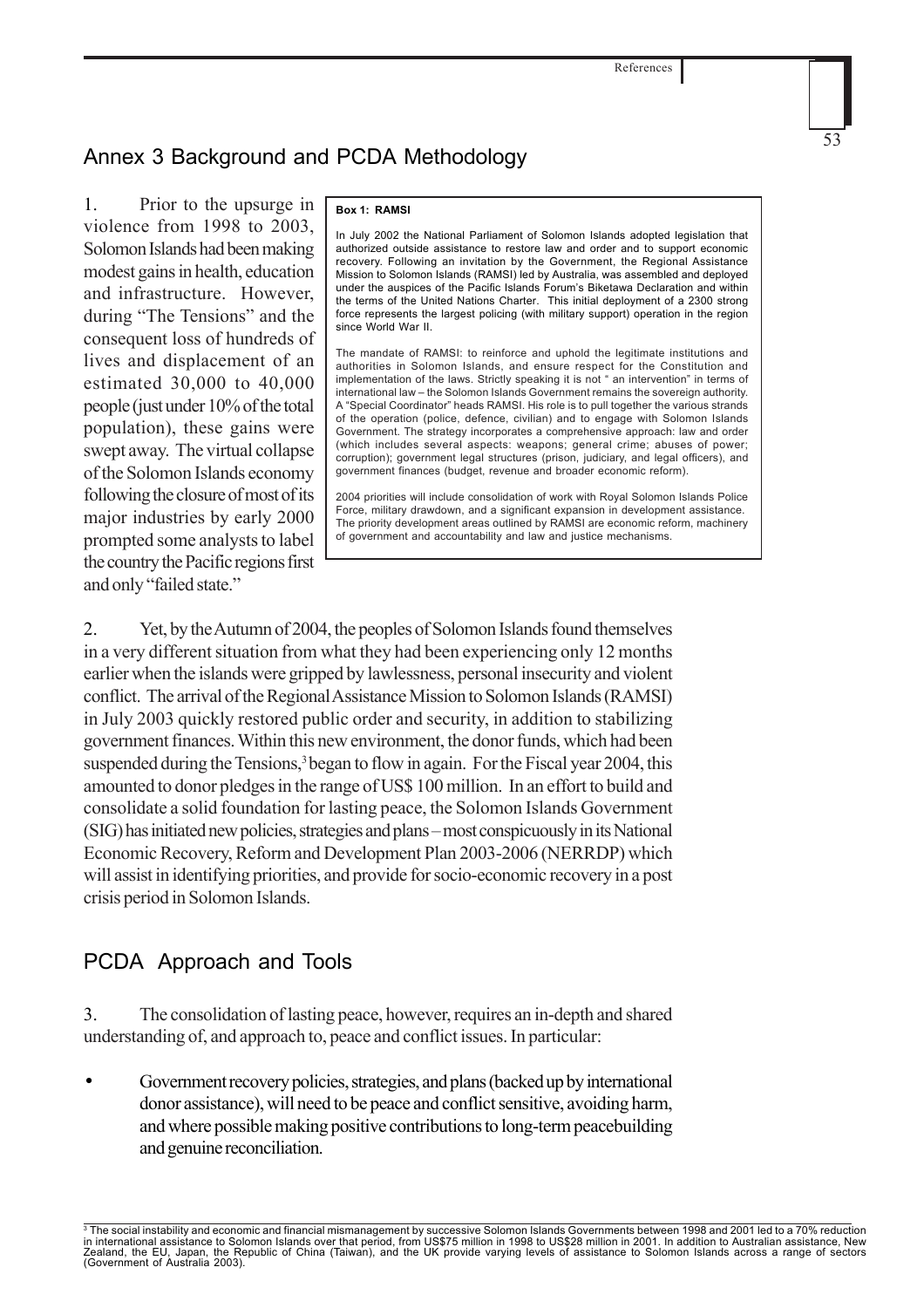## Annex 3 Background and PCDA Methodology

1. Prior to the upsurge in violence from 1998 to 2003, Solomon Islands had been making modest gains in health, education and infrastructure. However, during "The Tensions" and the consequent loss of hundreds of lives and displacement of an estimated 30,000 to 40,000 people (just under 10% of the total population), these gains were swept away. The virtual collapse of the Solomon Islands economy following the closure of most of its major industries by early 2000 prompted some analysts to label the country the Pacific regions first and only "failed state."

> **Box 1: RAMSI**
>
> In July 2002 the National Parliament of Solomon Islands adopted legislation that authorized outside assistance to restore law and order and to support economic recovery. Following an invitation by the Government, the Regional Assistance Mission to Solomon Islands (RAMSI) led by Australia, was assembled and deployed under the auspices of the Pacific Islands Forum's Biketawa Declaration and within the terms of the United Nations Charter. This initial deployment of a 2300 strong force represents the largest policing (with military support) operation in the region since World War II.
>
> The mandate of RAMSI: to reinforce and uphold the legitimate institutions and authorities in Solomon Islands, and ensure respect for the Constitution and implementation of the laws. Strictly speaking it is not " an intervention" in terms of international law – the Solomon Islands Government remains the sovereign authority. A "Special Coordinator" heads RAMSI. His role is to pull together the various strands of the operation (police, defence, civilian) and to engage with Solomon Islands Government. The strategy incorporates a comprehensive approach: law and order (which includes several aspects: weapons; general crime; abuses of power; corruption); government legal structures (prison, judiciary, and legal officers), and government finances (budget, revenue and broader economic reform).
>
> 2004 priorities will include consolidation of work with Royal Solomon Islands Police Force, military drawdown, and a significant expansion in development assistance. The priority development areas outlined by RAMSI are economic reform, machinery of government and accountability and law and justice mechanisms.

2. Yet, by the Autumn of 2004, the peoples of Solomon Islands found themselves in a very different situation from what they had been experiencing only 12 months earlier when the islands were gripped by lawlessness, personal insecurity and violent conflict. The arrival of the Regional Assistance Mission to Solomon Islands (RAMSI) in July 2003 quickly restored public order and security, in addition to stabilizing government finances. Within this new environment, the donor funds, which had been suspended during the Tensions,[3] began to flow in again. For the Fiscal year 2004, this amounted to donor pledges in the range of US$ 100 million. In an effort to build and consolidate a solid foundation for lasting peace, the Solomon Islands Government (SIG) has initiated new policies, strategies and plans – most conspicuously in its National Economic Recovery, Reform and Development Plan 2003-2006 (NERRDP) which will assist in identifying priorities, and provide for socio-economic recovery in a post crisis period in Solomon Islands.

## PCDA Approach and Tools

3. The consolidation of lasting peace, however, requires an in-depth and shared understanding of, and approach to, peace and conflict issues. In particular:

- Government recovery policies, strategies, and plans (backed up by international donor assistance), will need to be peace and conflict sensitive, avoiding harm, and where possible making positive contributions to long-term peacebuilding and genuine reconciliation.

---

[3] The social instability and economic and financial mismanagement by successive Solomon Islands Governments between 1998 and 2001 led to a 70% reduction in international assistance to Solomon Islands over that period, from US$75 million in 1998 to US$28 million in 2001. In addition to Australian assistance, New Zealand, the EU, Japan, the Republic of China (Taiwan), and the UK provide varying levels of assistance to Solomon Islands across a range of sectors (Government of Australia 2003).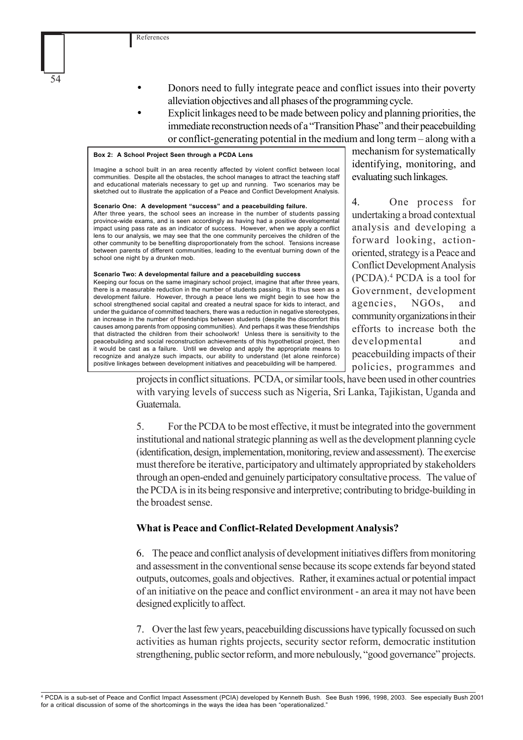- Donors need to fully integrate peace and conflict issues into their poverty alleviation objectives and all phases of the programming cycle.
- Explicit linkages need to be made between policy and planning priorities, the immediate reconstruction needs of a "Transition Phase" and their peacebuilding or conflict-generating potential in the medium and long term – along with a mechanism for systematically identifying, monitoring, and evaluating such linkages.

> **Box 2: A School Project Seen through a PCDA Lens**
>
> Imagine a school built in an area recently affected by violent conflict between local communities. Despite all the obstacles, the school manages to attract the teaching staff and educational materials necessary to get up and running. Two scenarios may be sketched out to illustrate the application of a Peace and Conflict Development Analysis.
>
> **Scenario One: A development "success" and a peacebuilding failure.**
> After three years, the school sees an increase in the number of students passing province-wide exams, and is seen accordingly as having had a positive developmental impact using pass rate as an indicator of success. However, when we apply a conflict lens to our analysis, we may see that the one community perceives the children of the other community to be benefiting disproportionately from the school. Tensions increase between parents of different communities, leading to the eventual burning down of the school one night by a drunken mob.
>
> **Scenario Two: A developmental failure and a peacebuilding success**
> Keeping our focus on the same imaginary school project, imagine that after three years, there is a measurable reduction in the number of students passing. It is thus seen as a development failure. However, through a peace lens we might begin to see how the school strengthened social capital and created a neutral space for kids to interact, and under the guidance of committed teachers, there was a reduction in negative stereotypes, an increase in the number of friendships between students (despite the discomfort this causes among parents from opposing communities). And perhaps it was these friendships that distracted the children from their schoolwork! Unless there is sensitivity to the peacebuilding and social reconstruction achievements of this hypothetical project, then it would be cast as a failure. Until we develop and apply the appropriate means to recognize and analyze such impacts, our ability to understand (let alone reinforce) positive linkages between development initiatives and peacebuilding will be hampered.

4. One process for undertaking a broad contextual analysis and developing a forward looking, action-oriented, strategy is a Peace and Conflict Development Analysis (PCDA).[4] PCDA is a tool for Government, development agencies, NGOs, and community organizations in their efforts to increase both the developmental and peacebuilding impacts of their policies, programmes and projects in conflict situations. PCDA, or similar tools, have been used in other countries with varying levels of success such as Nigeria, Sri Lanka, Tajikistan, Uganda and Guatemala.

5. For the PCDA to be most effective, it must be integrated into the government institutional and national strategic planning as well as the development planning cycle (identification, design, implementation, monitoring, review and assessment). The exercise must therefore be iterative, participatory and ultimately appropriated by stakeholders through an open-ended and genuinely participatory consultative process. The value of the PCDA is in its being responsive and interpretive; contributing to bridge-building in the broadest sense.

### What is Peace and Conflict-Related Development Analysis?

6. The peace and conflict analysis of development initiatives differs from monitoring and assessment in the conventional sense because its scope extends far beyond stated outputs, outcomes, goals and objectives. Rather, it examines actual or potential impact of an initiative on the peace and conflict environment - an area it may not have been designed explicitly to affect.

7. Over the last few years, peacebuilding discussions have typically focussed on such activities as human rights projects, security sector reform, democratic institution strengthening, public sector reform, and more nebulously, "good governance" projects.

---

[4] PCDA is a sub-set of Peace and Conflict Impact Assessment (PCIA) developed by Kenneth Bush. See Bush 1996, 1998, 2003. See especially Bush 2001 for a critical discussion of some of the shortcomings in the ways the idea has been "operationalized."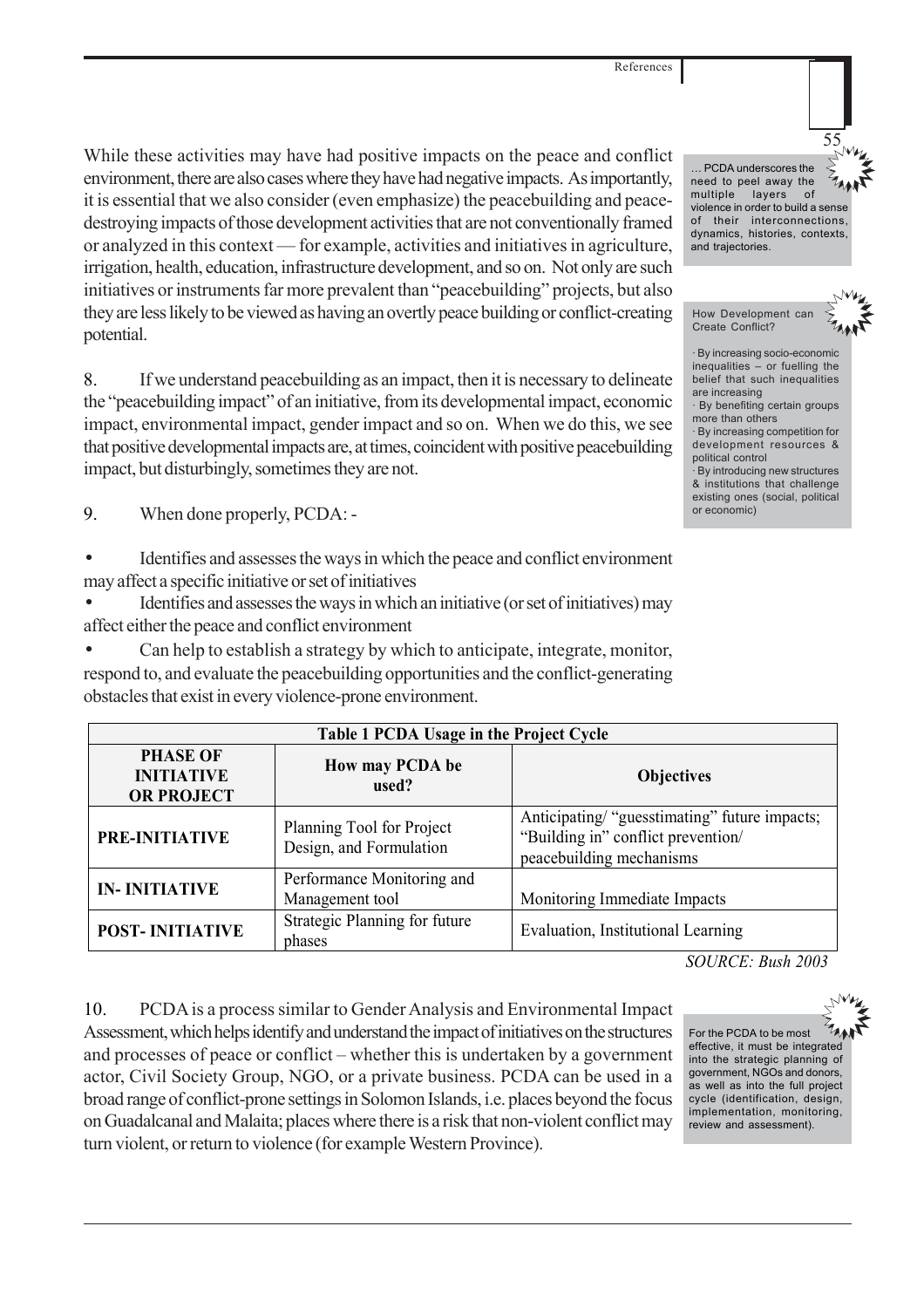While these activities may have had positive impacts on the peace and conflict environment, there are also cases where they have had negative impacts. As importantly, it is essential that we also consider (even emphasize) the peacebuilding and peace-destroying impacts of those development activities that are not conventionally framed or analyzed in this context — for example, activities and initiatives in agriculture, irrigation, health, education, infrastructure development, and so on. Not only are such initiatives or instruments far more prevalent than "peacebuilding" projects, but also they are less likely to be viewed as having an overtly peace building or conflict-creating potential.

> … PCDA underscores the need to peel away the multiple layers of violence in order to build a sense of their interconnections, dynamics, histories, contexts, and trajectories.

> How Development can Create Conflict?
>
> · By increasing socio-economic inequalities – or fuelling the belief that such inequalities are increasing
> · By benefiting certain groups more than others
> · By increasing competition for development resources & political control
> · By introducing new structures & institutions that challenge existing ones (social, political or economic)

8. If we understand peacebuilding as an impact, then it is necessary to delineate the "peacebuilding impact" of an initiative, from its developmental impact, economic impact, environmental impact, gender impact and so on. When we do this, we see that positive developmental impacts are, at times, coincident with positive peacebuilding impact, but disturbingly, sometimes they are not.

9. When done properly, PCDA: -

- Identifies and assesses the ways in which the peace and conflict environment may affect a specific initiative or set of initiatives
- Identifies and assesses the ways in which an initiative (or set of initiatives) may affect either the peace and conflict environment
- Can help to establish a strategy by which to anticipate, integrate, monitor, respond to, and evaluate the peacebuilding opportunities and the conflict-generating obstacles that exist in every violence-prone environment.

**Table 1 PCDA Usage in the Project Cycle**

| PHASE OF INITIATIVE OR PROJECT | How may PCDA be used? | Objectives |
|---|---|---|
| PRE-INITIATIVE | Planning Tool for Project Design, and Formulation | Anticipating/ "guesstimating" future impacts; "Building in" conflict prevention/ peacebuilding mechanisms |
| IN- INITIATIVE | Performance Monitoring and Management tool | Monitoring Immediate Impacts |
| POST- INITIATIVE | Strategic Planning for future phases | Evaluation, Institutional Learning |

*SOURCE: Bush 2003*

10. PCDA is a process similar to Gender Analysis and Environmental Impact Assessment, which helps identify and understand the impact of initiatives on the structures and processes of peace or conflict – whether this is undertaken by a government actor, Civil Society Group, NGO, or a private business. PCDA can be used in a broad range of conflict-prone settings in Solomon Islands, i.e. places beyond the focus on Guadalcanal and Malaita; places where there is a risk that non-violent conflict may turn violent, or return to violence (for example Western Province).

> For the PCDA to be most effective, it must be integrated into the strategic planning of government, NGOs and donors, as well as into the full project cycle (identification, design, implementation, monitoring, review and assessment).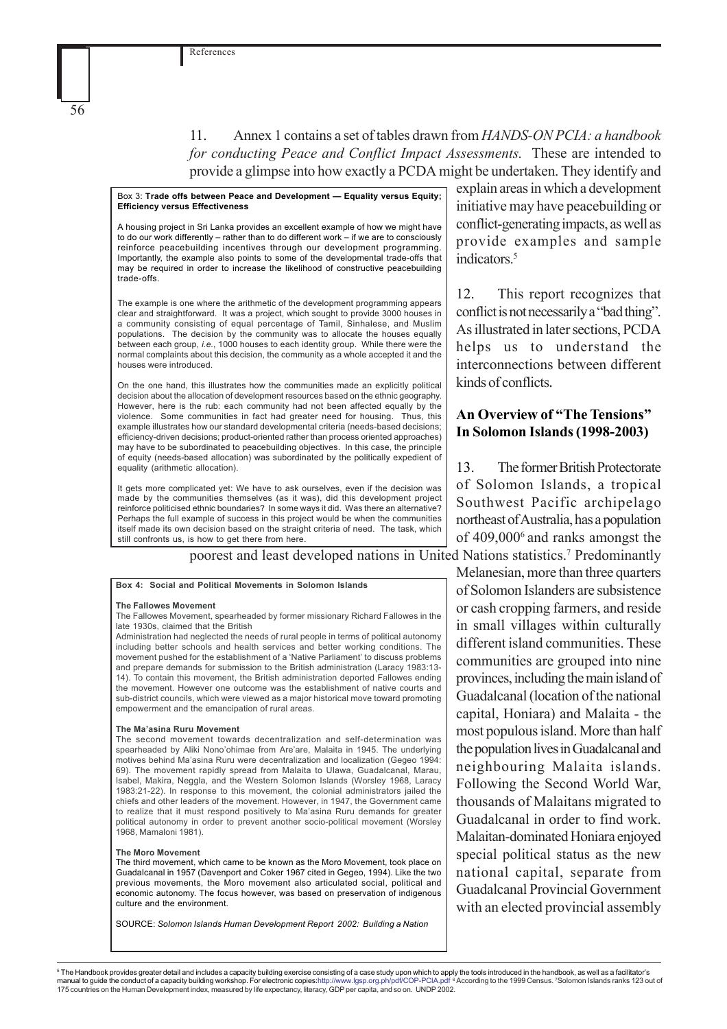11. Annex 1 contains a set of tables drawn from *HANDS-ON PCIA: a handbook for conducting Peace and Conflict Impact Assessments.* These are intended to provide a glimpse into how exactly a PCDA might be undertaken. They identify and explain areas in which a development initiative may have peacebuilding or conflict-generating impacts, as well as provide examples and sample indicators.[5]

> Box 3: **Trade offs between Peace and Development — Equality versus Equity; Efficiency versus Effectiveness**
>
> A housing project in Sri Lanka provides an excellent example of how we might have to do our work differently – rather than to do different work – if we are to consciously reinforce peacebuilding incentives through our development programming. Importantly, the example also points to some of the developmental trade-offs that may be required in order to increase the likelihood of constructive peacebuilding trade-offs.
>
> The example is one where the arithmetic of the development programming appears clear and straightforward. It was a project, which sought to provide 3000 houses in a community consisting of equal percentage of Tamil, Sinhalese, and Muslim populations. The decision by the community was to allocate the houses equally between each group, *i.e.*, 1000 houses to each identity group. While there were the normal complaints about this decision, the community as a whole accepted it and the houses were introduced.
>
> On the one hand, this illustrates how the communities made an explicitly political decision about the allocation of development resources based on the ethnic geography. However, here is the rub: each community had not been affected equally by the violence. Some communities in fact had greater need for housing. Thus, this example illustrates how our standard developmental criteria (needs-based decisions; efficiency-driven decisions; product-oriented rather than process oriented approaches) may have to be subordinated to peacebuilding objectives. In this case, the principle of equity (needs-based allocation) was subordinated by the politically expedient of equality (arithmetic allocation).
>
> It gets more complicated yet: We have to ask ourselves, even if the decision was made by the communities themselves (as it was), did this development project reinforce politicised ethnic boundaries? In some ways it did. Was there an alternative? Perhaps the full example of success in this project would be when the communities itself made its own decision based on the straight criteria of need. The task, which still confronts us, is how to get there from here.

12. This report recognizes that conflict is not necessarily a "bad thing". As illustrated in later sections, PCDA helps us to understand the interconnections between different kinds of conflicts.

## An Overview of "The Tensions" In Solomon Islands (1998-2003)

13. The former British Protectorate of Solomon Islands, a tropical Southwest Pacific archipelago northeast of Australia, has a population of 409,000[6] and ranks amongst the poorest and least developed nations in United Nations statistics.[7] Predominantly Melanesian, more than three quarters of Solomon Islanders are subsistence or cash cropping farmers, and reside in small villages within culturally different island communities. These communities are grouped into nine provinces, including the main island of Guadalcanal (location of the national capital, Honiara) and Malaita - the most populous island. More than half the population lives in Guadalcanal and neighbouring Malaita islands. Following the Second World War, thousands of Malaitans migrated to Guadalcanal in order to find work. Malaitan-dominated Honiara enjoyed special political status as the new national capital, separate from Guadalcanal Provincial Government with an elected provincial assembly

> **Box 4: Social and Political Movements in Solomon Islands**
>
> **The Fallowes Movement**
>
> The Fallowes Movement, spearheaded by former missionary Richard Fallowes in the late 1930s, claimed that the British Administration had neglected the needs of rural people in terms of political autonomy including better schools and health services and better working conditions. The movement pushed for the establishment of a 'Native Parliament' to discuss problems and prepare demands for submission to the British administration (Laracy 1983:13-14). To contain this movement, the British administration deported Fallowes ending the movement. However one outcome was the establishment of native courts and sub-district councils, which were viewed as a major historical move toward promoting empowerment and the emancipation of rural areas.
>
> **The Ma'asina Ruru Movement**
>
> The second movement towards decentralization and self-determination was spearheaded by Aliki Nono'ohimae from Are'are, Malaita in 1945. The underlying motives behind Ma'asina Ruru were decentralization and localization (Gegeo 1994: 69). The movement rapidly spread from Malaita to Ulawa, Guadalcanal, Marau, Isabel, Makira, Neggla, and the Western Solomon Islands (Worsley 1968, Laracy 1983:21-22). In response to this movement, the colonial administrators jailed the chiefs and other leaders of the movement. However, in 1947, the Government came to realize that it must respond positively to Ma'asina Ruru demands for greater political autonomy in order to prevent another socio-political movement (Worsley 1968, Mamaloni 1981).
>
> **The Moro Movement**
>
> The third movement, which came to be known as the Moro Movement, took place on Guadalcanal in 1957 (Davenport and Coker 1967 cited in Gegeo, 1994). Like the two previous movements, the Moro movement also articulated social, political and economic autonomy. The focus however, was based on preservation of indigenous culture and the environment.
>
> SOURCE: *Solomon Islands Human Development Report 2002: Building a Nation*

---

[5] The Handbook provides greater detail and includes a capacity building exercise consisting of a case study upon which to apply the tools introduced in the handbook, as well as a facilitator's manual to guide the conduct of a capacity building workshop. For electronic copies: http://www.lgsp.org.ph/pdf/COP-PCIA.pdf [6] According to the 1999 Census. [7] Solomon Islands ranks 123 out of 175 countries on the Human Development index, measured by life expectancy, literacy, GDP per capita, and so on. UNDP 2002.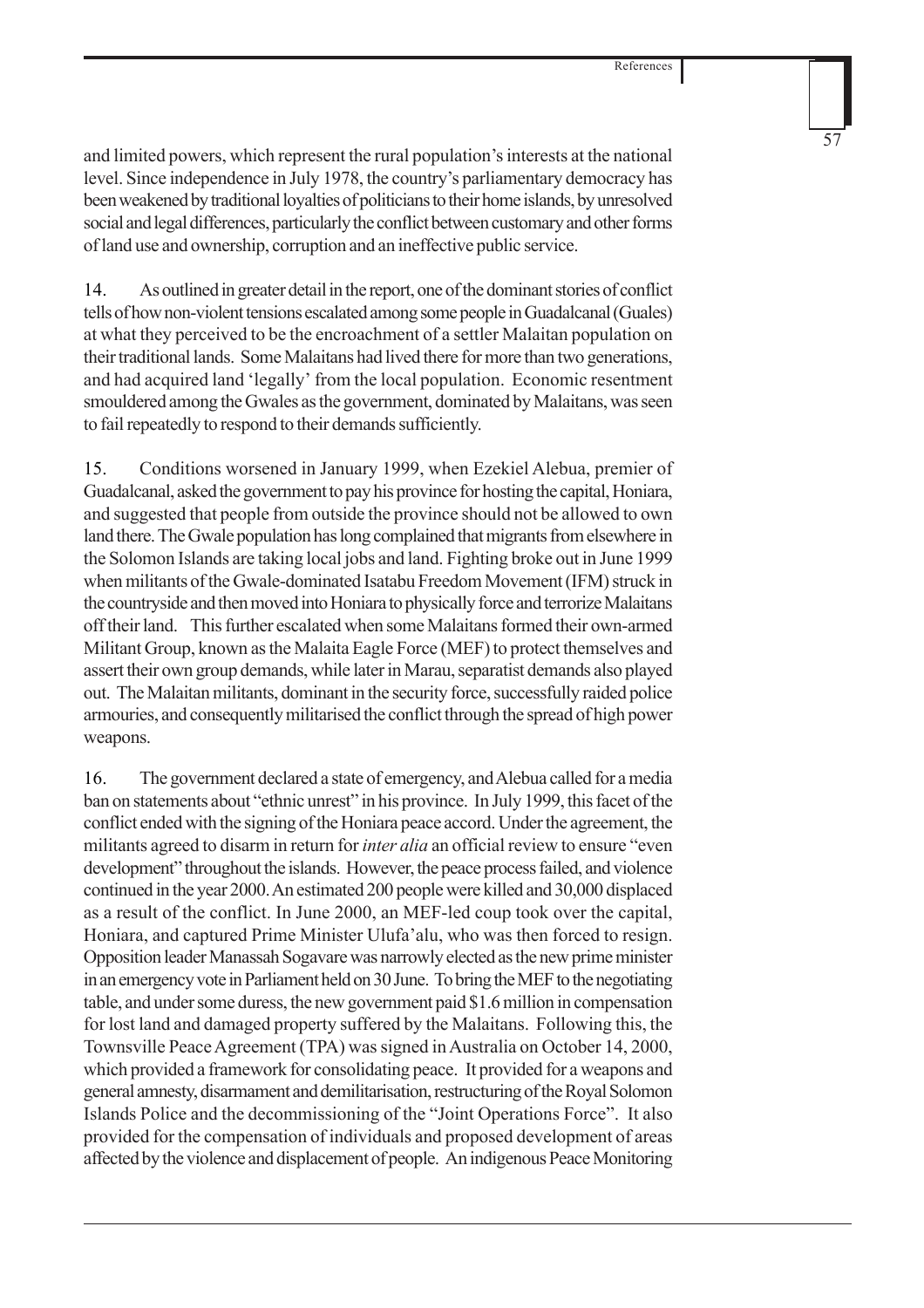and limited powers, which represent the rural population's interests at the national level. Since independence in July 1978, the country's parliamentary democracy has been weakened by traditional loyalties of politicians to their home islands, by unresolved social and legal differences, particularly the conflict between customary and other forms of land use and ownership, corruption and an ineffective public service.

14. As outlined in greater detail in the report, one of the dominant stories of conflict tells of how non-violent tensions escalated among some people in Guadalcanal (Guales) at what they perceived to be the encroachment of a settler Malaitan population on their traditional lands. Some Malaitans had lived there for more than two generations, and had acquired land 'legally' from the local population. Economic resentment smouldered among the Gwales as the government, dominated by Malaitans, was seen to fail repeatedly to respond to their demands sufficiently.

15. Conditions worsened in January 1999, when Ezekiel Alebua, premier of Guadalcanal, asked the government to pay his province for hosting the capital, Honiara, and suggested that people from outside the province should not be allowed to own land there. The Gwale population has long complained that migrants from elsewhere in the Solomon Islands are taking local jobs and land. Fighting broke out in June 1999 when militants of the Gwale-dominated Isatabu Freedom Movement (IFM) struck in the countryside and then moved into Honiara to physically force and terrorize Malaitans off their land. This further escalated when some Malaitans formed their own-armed Militant Group, known as the Malaita Eagle Force (MEF) to protect themselves and assert their own group demands, while later in Marau, separatist demands also played out. The Malaitan militants, dominant in the security force, successfully raided police armouries, and consequently militarised the conflict through the spread of high power weapons.

16. The government declared a state of emergency, and Alebua called for a media ban on statements about "ethnic unrest" in his province. In July 1999, this facet of the conflict ended with the signing of the Honiara peace accord. Under the agreement, the militants agreed to disarm in return for *inter alia* an official review to ensure "even development" throughout the islands. However, the peace process failed, and violence continued in the year 2000. An estimated 200 people were killed and 30,000 displaced as a result of the conflict. In June 2000, an MEF-led coup took over the capital, Honiara, and captured Prime Minister Ulufa'alu, who was then forced to resign. Opposition leader Manassah Sogavare was narrowly elected as the new prime minister in an emergency vote in Parliament held on 30 June. To bring the MEF to the negotiating table, and under some duress, the new government paid $1.6 million in compensation for lost land and damaged property suffered by the Malaitans. Following this, the Townsville Peace Agreement (TPA) was signed in Australia on October 14, 2000, which provided a framework for consolidating peace. It provided for a weapons and general amnesty, disarmament and demilitarisation, restructuring of the Royal Solomon Islands Police and the decommissioning of the "Joint Operations Force". It also provided for the compensation of individuals and proposed development of areas affected by the violence and displacement of people. An indigenous Peace Monitoring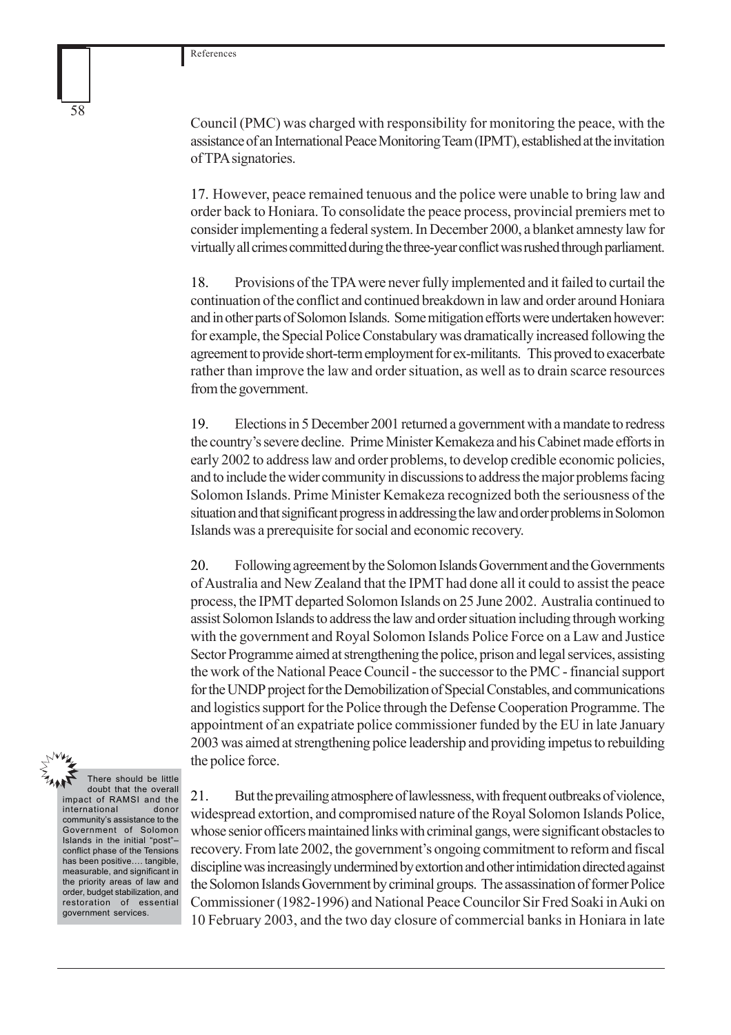Council (PMC) was charged with responsibility for monitoring the peace, with the assistance of an International Peace Monitoring Team (IPMT), established at the invitation of TPA signatories.

17. However, peace remained tenuous and the police were unable to bring law and order back to Honiara. To consolidate the peace process, provincial premiers met to consider implementing a federal system. In December 2000, a blanket amnesty law for virtually all crimes committed during the three-year conflict was rushed through parliament.

18. Provisions of the TPA were never fully implemented and it failed to curtail the continuation of the conflict and continued breakdown in law and order around Honiara and in other parts of Solomon Islands. Some mitigation efforts were undertaken however: for example, the Special Police Constabulary was dramatically increased following the agreement to provide short-term employment for ex-militants. This proved to exacerbate rather than improve the law and order situation, as well as to drain scarce resources from the government.

19. Elections in 5 December 2001 returned a government with a mandate to redress the country's severe decline. Prime Minister Kemakeza and his Cabinet made efforts in early 2002 to address law and order problems, to develop credible economic policies, and to include the wider community in discussions to address the major problems facing Solomon Islands. Prime Minister Kemakeza recognized both the seriousness of the situation and that significant progress in addressing the law and order problems in Solomon Islands was a prerequisite for social and economic recovery.

20. Following agreement by the Solomon Islands Government and the Governments of Australia and New Zealand that the IPMT had done all it could to assist the peace process, the IPMT departed Solomon Islands on 25 June 2002. Australia continued to assist Solomon Islands to address the law and order situation including through working with the government and Royal Solomon Islands Police Force on a Law and Justice Sector Programme aimed at strengthening the police, prison and legal services, assisting the work of the National Peace Council - the successor to the PMC - financial support for the UNDP project for the Demobilization of Special Constables, and communications and logistics support for the Police through the Defense Cooperation Programme. The appointment of an expatriate police commissioner funded by the EU in late January 2003 was aimed at strengthening police leadership and providing impetus to rebuilding the police force.

> There should be little doubt that the overall impact of RAMSI and the international donor community's assistance to the Government of Solomon Islands in the initial "post"–conflict phase of the Tensions has been positive.... tangible, measurable, and significant in the priority areas of law and order, budget stabilization, and restoration of essential government services.

21. But the prevailing atmosphere of lawlessness, with frequent outbreaks of violence, widespread extortion, and compromised nature of the Royal Solomon Islands Police, whose senior officers maintained links with criminal gangs, were significant obstacles to recovery. From late 2002, the government's ongoing commitment to reform and fiscal discipline was increasingly undermined by extortion and other intimidation directed against the Solomon Islands Government by criminal groups. The assassination of former Police Commissioner (1982-1996) and National Peace Councilor Sir Fred Soaki in Auki on 10 February 2003, and the two day closure of commercial banks in Honiara in late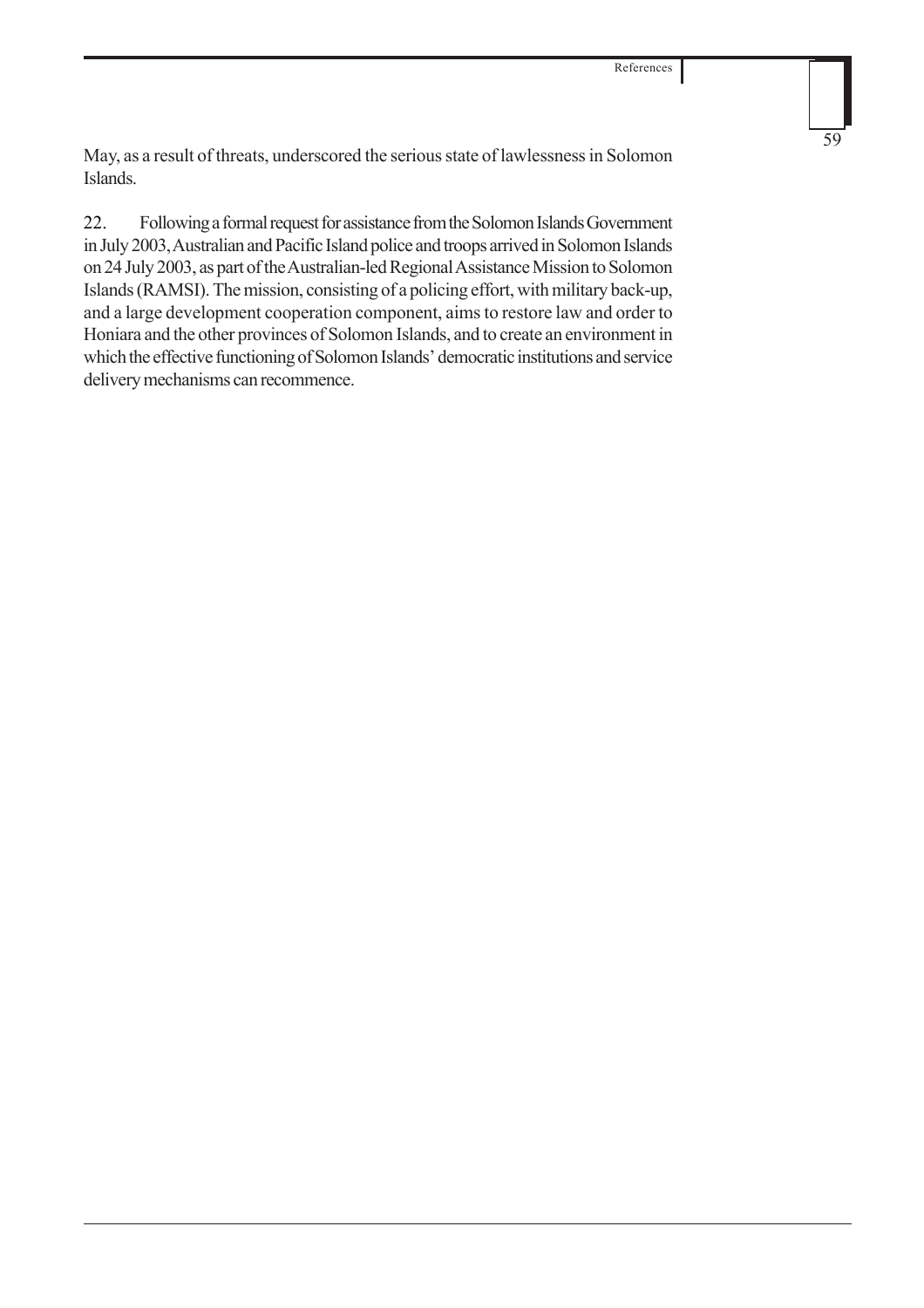May, as a result of threats, underscored the serious state of lawlessness in Solomon Islands.

22. Following a formal request for assistance from the Solomon Islands Government in July 2003, Australian and Pacific Island police and troops arrived in Solomon Islands on 24 July 2003, as part of the Australian-led Regional Assistance Mission to Solomon Islands (RAMSI). The mission, consisting of a policing effort, with military back-up, and a large development cooperation component, aims to restore law and order to Honiara and the other provinces of Solomon Islands, and to create an environment in which the effective functioning of Solomon Islands' democratic institutions and service delivery mechanisms can recommence.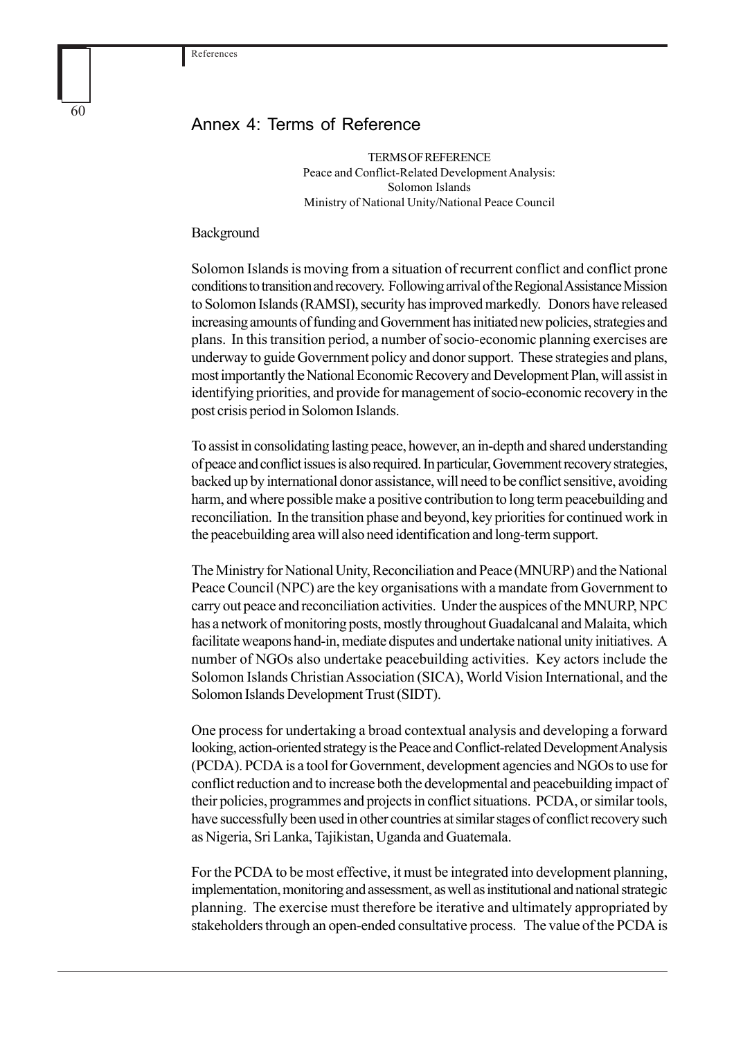## Annex 4: Terms of Reference

TERMS OF REFERENCE
Peace and Conflict-Related Development Analysis:
Solomon Islands
Ministry of National Unity/National Peace Council

Background

Solomon Islands is moving from a situation of recurrent conflict and conflict prone conditions to transition and recovery. Following arrival of the Regional Assistance Mission to Solomon Islands (RAMSI), security has improved markedly. Donors have released increasing amounts of funding and Government has initiated new policies, strategies and plans. In this transition period, a number of socio-economic planning exercises are underway to guide Government policy and donor support. These strategies and plans, most importantly the National Economic Recovery and Development Plan, will assist in identifying priorities, and provide for management of socio-economic recovery in the post crisis period in Solomon Islands.

To assist in consolidating lasting peace, however, an in-depth and shared understanding of peace and conflict issues is also required. In particular, Government recovery strategies, backed up by international donor assistance, will need to be conflict sensitive, avoiding harm, and where possible make a positive contribution to long term peacebuilding and reconciliation. In the transition phase and beyond, key priorities for continued work in the peacebuilding area will also need identification and long-term support.

The Ministry for National Unity, Reconciliation and Peace (MNURP) and the National Peace Council (NPC) are the key organisations with a mandate from Government to carry out peace and reconciliation activities. Under the auspices of the MNURP, NPC has a network of monitoring posts, mostly throughout Guadalcanal and Malaita, which facilitate weapons hand-in, mediate disputes and undertake national unity initiatives. A number of NGOs also undertake peacebuilding activities. Key actors include the Solomon Islands Christian Association (SICA), World Vision International, and the Solomon Islands Development Trust (SIDT).

One process for undertaking a broad contextual analysis and developing a forward looking, action-oriented strategy is the Peace and Conflict-related Development Analysis (PCDA). PCDA is a tool for Government, development agencies and NGOs to use for conflict reduction and to increase both the developmental and peacebuilding impact of their policies, programmes and projects in conflict situations. PCDA, or similar tools, have successfully been used in other countries at similar stages of conflict recovery such as Nigeria, Sri Lanka, Tajikistan, Uganda and Guatemala.

For the PCDA to be most effective, it must be integrated into development planning, implementation, monitoring and assessment, as well as institutional and national strategic planning. The exercise must therefore be iterative and ultimately appropriated by stakeholders through an open-ended consultative process. The value of the PCDA is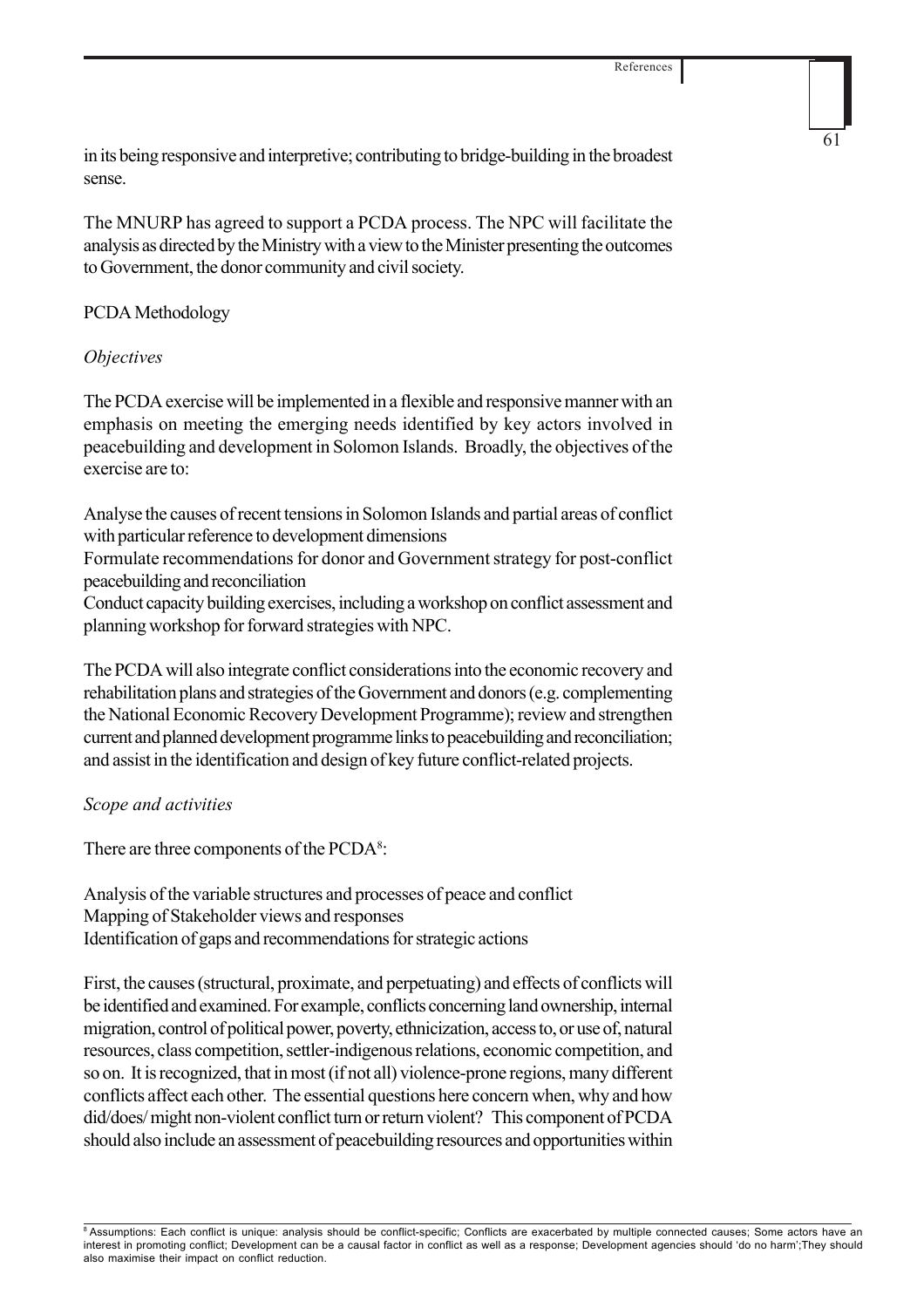in its being responsive and interpretive; contributing to bridge-building in the broadest sense.

The MNURP has agreed to support a PCDA process. The NPC will facilitate the analysis as directed by the Ministry with a view to the Minister presenting the outcomes to Government, the donor community and civil society.

PCDA Methodology

*Objectives*

The PCDA exercise will be implemented in a flexible and responsive manner with an emphasis on meeting the emerging needs identified by key actors involved in peacebuilding and development in Solomon Islands. Broadly, the objectives of the exercise are to:

Analyse the causes of recent tensions in Solomon Islands and partial areas of conflict with particular reference to development dimensions

Formulate recommendations for donor and Government strategy for post-conflict peacebuilding and reconciliation

Conduct capacity building exercises, including a workshop on conflict assessment and planning workshop for forward strategies with NPC.

The PCDA will also integrate conflict considerations into the economic recovery and rehabilitation plans and strategies of the Government and donors (e.g. complementing the National Economic Recovery Development Programme); review and strengthen current and planned development programme links to peacebuilding and reconciliation; and assist in the identification and design of key future conflict-related projects.

*Scope and activities*

There are three components of the PCDA[8]:

Analysis of the variable structures and processes of peace and conflict

Mapping of Stakeholder views and responses

Identification of gaps and recommendations for strategic actions

First, the causes (structural, proximate, and perpetuating) and effects of conflicts will be identified and examined. For example, conflicts concerning land ownership, internal migration, control of political power, poverty, ethnicization, access to, or use of, natural resources, class competition, settler-indigenous relations, economic competition, and so on. It is recognized, that in most (if not all) violence-prone regions, many different conflicts affect each other. The essential questions here concern when, why and how did/does/ might non-violent conflict turn or return violent? This component of PCDA should also include an assessment of peacebuilding resources and opportunities within

---

[8] Assumptions: Each conflict is unique: analysis should be conflict-specific; Conflicts are exacerbated by multiple connected causes; Some actors have an interest in promoting conflict; Development can be a causal factor in conflict as well as a response; Development agencies should 'do no harm';They should also maximise their impact on conflict reduction.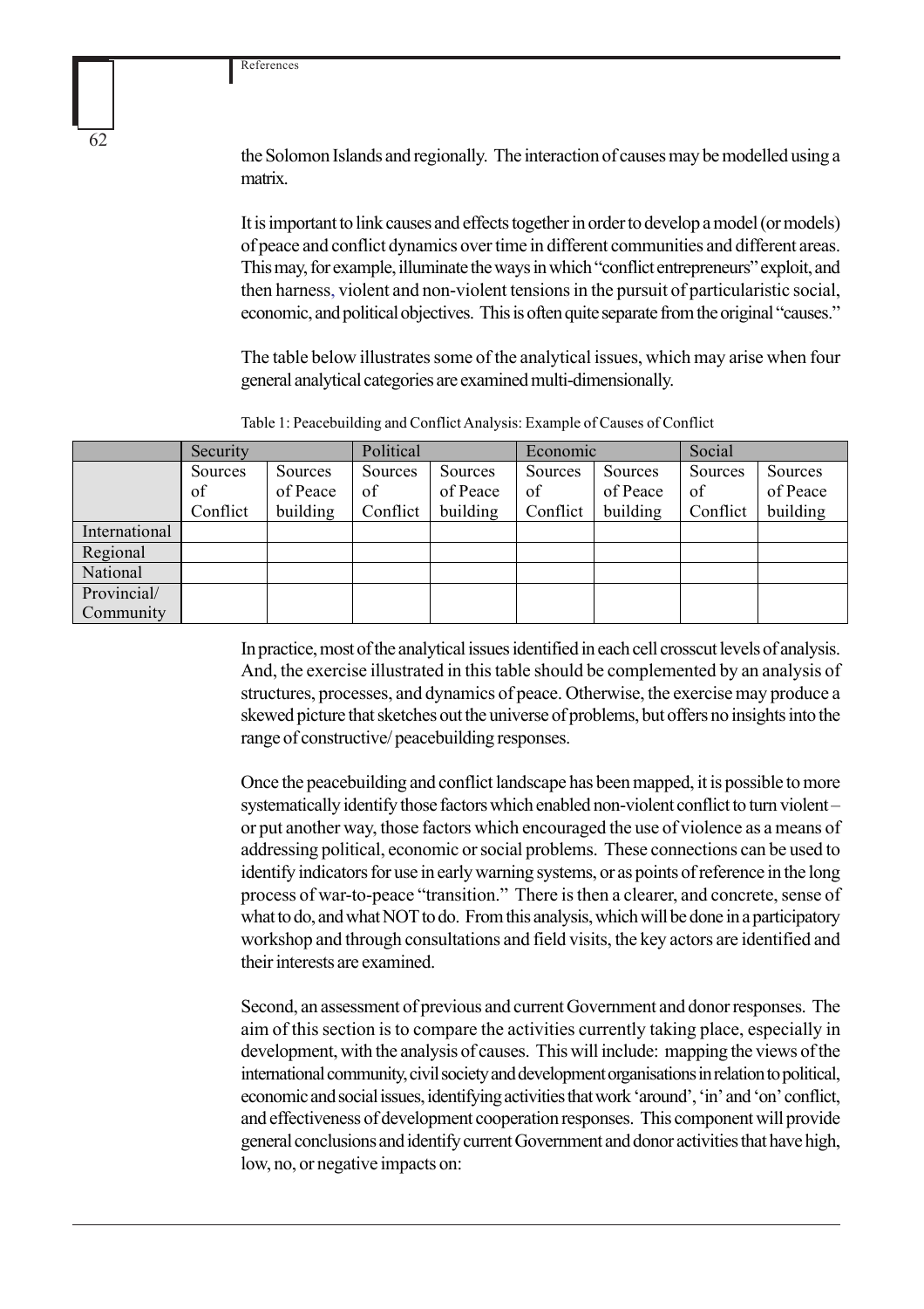the Solomon Islands and regionally. The interaction of causes may be modelled using a matrix.

It is important to link causes and effects together in order to develop a model (or models) of peace and conflict dynamics over time in different communities and different areas. This may, for example, illuminate the ways in which "conflict entrepreneurs" exploit, and then harness, violent and non-violent tensions in the pursuit of particularistic social, economic, and political objectives. This is often quite separate from the original "causes."

The table below illustrates some of the analytical issues, which may arise when four general analytical categories are examined multi-dimensionally.

Table 1: Peacebuilding and Conflict Analysis: Example of Causes of Conflict

| | Security | | Political | | Economic | | Social | |
|---|---|---|---|---|---|---|---|---|
| | Sources of Conflict | Sources of Peace building | Sources of Conflict | Sources of Peace building | Sources of Conflict | Sources of Peace building | Sources of Conflict | Sources of Peace building |
| International | | | | | | | | |
| Regional | | | | | | | | |
| National | | | | | | | | |
| Provincial/ Community | | | | | | | | |

In practice, most of the analytical issues identified in each cell crosscut levels of analysis. And, the exercise illustrated in this table should be complemented by an analysis of structures, processes, and dynamics of peace. Otherwise, the exercise may produce a skewed picture that sketches out the universe of problems, but offers no insights into the range of constructive/ peacebuilding responses.

Once the peacebuilding and conflict landscape has been mapped, it is possible to more systematically identify those factors which enabled non-violent conflict to turn violent – or put another way, those factors which encouraged the use of violence as a means of addressing political, economic or social problems. These connections can be used to identify indicators for use in early warning systems, or as points of reference in the long process of war-to-peace "transition." There is then a clearer, and concrete, sense of what to do, and what NOT to do. From this analysis, which will be done in a participatory workshop and through consultations and field visits, the key actors are identified and their interests are examined.

Second, an assessment of previous and current Government and donor responses. The aim of this section is to compare the activities currently taking place, especially in development, with the analysis of causes. This will include: mapping the views of the international community, civil society and development organisations in relation to political, economic and social issues, identifying activities that work 'around', 'in' and 'on' conflict, and effectiveness of development cooperation responses. This component will provide general conclusions and identify current Government and donor activities that have high, low, no, or negative impacts on: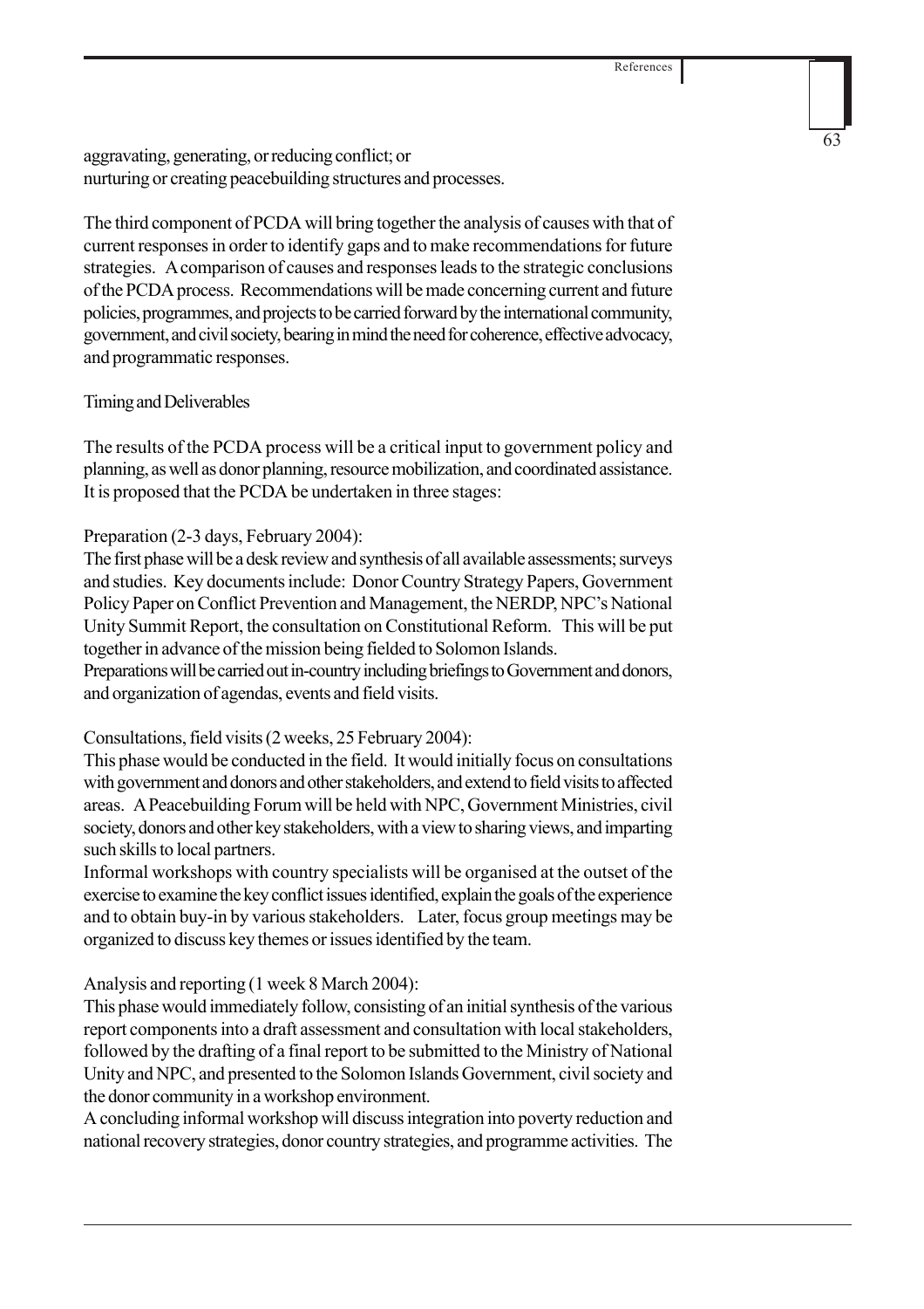aggravating, generating, or reducing conflict; or
nurturing or creating peacebuilding structures and processes.

The third component of PCDA will bring together the analysis of causes with that of current responses in order to identify gaps and to make recommendations for future strategies. A comparison of causes and responses leads to the strategic conclusions of the PCDA process. Recommendations will be made concerning current and future policies, programmes, and projects to be carried forward by the international community, government, and civil society, bearing in mind the need for coherence, effective advocacy, and programmatic responses.

Timing and Deliverables

The results of the PCDA process will be a critical input to government policy and planning, as well as donor planning, resource mobilization, and coordinated assistance. It is proposed that the PCDA be undertaken in three stages:

Preparation (2-3 days, February 2004):
The first phase will be a desk review and synthesis of all available assessments; surveys and studies. Key documents include: Donor Country Strategy Papers, Government Policy Paper on Conflict Prevention and Management, the NERDP, NPC's National Unity Summit Report, the consultation on Constitutional Reform. This will be put together in advance of the mission being fielded to Solomon Islands.
Preparations will be carried out in-country including briefings to Government and donors, and organization of agendas, events and field visits.

Consultations, field visits (2 weeks, 25 February 2004):
This phase would be conducted in the field. It would initially focus on consultations with government and donors and other stakeholders, and extend to field visits to affected areas. A Peacebuilding Forum will be held with NPC, Government Ministries, civil society, donors and other key stakeholders, with a view to sharing views, and imparting such skills to local partners.
Informal workshops with country specialists will be organised at the outset of the exercise to examine the key conflict issues identified, explain the goals of the experience and to obtain buy-in by various stakeholders. Later, focus group meetings may be organized to discuss key themes or issues identified by the team.

Analysis and reporting (1 week 8 March 2004):
This phase would immediately follow, consisting of an initial synthesis of the various report components into a draft assessment and consultation with local stakeholders, followed by the drafting of a final report to be submitted to the Ministry of National Unity and NPC, and presented to the Solomon Islands Government, civil society and the donor community in a workshop environment.
A concluding informal workshop will discuss integration into poverty reduction and national recovery strategies, donor country strategies, and programme activities. The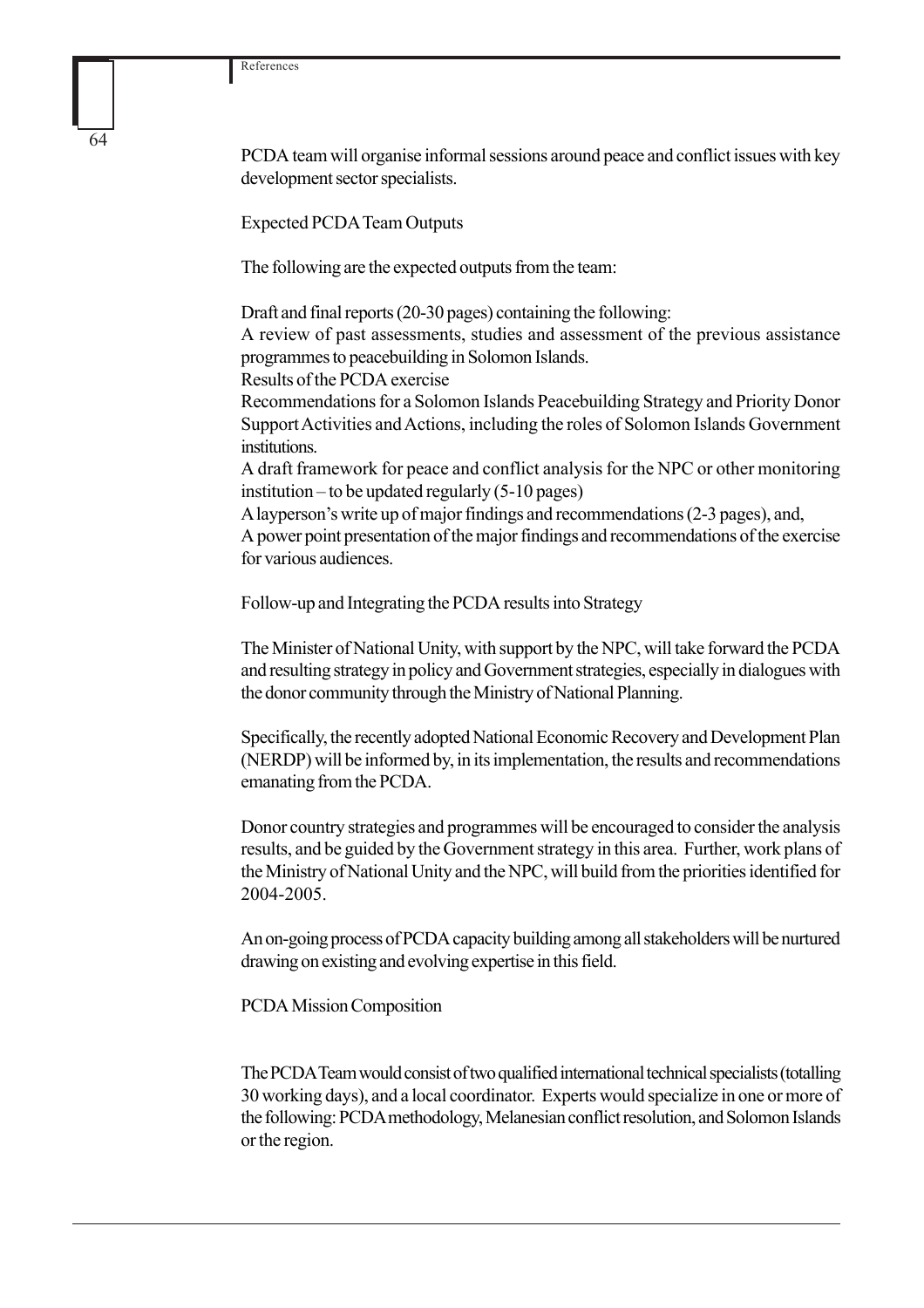PCDA team will organise informal sessions around peace and conflict issues with key development sector specialists.

### Expected PCDA Team Outputs

The following are the expected outputs from the team:

Draft and final reports (20-30 pages) containing the following:

A review of past assessments, studies and assessment of the previous assistance programmes to peacebuilding in Solomon Islands.

Results of the PCDA exercise

Recommendations for a Solomon Islands Peacebuilding Strategy and Priority Donor Support Activities and Actions, including the roles of Solomon Islands Government institutions.

A draft framework for peace and conflict analysis for the NPC or other monitoring institution – to be updated regularly (5-10 pages)

A layperson's write up of major findings and recommendations (2-3 pages), and,

A power point presentation of the major findings and recommendations of the exercise for various audiences.

### Follow-up and Integrating the PCDA results into Strategy

The Minister of National Unity, with support by the NPC, will take forward the PCDA and resulting strategy in policy and Government strategies, especially in dialogues with the donor community through the Ministry of National Planning.

Specifically, the recently adopted National Economic Recovery and Development Plan (NERDP) will be informed by, in its implementation, the results and recommendations emanating from the PCDA.

Donor country strategies and programmes will be encouraged to consider the analysis results, and be guided by the Government strategy in this area. Further, work plans of the Ministry of National Unity and the NPC, will build from the priorities identified for 2004-2005.

An on-going process of PCDA capacity building among all stakeholders will be nurtured drawing on existing and evolving expertise in this field.

### PCDA Mission Composition

The PCDA Team would consist of two qualified international technical specialists (totalling 30 working days), and a local coordinator. Experts would specialize in one or more of the following: PCDA methodology, Melanesian conflict resolution, and Solomon Islands or the region.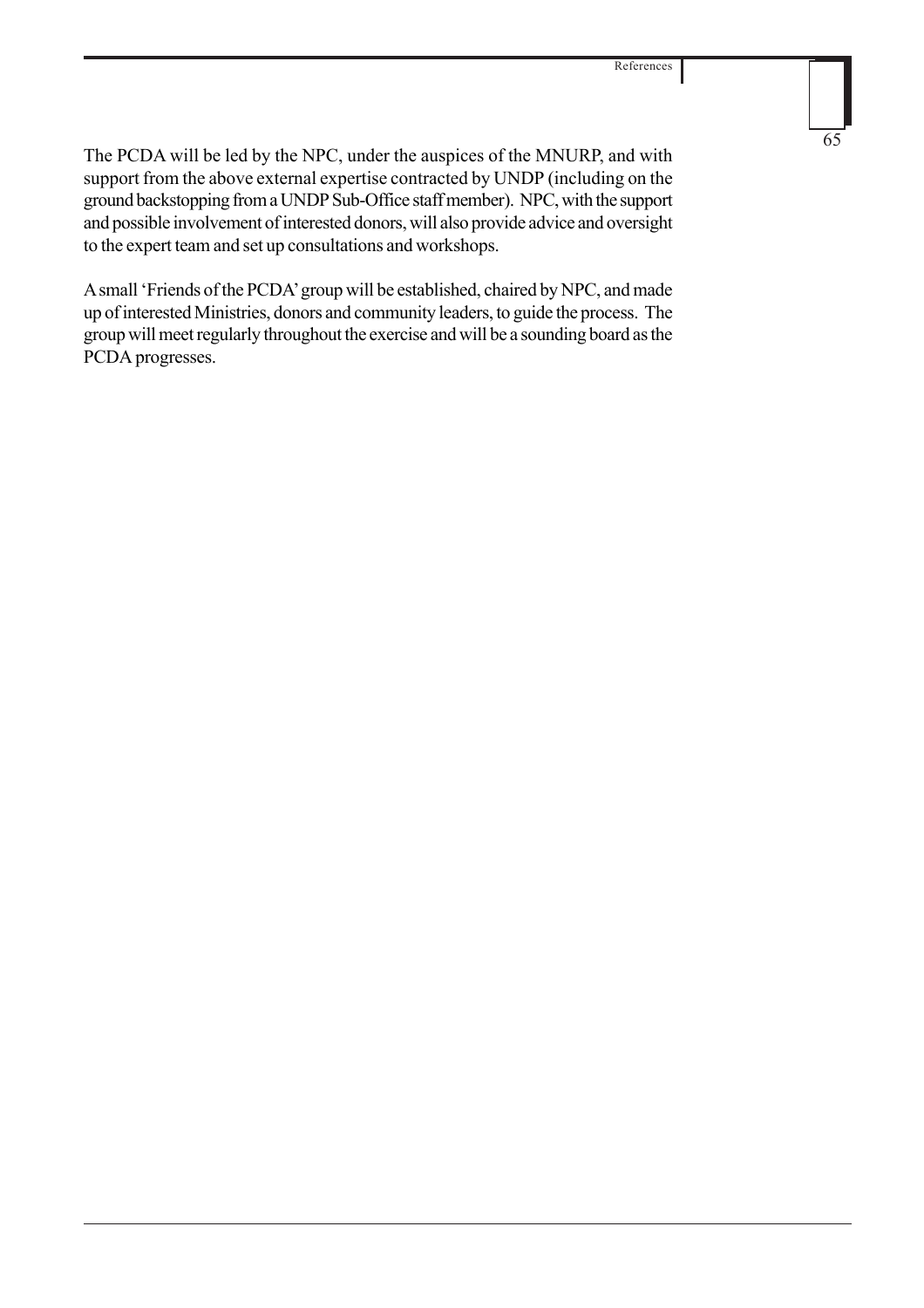The PCDA will be led by the NPC, under the auspices of the MNURP, and with support from the above external expertise contracted by UNDP (including on the ground backstopping from a UNDP Sub-Office staff member). NPC, with the support and possible involvement of interested donors, will also provide advice and oversight to the expert team and set up consultations and workshops.

A small 'Friends of the PCDA' group will be established, chaired by NPC, and made up of interested Ministries, donors and community leaders, to guide the process. The group will meet regularly throughout the exercise and will be a sounding board as the PCDA progresses.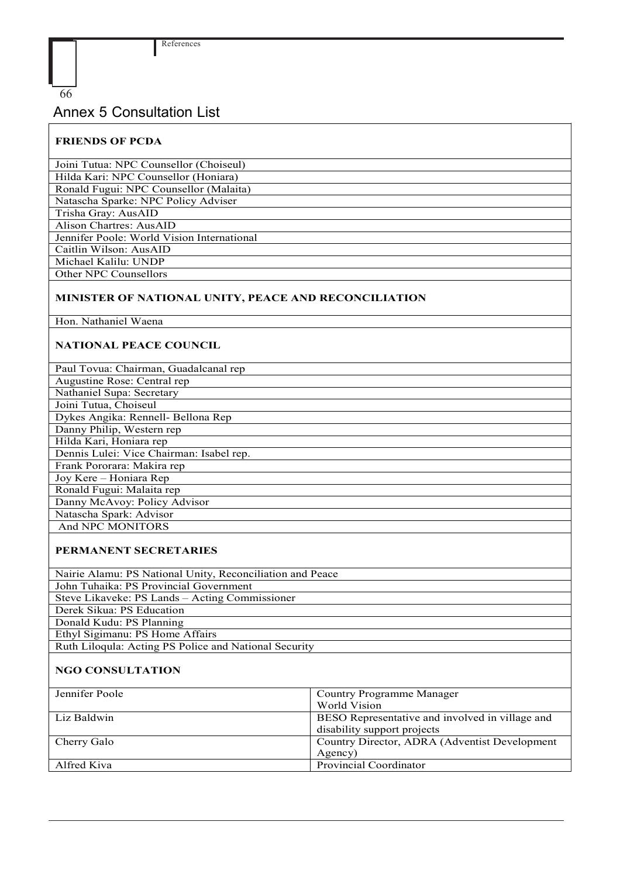# Annex 5 Consultation List

**FRIENDS OF PCDA**

Joini Tutua: NPC Counsellor (Choiseul)
Hilda Kari: NPC Counsellor (Honiara)
Ronald Fugui: NPC Counsellor (Malaita)
Natascha Sparke: NPC Policy Adviser
Trisha Gray: AusAID
Alison Chartres: AusAID
Jennifer Poole: World Vision International
Caitlin Wilson: AusAID
Michael Kalilu: UNDP
Other NPC Counsellors

**MINISTER OF NATIONAL UNITY, PEACE AND RECONCILIATION**

Hon. Nathaniel Waena

**NATIONAL PEACE COUNCIL**

Paul Tovua: Chairman, Guadalcanal rep
Augustine Rose: Central rep
Nathaniel Supa: Secretary
Joini Tutua, Choiseul
Dykes Angika: Rennell- Bellona Rep
Danny Philip, Western rep
Hilda Kari, Honiara rep
Dennis Lulei: Vice Chairman: Isabel rep.
Frank Pororara: Makira rep
Joy Kere – Honiara Rep
Ronald Fugui: Malaita rep
Danny McAvoy: Policy Advisor
Natascha Spark: Advisor
And NPC MONITORS

**PERMANENT SECRETARIES**

Nairie Alamu: PS National Unity, Reconciliation and Peace
John Tuhaika: PS Provincial Government
Steve Likaveke: PS Lands – Acting Commissioner
Derek Sikua: PS Education
Donald Kudu: PS Planning
Ethyl Sigimanu: PS Home Affairs
Ruth Liloqula: Acting PS Police and National Security

**NGO CONSULTATION**

| | |
|---|---|
| Jennifer Poole | Country Programme Manager World Vision |
| Liz Baldwin | BESO Representative and involved in village and disability support projects |
| Cherry Galo | Country Director, ADRA (Adventist Development Agency) |
| Alfred Kiva | Provincial Coordinator |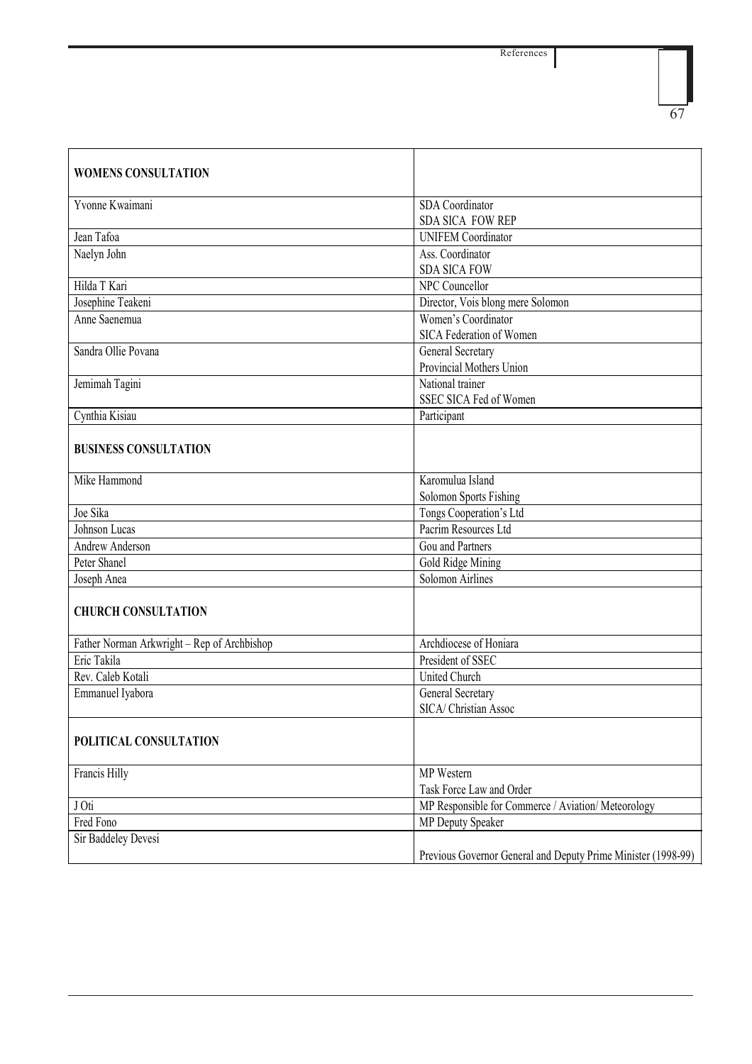| **WOMENS CONSULTATION** | |
|---|---|
| Yvonne Kwaimani | SDA Coordinator<br>SDA SICA FOW REP |
| Jean Tafoa | UNIFEM Coordinator |
| Naelyn John | Ass. Coordinator<br>SDA SICA FOW |
| Hilda T Kari | NPC Councellor |
| Josephine Teakeni | Director, Vois blong mere Solomon |
| Anne Saenemua | Women's Coordinator<br>SICA Federation of Women |
| Sandra Ollie Povana | General Secretary<br>Provincial Mothers Union |
| Jemimah Tagini | National trainer<br>SSEC SICA Fed of Women |
| Cynthia Kisiau | Participant |
| **BUSINESS CONSULTATION** | |
| Mike Hammond | Karomulua Island<br>Solomon Sports Fishing |
| Joe Sika | Tongs Cooperation's Ltd |
| Johnson Lucas | Pacrim Resources Ltd |
| Andrew Anderson | Gou and Partners |
| Peter Shanel | Gold Ridge Mining |
| Joseph Anea | Solomon Airlines |
| **CHURCH CONSULTATION** | |
| Father Norman Arkwright – Rep of Archbishop | Archdiocese of Honiara |
| Eric Takila | President of SSEC |
| Rev. Caleb Kotali | United Church |
| Emmanuel Iyabora | General Secretary<br>SICA/ Christian Assoc |
| **POLITICAL CONSULTATION** | |
| Francis Hilly | MP Western<br>Task Force Law and Order |
| J Oti | MP Responsible for Commerce / Aviation/ Meteorology |
| Fred Fono | MP Deputy Speaker |
| Sir Baddeley Devesi | Previous Governor General and Deputy Prime Minister (1998-99) |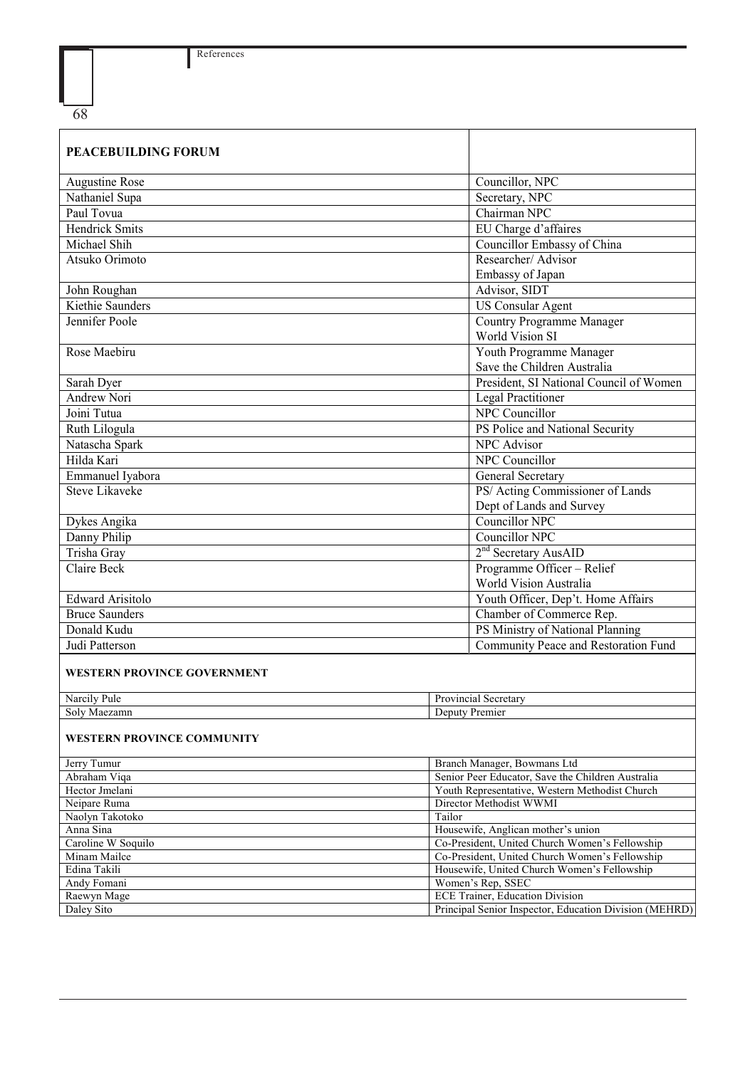| PEACEBUILDING FORUM | |
|---|---|
| Augustine Rose | Councillor, NPC |
| Nathaniel Supa | Secretary, NPC |
| Paul Tovua | Chairman NPC |
| Hendrick Smits | EU Charge d'affaires |
| Michael Shih | Councillor Embassy of China |
| Atsuko Orimoto | Researcher/ Advisor Embassy of Japan |
| John Roughan | Advisor, SIDT |
| Kiethie Saunders | US Consular Agent |
| Jennifer Poole | Country Programme Manager World Vision SI |
| Rose Maebiru | Youth Programme Manager Save the Children Australia |
| Sarah Dyer | President, SI National Council of Women |
| Andrew Nori | Legal Practitioner |
| Joini Tutua | NPC Councillor |
| Ruth Lilogula | PS Police and National Security |
| Natascha Spark | NPC Advisor |
| Hilda Kari | NPC Councillor |
| Emmanuel Iyabora | General Secretary |
| Steve Likaveke | PS/ Acting Commissioner of Lands Dept of Lands and Survey |
| Dykes Angika | Councillor NPC |
| Danny Philip | Councillor NPC |
| Trisha Gray | 2nd Secretary AusAID |
| Claire Beck | Programme Officer – Relief World Vision Australia |
| Edward Arisitolo | Youth Officer, Dep't. Home Affairs |
| Bruce Saunders | Chamber of Commerce Rep. |
| Donald Kudu | PS Ministry of National Planning |
| Judi Patterson | Community Peace and Restoration Fund |

**WESTERN PROVINCE GOVERNMENT**

| | |
|---|---|
| Narcily Pule | Provincial Secretary |
| Soly Maezamn | Deputy Premier |

**WESTERN PROVINCE COMMUNITY**

| | |
|---|---|
| Jerry Tumur | Branch Manager, Bowmans Ltd |
| Abraham Viqa | Senior Peer Educator, Save the Children Australia |
| Hector Jmelani | Youth Representative, Western Methodist Church |
| Neipare Ruma | Director Methodist WWMI |
| Naolyn Takotoko | Tailor |
| Anna Sina | Housewife, Anglican mother's union |
| Caroline W Soquilo | Co-President, United Church Women's Fellowship |
| Minam Mailce | Co-President, United Church Women's Fellowship |
| Edina Takili | Housewife, United Church Women's Fellowship |
| Andy Fomani | Women's Rep, SSEC |
| Raewyn Mage | ECE Trainer, Education Division |
| Daley Sito | Principal Senior Inspector, Education Division (MEHRD) |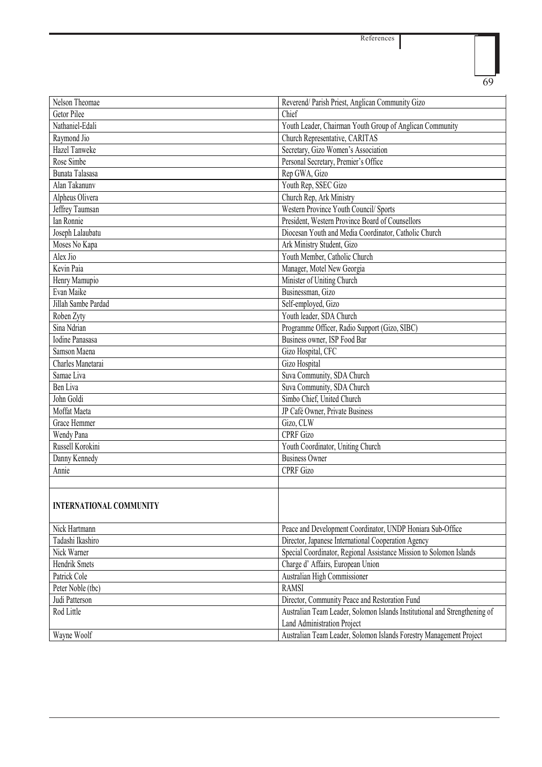| | |
|---|---|
| Nelson Theomae | Reverend/ Parish Priest, Anglican Community Gizo |
| Getor Pilee | Chief |
| Nathaniel-Edali | Youth Leader, Chairman Youth Group of Anglican Community |
| Raymond Jio | Church Representative, CARITAS |
| Hazel Tanweke | Secretary, Gizo Women's Association |
| Rose Simbe | Personal Secretary, Premier's Office |
| Bunata Talasasa | Rep GWA, Gizo |
| Alan Takanunv | Youth Rep, SSEC Gizo |
| Alpheus Olivera | Church Rep, Ark Ministry |
| Jeffrey Taumsan | Western Province Youth Council/ Sports |
| Ian Ronnie | President, Western Province Board of Counsellors |
| Joseph Lalaubatu | Diocesan Youth and Media Coordinator, Catholic Church |
| Moses No Kapa | Ark Ministry Student, Gizo |
| Alex Jio | Youth Member, Catholic Church |
| Kevin Paia | Manager, Motel New Georgia |
| Henry Mamupio | Minister of Uniting Church |
| Evan Maike | Businessman, Gizo |
| Jillah Sambe Pardad | Self-employed, Gizo |
| Roben Zyty | Youth leader, SDA Church |
| Sina Ndrian | Programme Officer, Radio Support (Gizo, SIBC) |
| Iodine Panasasa | Business owner, ISP Food Bar |
| Samson Maena | Gizo Hospital, CFC |
| Charles Manetarai | Gizo Hospital |
| Samae Liva | Suva Community, SDA Church |
| Ben Liva | Suva Community, SDA Church |
| John Goldi | Simbo Chief, United Church |
| Moffat Maeta | JP Café Owner, Private Business |
| Grace Hemmer | Gizo, CLW |
| Wendy Pana | CPRF Gizo |
| Russell Korokini | Youth Coordinator, Uniting Church |
| Danny Kennedy | Business Owner |
| Annie | CPRF Gizo |
| | |
| **INTERNATIONAL COMMUNITY** | |
| Nick Hartmann | Peace and Development Coordinator, UNDP Honiara Sub-Office |
| Tadashi Ikashiro | Director, Japanese International Cooperation Agency |
| Nick Warner | Special Coordinator, Regional Assistance Mission to Solomon Islands |
| Hendrik Smets | Charge d' Affairs, European Union |
| Patrick Cole | Australian High Commissioner |
| Peter Noble (tbc) | RAMSI |
| Judi Patterson | Director, Community Peace and Restoration Fund |
| Rod Little | Australian Team Leader, Solomon Islands Institutional and Strengthening of Land Administration Project |
| Wayne Woolf | Australian Team Leader, Solomon Islands Forestry Management Project |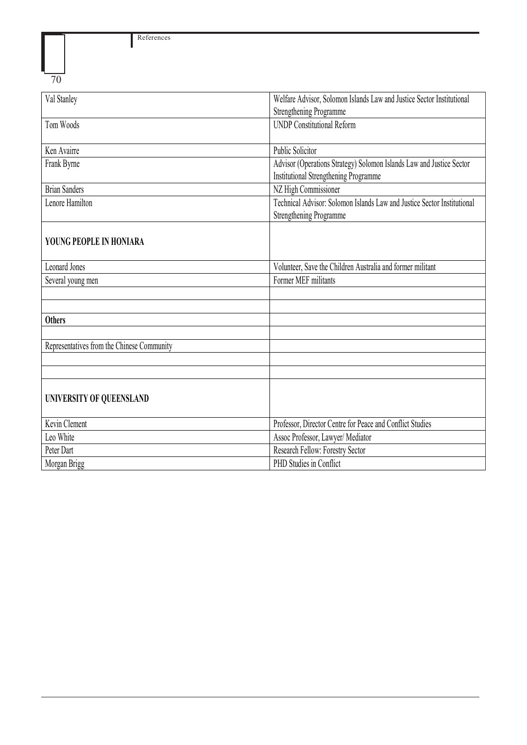| | |
|---|---|
| Val Stanley | Welfare Advisor, Solomon Islands Law and Justice Sector Institutional Strengthening Programme |
| Tom Woods | UNDP Constitutional Reform |
| Ken Avairre | Public Solicitor |
| Frank Byrne | Advisor (Operations Strategy) Solomon Islands Law and Justice Sector Institutional Strengthening Programme |
| Brian Sanders | NZ High Commissioner |
| Lenore Hamilton | Technical Advisor: Solomon Islands Law and Justice Sector Institutional Strengthening Programme |
| **YOUNG PEOPLE IN HONIARA** | |
| Leonard Jones | Volunteer, Save the Children Australia and former militant |
| Several young men | Former MEF militants |
| | |
| | |
| **Others** | |
| | |
| Representatives from the Chinese Community | |
| | |
| | |
| **UNIVERSITY OF QUEENSLAND** | |
| Kevin Clement | Professor, Director Centre for Peace and Conflict Studies |
| Leo White | Assoc Professor, Lawyer/ Mediator |
| Peter Dart | Research Fellow: Forestry Sector |
| Morgan Brigg | PHD Studies in Conflict |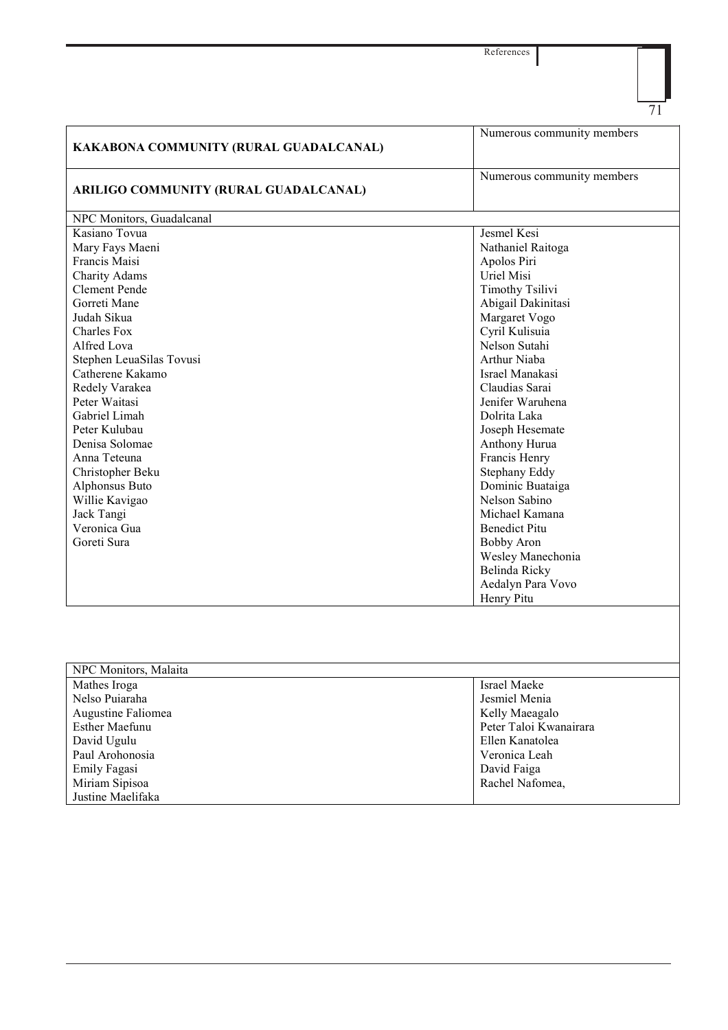| | |
|---|---|
| **KAKABONA COMMUNITY (RURAL GUADALCANAL)** | Numerous community members |
| **ARILIGO COMMUNITY (RURAL GUADALCANAL)** | Numerous community members |

| NPC Monitors, Guadalcanal | |
|---|---|
| Kasiano Tovua | Jesmel Kesi |
| Mary Fays Maeni | Nathaniel Raitoga |
| Francis Maisi | Apolos Piri |
| Charity Adams | Uriel Misi |
| Clement Pende | Timothy Tsilivi |
| Gorreti Mane | Abigail Dakinitasi |
| Judah Sikua | Margaret Vogo |
| Charles Fox | Cyril Kulisuia |
| Alfred Lova | Nelson Sutahi |
| Stephen LeuaSilas Tovusi | Arthur Niaba |
| Catherene Kakamo | Israel Manakasi |
| Redely Varakea | Claudias Sarai |
| Peter Waitasi | Jenifer Waruhena |
| Gabriel Limah | Dolrita Laka |
| Peter Kulubau | Joseph Hesemate |
| Denisa Solomae | Anthony Hurua |
| Anna Teteuna | Francis Henry |
| Christopher Beku | Stephany Eddy |
| Alphonsus Buto | Dominic Buataiga |
| Willie Kavigao | Nelson Sabino |
| Jack Tangi | Michael Kamana |
| Veronica Gua | Benedict Pitu |
| Goreti Sura | Bobby Aron |
| | Wesley Manechonia |
| | Belinda Ricky |
| | Aedalyn Para Vovo |
| | Henry Pitu |

| NPC Monitors, Malaita | |
|---|---|
| Mathes Iroga | Israel Maeke |
| Nelso Puiaraha | Jesmiel Menia |
| Augustine Faliomea | Kelly Maeagalo |
| Esther Maefunu | Peter Taloi Kwanairara |
| David Ugulu | Ellen Kanatolea |
| Paul Arohonosia | Veronica Leah |
| Emily Fagasi | David Faiga |
| Miriam Sipisoa | Rachel Nafomea, |
| Justine Maelifaka | |